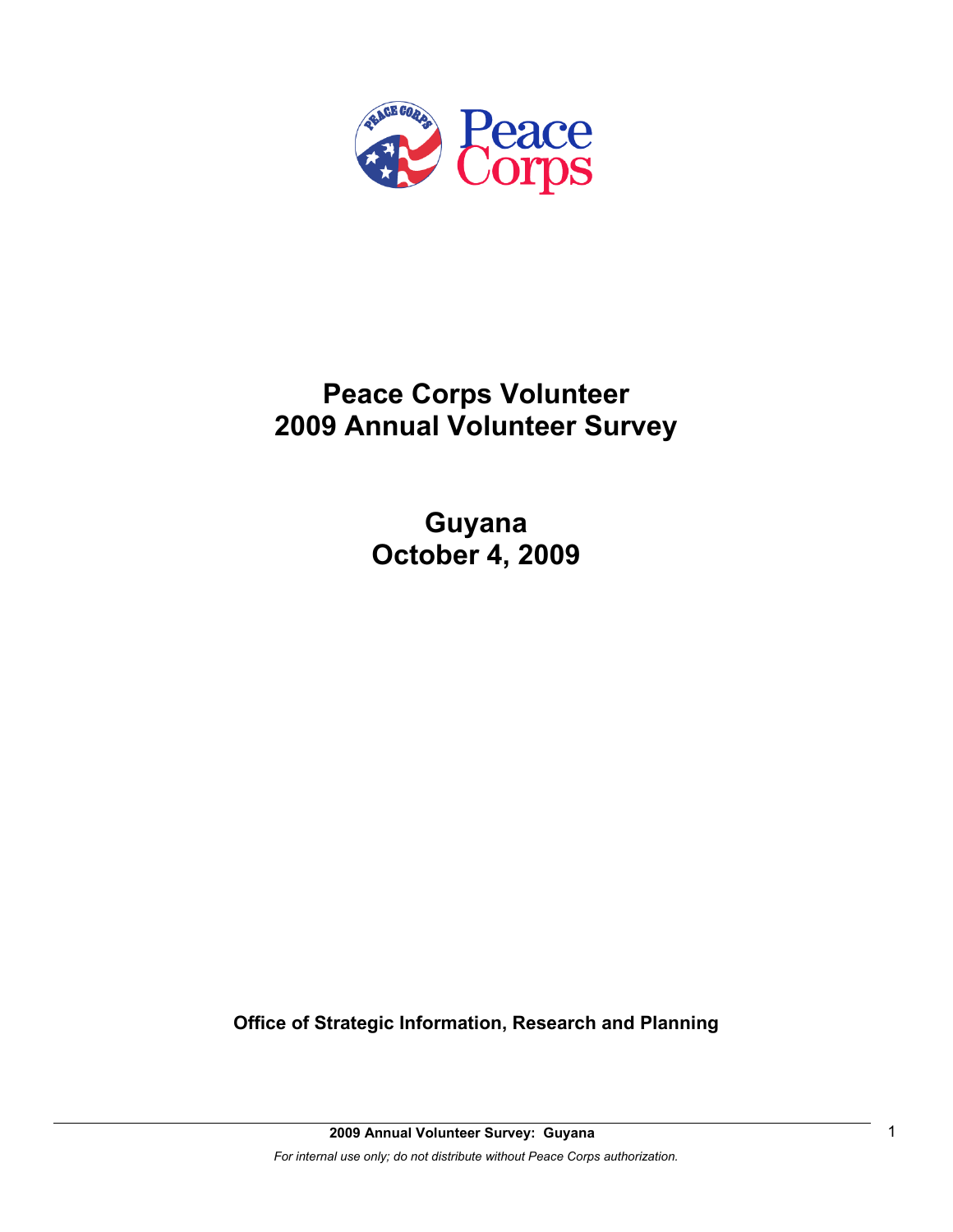# Peace Corps Volunteer
# 2009 Annual Volunteer Survey

## Guyana
## October 4, 2009

**Office of Strategic Information, Research and Planning**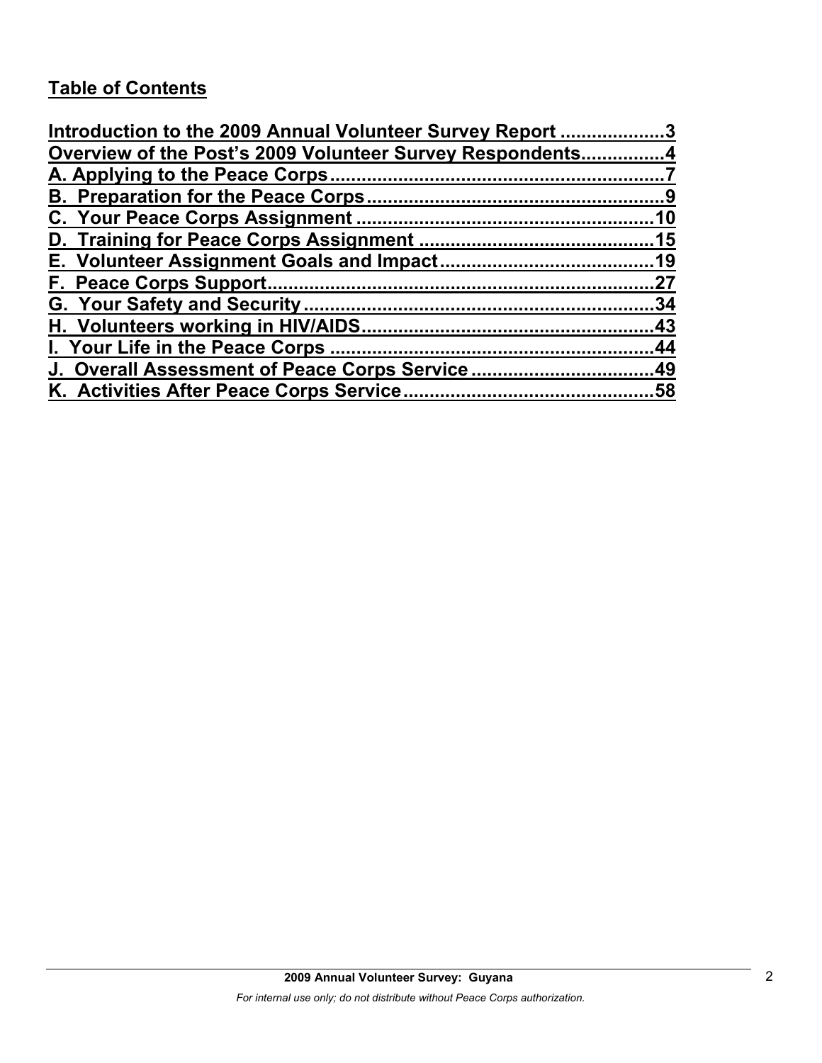## Table of Contents

Introduction to the 2009 Annual Volunteer Survey Report ....................3
Overview of the Post's 2009 Volunteer Survey Respondents................4
A. Applying to the Peace Corps................................................................7
B. Preparation for the Peace Corps.........................................................9
C. Your Peace Corps Assignment ..........................................................10
D. Training for Peace Corps Assignment ..............................................15
E. Volunteer Assignment Goals and Impact..........................................19
F. Peace Corps Support..........................................................................27
G. Your Safety and Security ...................................................................34
H. Volunteers working in HIV/AIDS........................................................43
I. Your Life in the Peace Corps ..............................................................44
J. Overall Assessment of Peace Corps Service ...................................49
K. Activities After Peace Corps Service.................................................58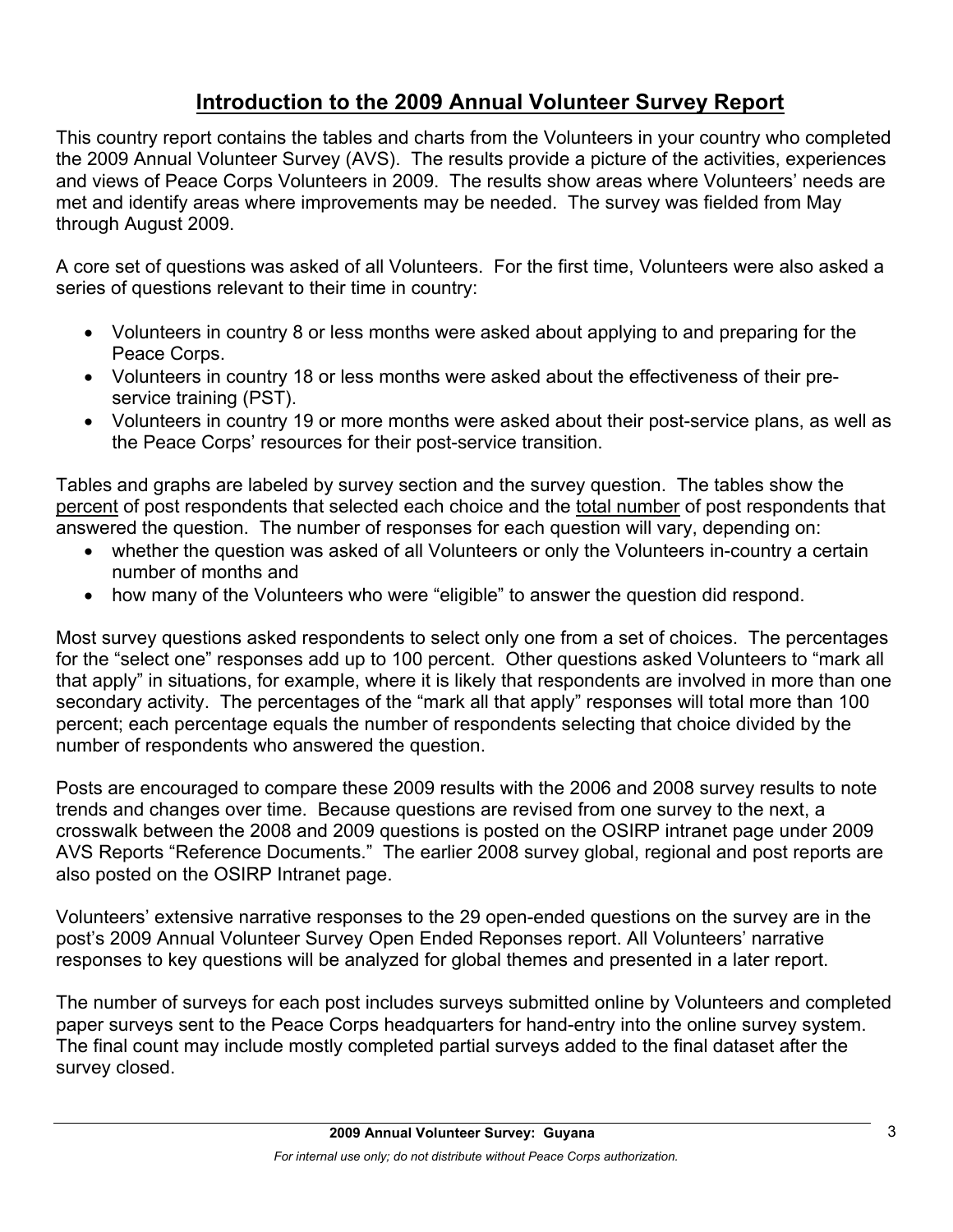## Introduction to the 2009 Annual Volunteer Survey Report

This country report contains the tables and charts from the Volunteers in your country who completed the 2009 Annual Volunteer Survey (AVS). The results provide a picture of the activities, experiences and views of Peace Corps Volunteers in 2009. The results show areas where Volunteers' needs are met and identify areas where improvements may be needed. The survey was fielded from May through August 2009.

A core set of questions was asked of all Volunteers. For the first time, Volunteers were also asked a series of questions relevant to their time in country:

- Volunteers in country 8 or less months were asked about applying to and preparing for the Peace Corps.
- Volunteers in country 18 or less months were asked about the effectiveness of their pre-service training (PST).
- Volunteers in country 19 or more months were asked about their post-service plans, as well as the Peace Corps' resources for their post-service transition.

Tables and graphs are labeled by survey section and the survey question. The tables show the percent of post respondents that selected each choice and the total number of post respondents that answered the question. The number of responses for each question will vary, depending on:

- whether the question was asked of all Volunteers or only the Volunteers in-country a certain number of months and
- how many of the Volunteers who were "eligible" to answer the question did respond.

Most survey questions asked respondents to select only one from a set of choices. The percentages for the "select one" responses add up to 100 percent. Other questions asked Volunteers to "mark all that apply" in situations, for example, where it is likely that respondents are involved in more than one secondary activity. The percentages of the "mark all that apply" responses will total more than 100 percent; each percentage equals the number of respondents selecting that choice divided by the number of respondents who answered the question.

Posts are encouraged to compare these 2009 results with the 2006 and 2008 survey results to note trends and changes over time. Because questions are revised from one survey to the next, a crosswalk between the 2008 and 2009 questions is posted on the OSIRP intranet page under 2009 AVS Reports "Reference Documents." The earlier 2008 survey global, regional and post reports are also posted on the OSIRP Intranet page.

Volunteers' extensive narrative responses to the 29 open-ended questions on the survey are in the post's 2009 Annual Volunteer Survey Open Ended Reponses report. All Volunteers' narrative responses to key questions will be analyzed for global themes and presented in a later report.

The number of surveys for each post includes surveys submitted online by Volunteers and completed paper surveys sent to the Peace Corps headquarters for hand-entry into the online survey system. The final count may include mostly completed partial surveys added to the final dataset after the survey closed.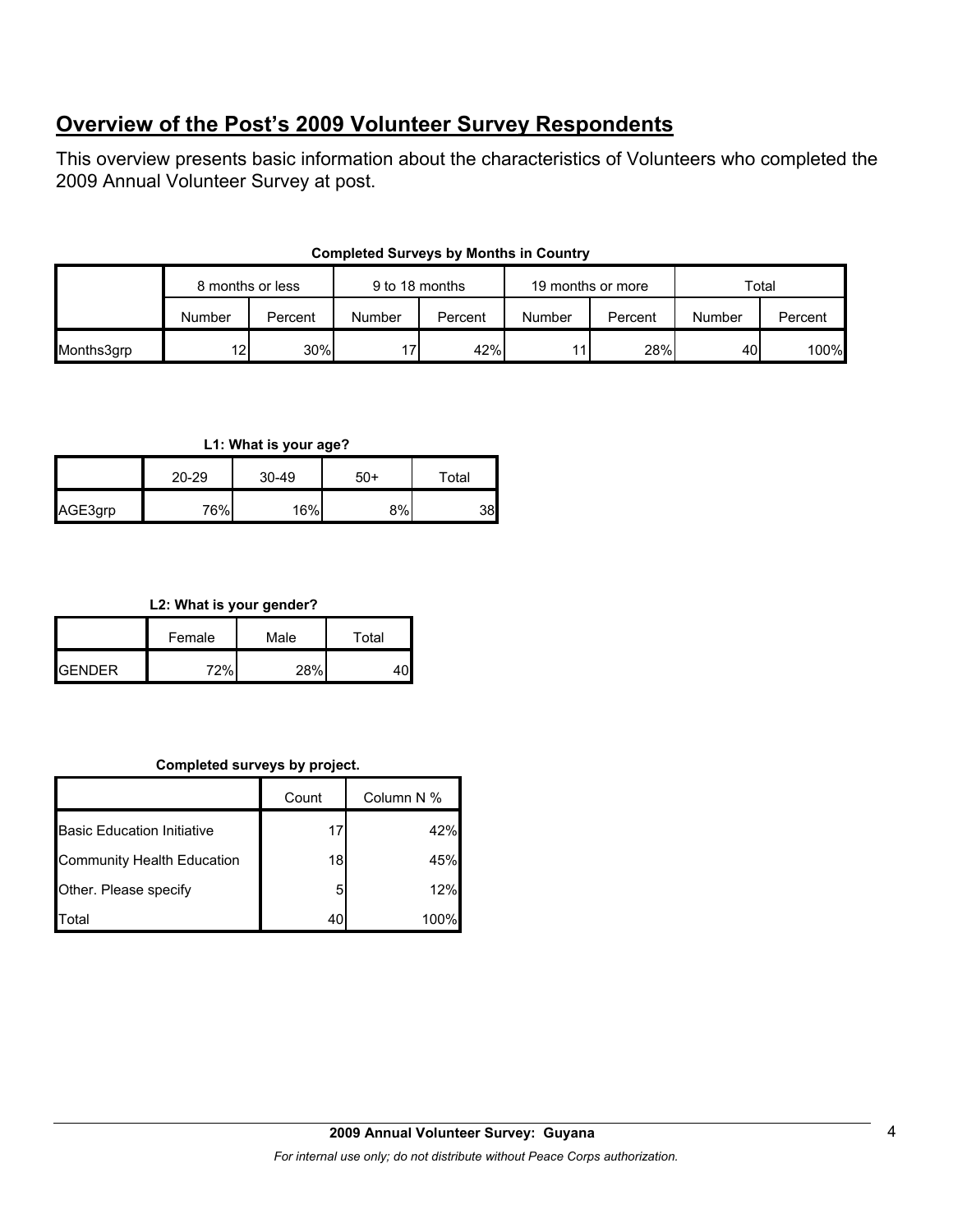## Overview of the Post's 2009 Volunteer Survey Respondents

This overview presents basic information about the characteristics of Volunteers who completed the 2009 Annual Volunteer Survey at post.

**Completed Surveys by Months in Country**

| | 8 months or less | | 9 to 18 months | | 19 months or more | | Total | |
|---|---|---|---|---|---|---|---|---|
| | Number | Percent | Number | Percent | Number | Percent | Number | Percent |
| Months3grp | 12 | 30% | 17 | 42% | 11 | 28% | 40 | 100% |

**L1: What is your age?**

| | 20-29 | 30-49 | 50+ | Total |
|---|---|---|---|---|
| AGE3grp | 76% | 16% | 8% | 38 |

**L2: What is your gender?**

| | Female | Male | Total |
|---|---|---|---|
| GENDER | 72% | 28% | 40 |

**Completed surveys by project.**

| | Count | Column N % |
|---|---|---|
| Basic Education Initiative | 17 | 42% |
| Community Health Education | 18 | 45% |
| Other. Please specify | 5 | 12% |
| Total | 40 | 100% |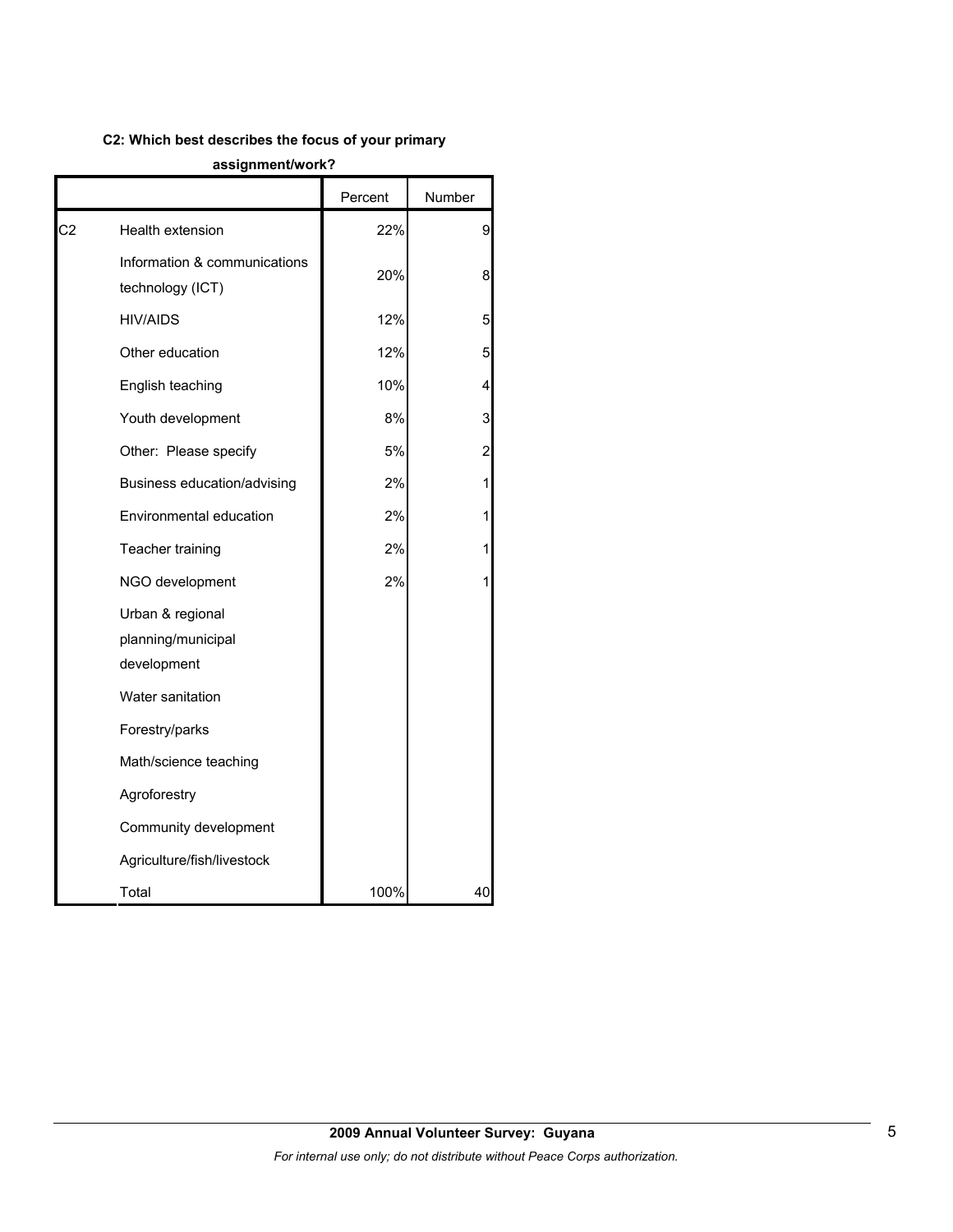**C2: Which best describes the focus of your primary assignment/work?**

| | | Percent | Number |
|---|---|---|---|
| C2 | Health extension | 22% | 9 |
| | Information & communications technology (ICT) | 20% | 8 |
| | HIV/AIDS | 12% | 5 |
| | Other education | 12% | 5 |
| | English teaching | 10% | 4 |
| | Youth development | 8% | 3 |
| | Other: Please specify | 5% | 2 |
| | Business education/advising | 2% | 1 |
| | Environmental education | 2% | 1 |
| | Teacher training | 2% | 1 |
| | NGO development | 2% | 1 |
| | Urban & regional planning/municipal development | | |
| | Water sanitation | | |
| | Forestry/parks | | |
| | Math/science teaching | | |
| | Agroforestry | | |
| | Community development | | |
| | Agriculture/fish/livestock | | |
| | Total | 100% | 40 |

**2009 Annual Volunteer Survey: Guyana**

*For internal use only; do not distribute without Peace Corps authorization.*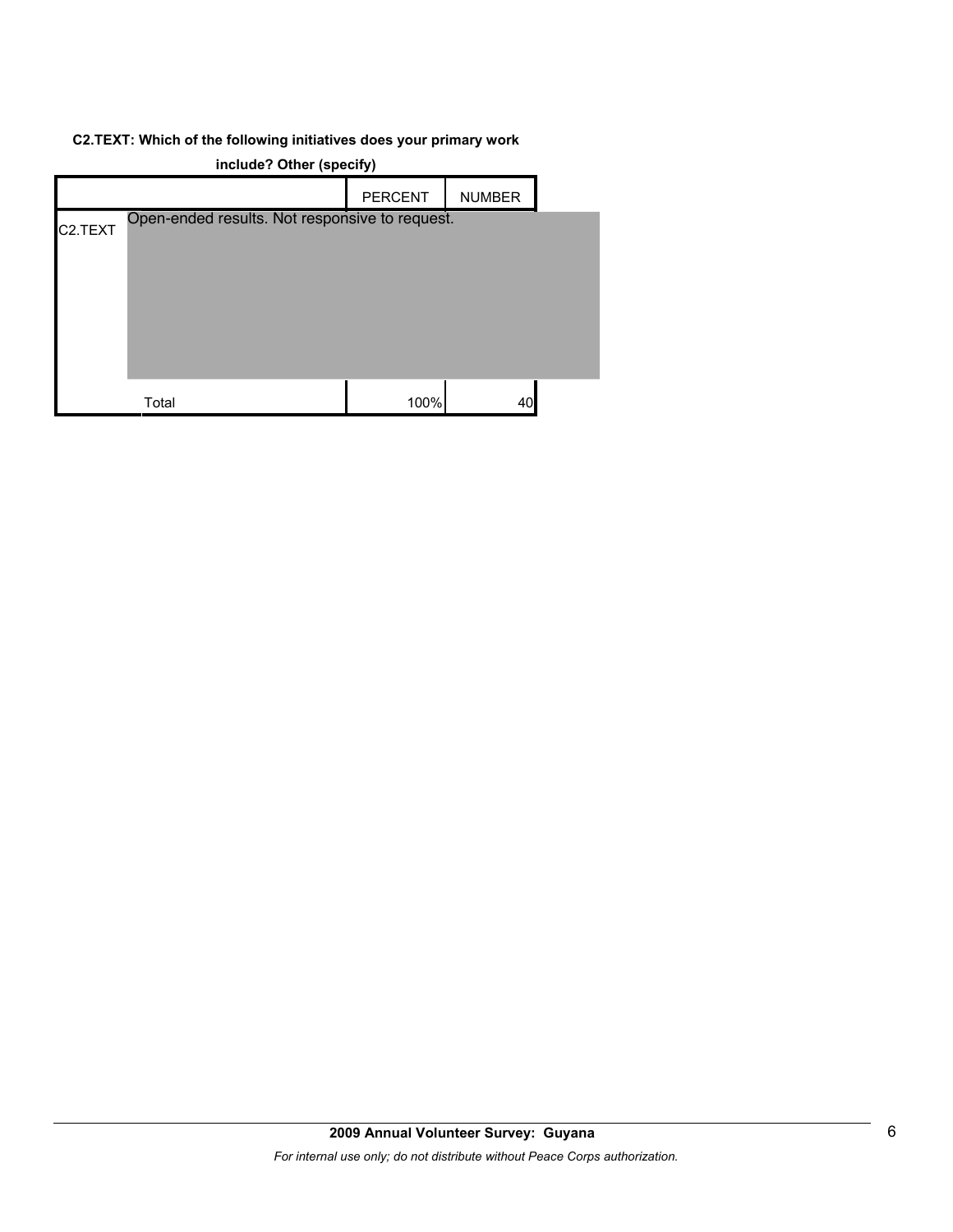**C2.TEXT: Which of the following initiatives does your primary work include? Other (specify)**

| | | PERCENT | NUMBER |
|---|---|---|---|
| C2.TEXT | Open-ended results. Not responsive to request. | | |
| | Total | 100% | 40 |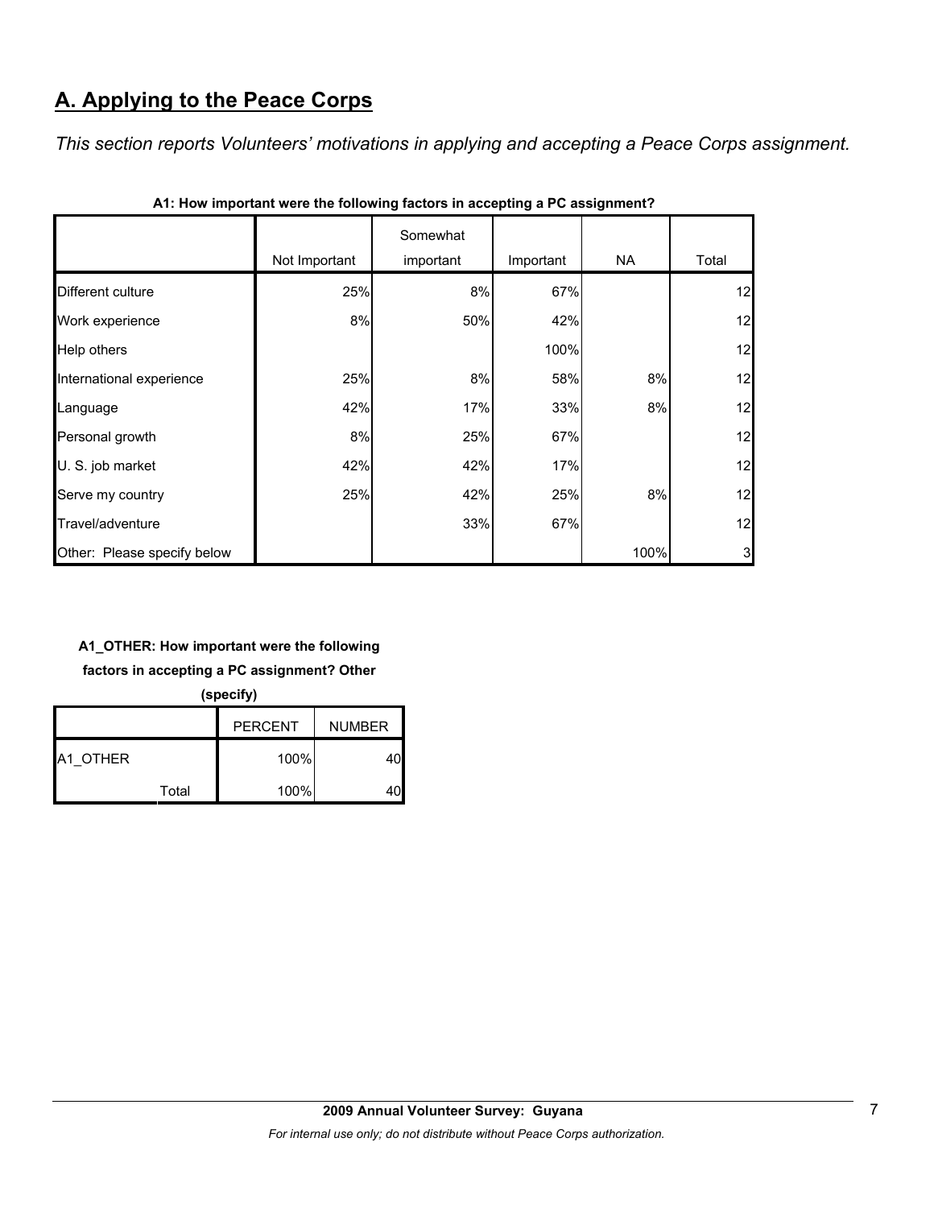## A. Applying to the Peace Corps

*This section reports Volunteers' motivations in applying and accepting a Peace Corps assignment.*

**A1: How important were the following factors in accepting a PC assignment?**

| | Not Important | Somewhat important | Important | NA | Total |
|---|---|---|---|---|---|
| Different culture | 25% | 8% | 67% | | 12 |
| Work experience | 8% | 50% | 42% | | 12 |
| Help others | | | 100% | | 12 |
| International experience | 25% | 8% | 58% | 8% | 12 |
| Language | 42% | 17% | 33% | 8% | 12 |
| Personal growth | 8% | 25% | 67% | | 12 |
| U. S. job market | 42% | 42% | 17% | | 12 |
| Serve my country | 25% | 42% | 25% | 8% | 12 |
| Travel/adventure | | 33% | 67% | | 12 |
| Other: Please specify below | | | | 100% | 3 |

**A1_OTHER: How important were the following factors in accepting a PC assignment? Other (specify)**

| | | PERCENT | NUMBER |
|---|---|---|---|
| A1_OTHER | | 100% | 40 |
| | Total | 100% | 40 |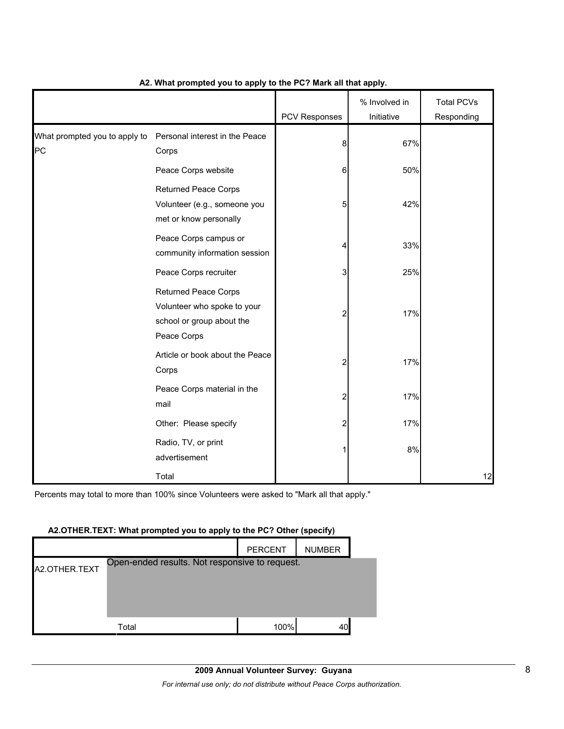**A2. What prompted you to apply to the PC? Mark all that apply.**

| | | PCV Responses | % Involved in Initiative | Total PCVs Responding |
|---|---|---|---|---|
| What prompted you to apply to PC | Personal interest in the Peace Corps | 8 | 67% | |
| | Peace Corps website | 6 | 50% | |
| | Returned Peace Corps Volunteer (e.g., someone you met or know personally | 5 | 42% | |
| | Peace Corps campus or community information session | 4 | 33% | |
| | Peace Corps recruiter | 3 | 25% | |
| | Returned Peace Corps Volunteer who spoke to your school or group about the Peace Corps | 2 | 17% | |
| | Article or book about the Peace Corps | 2 | 17% | |
| | Peace Corps material in the mail | 2 | 17% | |
| | Other: Please specify | 2 | 17% | |
| | Radio, TV, or print advertisement | 1 | 8% | |
| | Total | | | 12 |

Percents may total to more than 100% since Volunteers were asked to "Mark all that apply."

**A2.OTHER.TEXT: What prompted you to apply to the PC? Other (specify)**

| | | PERCENT | NUMBER |
|---|---|---|---|
| A2.OTHER.TEXT | Open-ended results. Not responsive to request. | | |
| | Total | 100% | 40 |

**2009 Annual Volunteer Survey: Guyana**

*For internal use only; do not distribute without Peace Corps authorization.*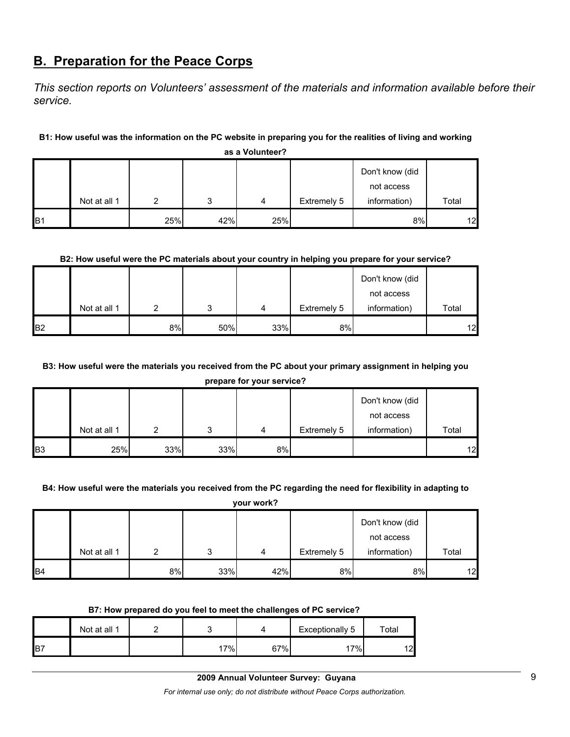## B. Preparation for the Peace Corps

*This section reports on Volunteers' assessment of the materials and information available before their service.*

**B1: How useful was the information on the PC website in preparing you for the realities of living and working as a Volunteer?**

| | Not at all 1 | 2 | 3 | 4 | Extremely 5 | Don't know (did not access information) | Total |
|---|---|---|---|---|---|---|---|
| B1 | | 25% | 42% | 25% | | 8% | 12 |

**B2: How useful were the PC materials about your country in helping you prepare for your service?**

| | Not at all 1 | 2 | 3 | 4 | Extremely 5 | Don't know (did not access information) | Total |
|---|---|---|---|---|---|---|---|
| B2 | | 8% | 50% | 33% | 8% | | 12 |

**B3: How useful were the materials you received from the PC about your primary assignment in helping you prepare for your service?**

| | Not at all 1 | 2 | 3 | 4 | Extremely 5 | Don't know (did not access information) | Total |
|---|---|---|---|---|---|---|---|
| B3 | 25% | 33% | 33% | 8% | | | 12 |

**B4: How useful were the materials you received from the PC regarding the need for flexibility in adapting to your work?**

| | Not at all 1 | 2 | 3 | 4 | Extremely 5 | Don't know (did not access information) | Total |
|---|---|---|---|---|---|---|---|
| B4 | | 8% | 33% | 42% | 8% | 8% | 12 |

**B7: How prepared do you feel to meet the challenges of PC service?**

| | Not at all 1 | 2 | 3 | 4 | Exceptionally 5 | Total |
|---|---|---|---|---|---|---|
| B7 | | | 17% | 67% | 17% | 12 |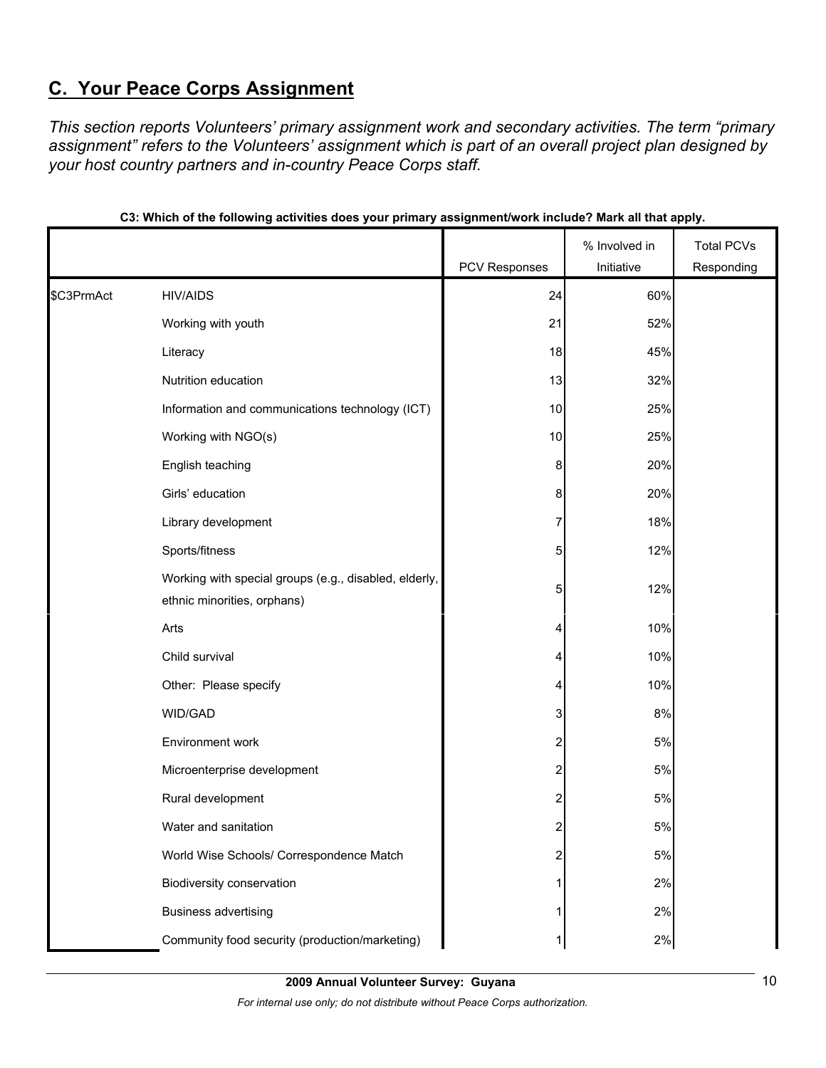## C. Your Peace Corps Assignment

*This section reports Volunteers' primary assignment work and secondary activities. The term "primary assignment" refers to the Volunteers' assignment which is part of an overall project plan designed by your host country partners and in-country Peace Corps staff.*

**C3: Which of the following activities does your primary assignment/work include? Mark all that apply.**

| | | PCV Responses | % Involved in Initiative | Total PCVs Responding |
|---|---|---|---|---|
| $C3PrmAct | HIV/AIDS | 24 | 60% | |
| | Working with youth | 21 | 52% | |
| | Literacy | 18 | 45% | |
| | Nutrition education | 13 | 32% | |
| | Information and communications technology (ICT) | 10 | 25% | |
| | Working with NGO(s) | 10 | 25% | |
| | English teaching | 8 | 20% | |
| | Girls' education | 8 | 20% | |
| | Library development | 7 | 18% | |
| | Sports/fitness | 5 | 12% | |
| | Working with special groups (e.g., disabled, elderly, ethnic minorities, orphans) | 5 | 12% | |
| | Arts | 4 | 10% | |
| | Child survival | 4 | 10% | |
| | Other: Please specify | 4 | 10% | |
| | WID/GAD | 3 | 8% | |
| | Environment work | 2 | 5% | |
| | Microenterprise development | 2 | 5% | |
| | Rural development | 2 | 5% | |
| | Water and sanitation | 2 | 5% | |
| | World Wise Schools/ Correspondence Match | 2 | 5% | |
| | Biodiversity conservation | 1 | 2% | |
| | Business advertising | 1 | 2% | |
| | Community food security (production/marketing) | 1 | 2% | |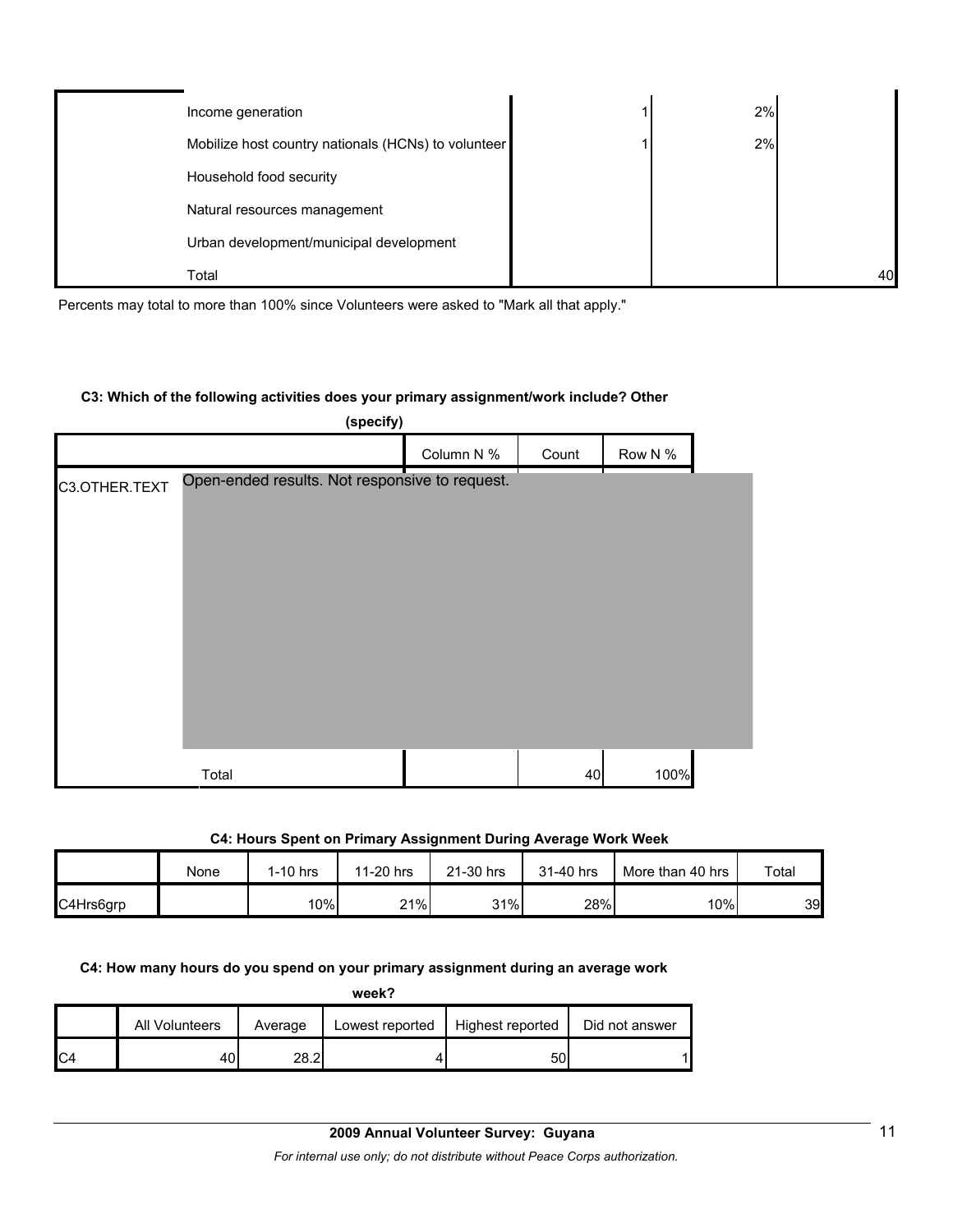| | Count | Column N % | Row N % |
|---|---|---|---|
| Income generation | 1 | 2% | |
| Mobilize host country nationals (HCNs) to volunteer | 1 | 2% | |
| Household food security | | | |
| Natural resources management | | | |
| Urban development/municipal development | | | |
| Total | | | 40 |

Percents may total to more than 100% since Volunteers were asked to "Mark all that apply."

**C3: Which of the following activities does your primary assignment/work include? Other (specify)**

| | | Column N % | Count | Row N % |
|---|---|---|---|---|
| C3.OTHER.TEXT | Open-ended results. Not responsive to request. | | | |
| | Total | | 40 | 100% |

**C4: Hours Spent on Primary Assignment During Average Work Week**

| | None | 1-10 hrs | 11-20 hrs | 21-30 hrs | 31-40 hrs | More than 40 hrs | Total |
|---|---|---|---|---|---|---|---|
| C4Hrs6grp | | 10% | 21% | 31% | 28% | 10% | 39 |

**C4: How many hours do you spend on your primary assignment during an average work week?**

| | All Volunteers | Average | Lowest reported | Highest reported | Did not answer |
|---|---|---|---|---|---|
| C4 | 40 | 28.2 | 4 | 50 | 1 |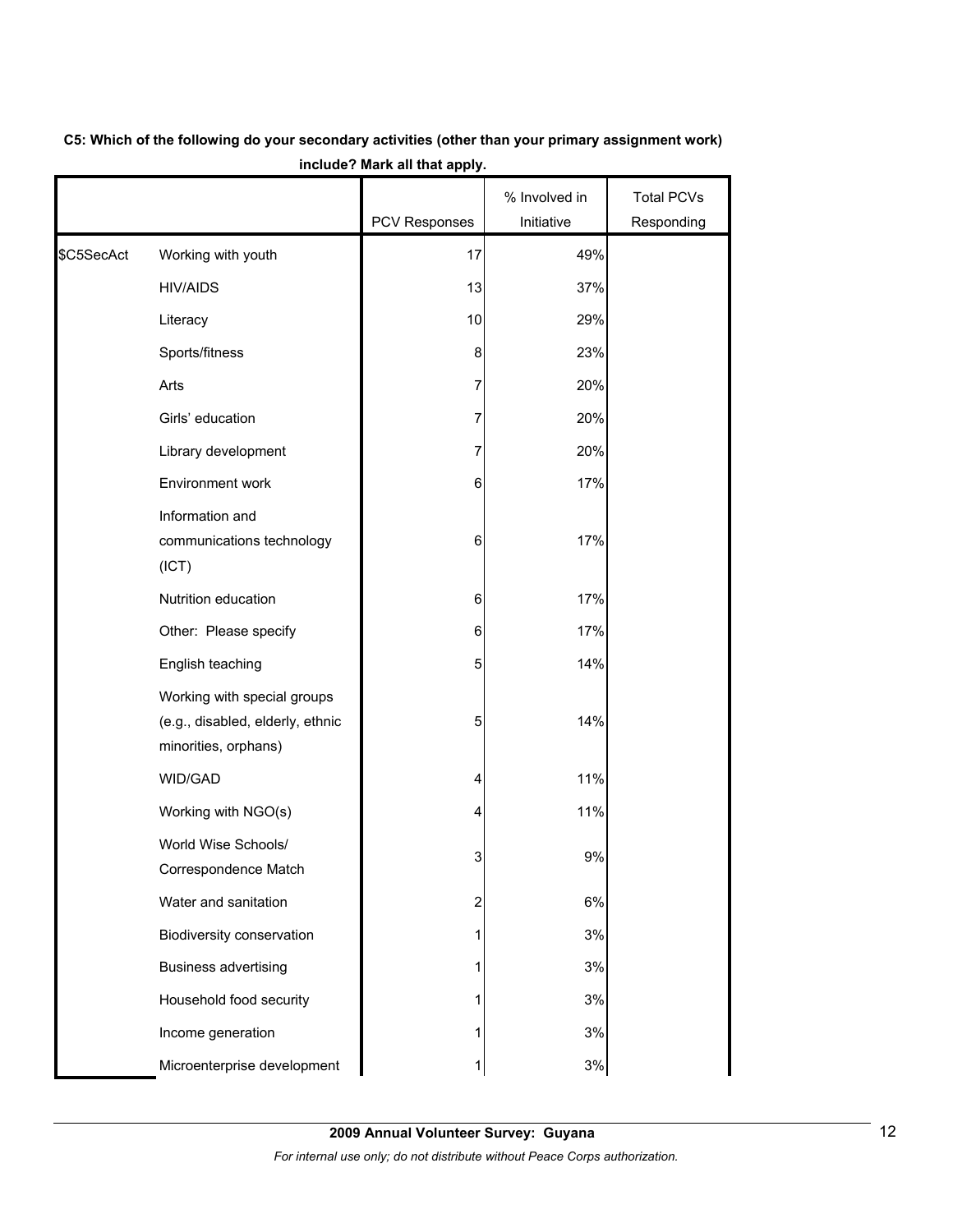**C5: Which of the following do your secondary activities (other than your primary assignment work) include? Mark all that apply.**

| | | PCV Responses | % Involved in Initiative | Total PCVs Responding |
|---|---|---|---|---|
| $C5SecAct | Working with youth | 17 | 49% | |
| | HIV/AIDS | 13 | 37% | |
| | Literacy | 10 | 29% | |
| | Sports/fitness | 8 | 23% | |
| | Arts | 7 | 20% | |
| | Girls' education | 7 | 20% | |
| | Library development | 7 | 20% | |
| | Environment work | 6 | 17% | |
| | Information and communications technology (ICT) | 6 | 17% | |
| | Nutrition education | 6 | 17% | |
| | Other: Please specify | 6 | 17% | |
| | English teaching | 5 | 14% | |
| | Working with special groups (e.g., disabled, elderly, ethnic minorities, orphans) | 5 | 14% | |
| | WID/GAD | 4 | 11% | |
| | Working with NGO(s) | 4 | 11% | |
| | World Wise Schools/ Correspondence Match | 3 | 9% | |
| | Water and sanitation | 2 | 6% | |
| | Biodiversity conservation | 1 | 3% | |
| | Business advertising | 1 | 3% | |
| | Household food security | 1 | 3% | |
| | Income generation | 1 | 3% | |
| | Microenterprise development | 1 | 3% | |

**2009 Annual Volunteer Survey: Guyana**

*For internal use only; do not distribute without Peace Corps authorization.*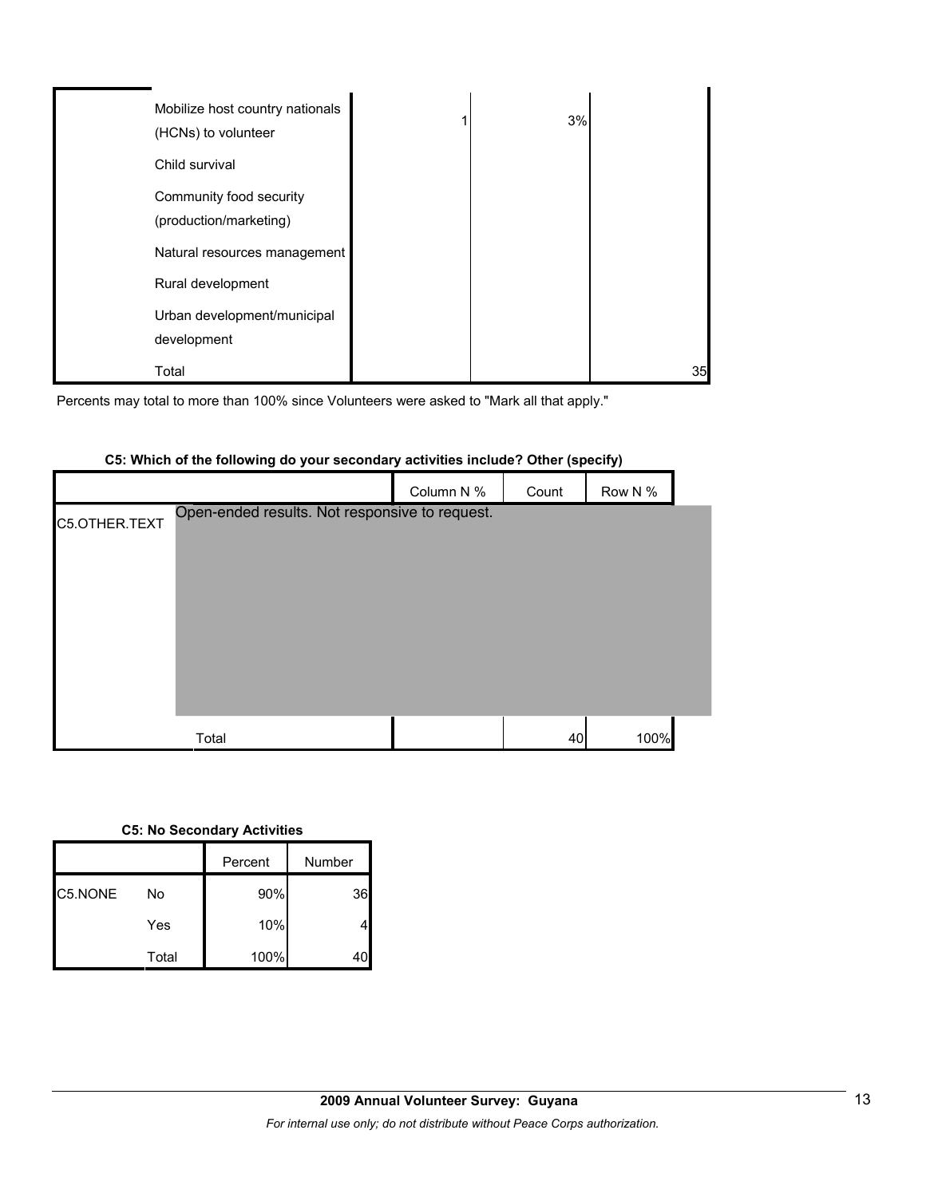| | | | | |
|---|---|---|---|---|
| | Mobilize host country nationals (HCNs) to volunteer | 1 | 3% | |
| | Child survival | | | |
| | Community food security (production/marketing) | | | |
| | Natural resources management | | | |
| | Rural development | | | |
| | Urban development/municipal development | | | |
| | Total | | | 35 |

Percents may total to more than 100% since Volunteers were asked to "Mark all that apply."

**C5: Which of the following do your secondary activities include? Other (specify)**

| | | Column N % | Count | Row N % |
|---|---|---|---|---|
| C5.OTHER.TEXT | Open-ended results. Not responsive to request. | | | |
| | Total | | 40 | 100% |

**C5: No Secondary Activities**

| | | Percent | Number |
|---|---|---|---|
| C5.NONE | No | 90% | 36 |
| | Yes | 10% | 4 |
| | Total | 100% | 40 |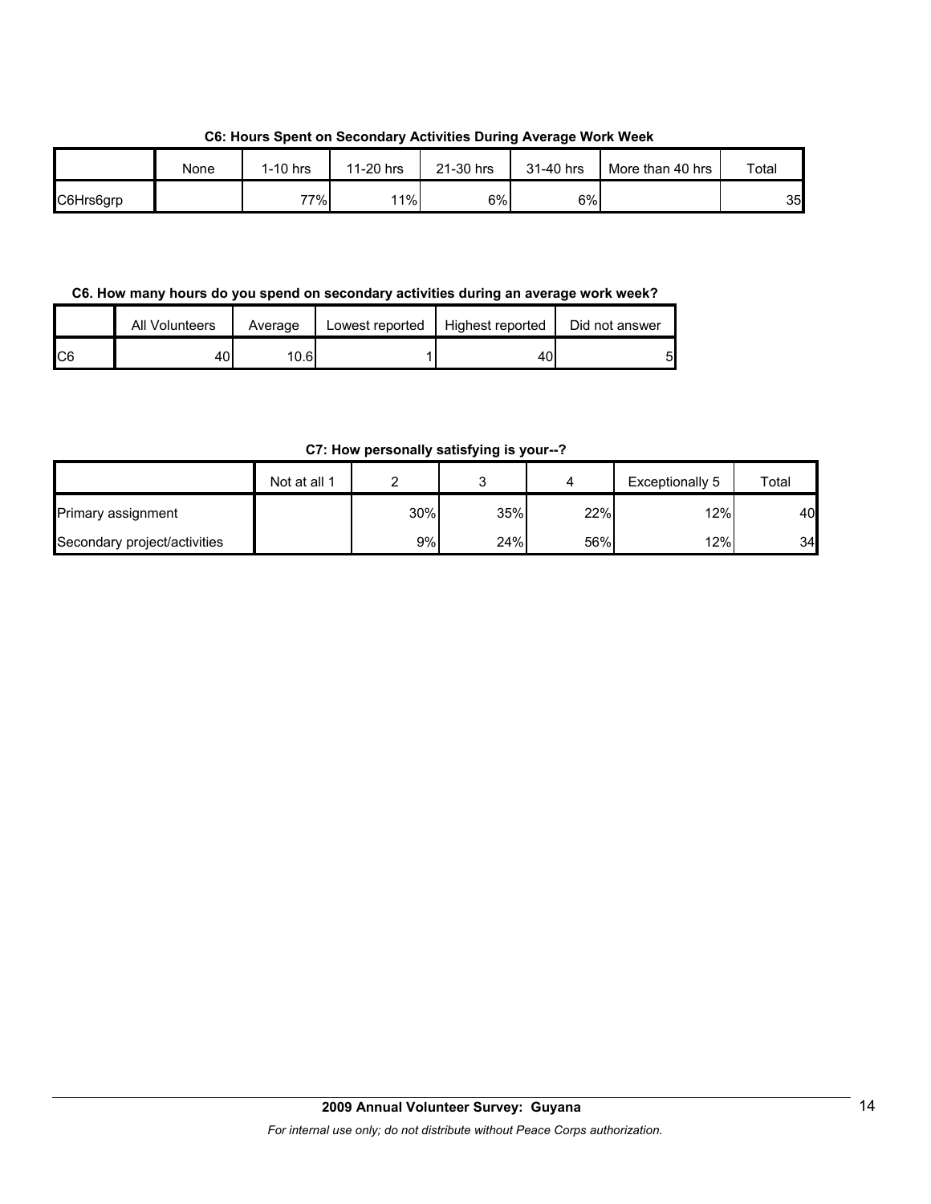**C6: Hours Spent on Secondary Activities During Average Work Week**

| | None | 1-10 hrs | 11-20 hrs | 21-30 hrs | 31-40 hrs | More than 40 hrs | Total |
|---|---|---|---|---|---|---|---|
| C6Hrs6grp | | 77% | 11% | 6% | 6% | | 35 |

**C6. How many hours do you spend on secondary activities during an average work week?**

| | All Volunteers | Average | Lowest reported | Highest reported | Did not answer |
|---|---|---|---|---|---|
| C6 | 40 | 10.6 | 1 | 40 | 5 |

**C7: How personally satisfying is your--?**

| | Not at all 1 | 2 | 3 | 4 | Exceptionally 5 | Total |
|---|---|---|---|---|---|---|
| Primary assignment | | 30% | 35% | 22% | 12% | 40 |
| Secondary project/activities | | 9% | 24% | 56% | 12% | 34 |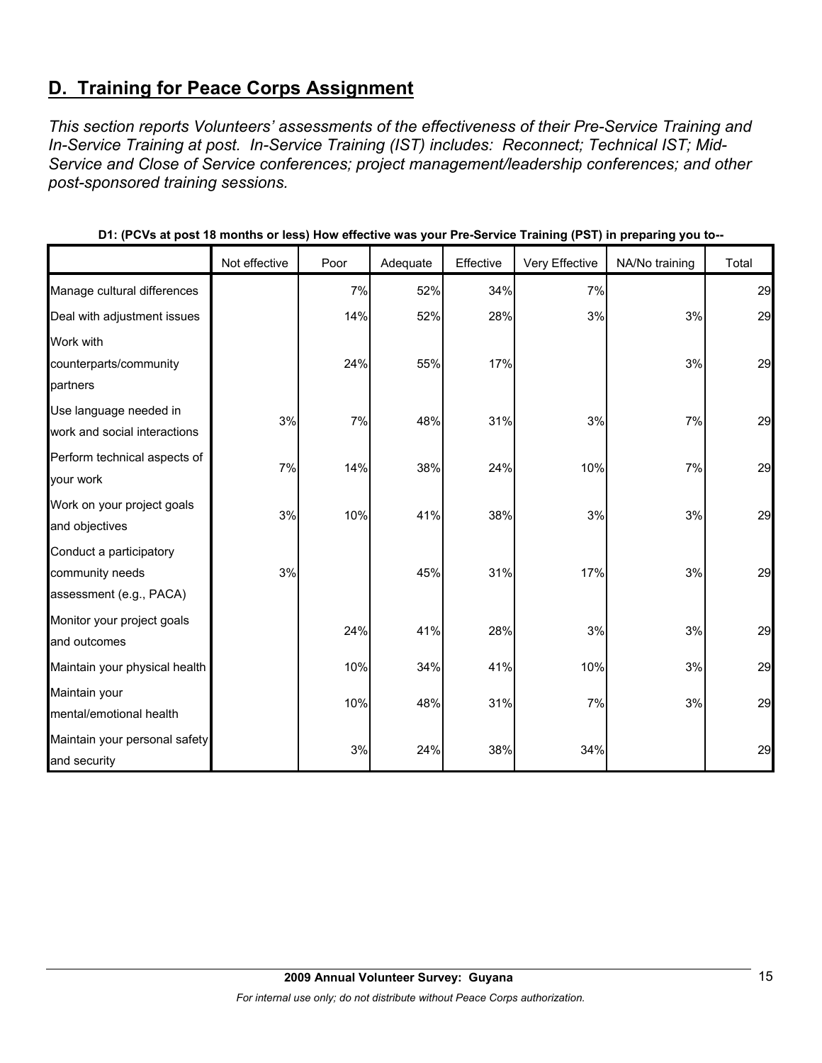## D. Training for Peace Corps Assignment

*This section reports Volunteers' assessments of the effectiveness of their Pre-Service Training and In-Service Training at post. In-Service Training (IST) includes: Reconnect; Technical IST; Mid-Service and Close of Service conferences; project management/leadership conferences; and other post-sponsored training sessions.*

**D1: (PCVs at post 18 months or less) How effective was your Pre-Service Training (PST) in preparing you to--**

| | Not effective | Poor | Adequate | Effective | Very Effective | NA/No training | Total |
|---|---|---|---|---|---|---|---|
| Manage cultural differences | | 7% | 52% | 34% | 7% | | 29 |
| Deal with adjustment issues | | 14% | 52% | 28% | 3% | 3% | 29 |
| Work with counterparts/community partners | | 24% | 55% | 17% | | 3% | 29 |
| Use language needed in work and social interactions | 3% | 7% | 48% | 31% | 3% | 7% | 29 |
| Perform technical aspects of your work | 7% | 14% | 38% | 24% | 10% | 7% | 29 |
| Work on your project goals and objectives | 3% | 10% | 41% | 38% | 3% | 3% | 29 |
| Conduct a participatory community needs assessment (e.g., PACA) | 3% | | 45% | 31% | 17% | 3% | 29 |
| Monitor your project goals and outcomes | | 24% | 41% | 28% | 3% | 3% | 29 |
| Maintain your physical health | | 10% | 34% | 41% | 10% | 3% | 29 |
| Maintain your mental/emotional health | | 10% | 48% | 31% | 7% | 3% | 29 |
| Maintain your personal safety and security | | 3% | 24% | 38% | 34% | | 29 |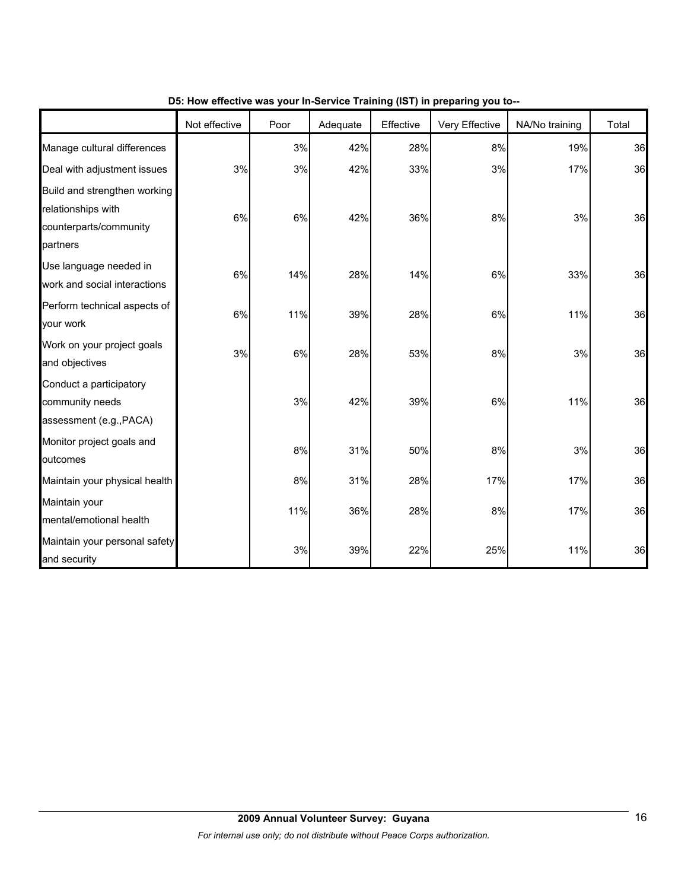**D5: How effective was your In-Service Training (IST) in preparing you to--**

| | Not effective | Poor | Adequate | Effective | Very Effective | NA/No training | Total |
|---|---|---|---|---|---|---|---|
| Manage cultural differences | | 3% | 42% | 28% | 8% | 19% | 36 |
| Deal with adjustment issues | 3% | 3% | 42% | 33% | 3% | 17% | 36 |
| Build and strengthen working relationships with counterparts/community partners | 6% | 6% | 42% | 36% | 8% | 3% | 36 |
| Use language needed in work and social interactions | 6% | 14% | 28% | 14% | 6% | 33% | 36 |
| Perform technical aspects of your work | 6% | 11% | 39% | 28% | 6% | 11% | 36 |
| Work on your project goals and objectives | 3% | 6% | 28% | 53% | 8% | 3% | 36 |
| Conduct a participatory community needs assessment (e.g.,PACA) | | 3% | 42% | 39% | 6% | 11% | 36 |
| Monitor project goals and outcomes | | 8% | 31% | 50% | 8% | 3% | 36 |
| Maintain your physical health | | 8% | 31% | 28% | 17% | 17% | 36 |
| Maintain your mental/emotional health | | 11% | 36% | 28% | 8% | 17% | 36 |
| Maintain your personal safety and security | | 3% | 39% | 22% | 25% | 11% | 36 |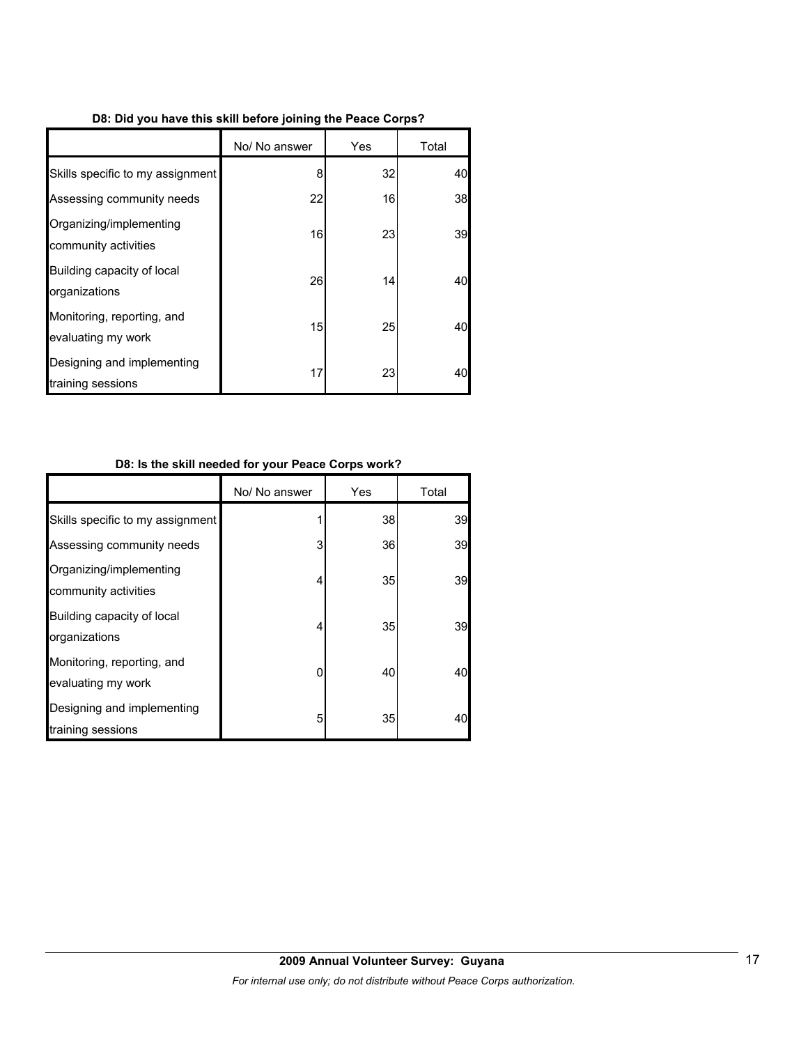**D8: Did you have this skill before joining the Peace Corps?**

| | No/ No answer | Yes | Total |
|---|---|---|---|
| Skills specific to my assignment | 8 | 32 | 40 |
| Assessing community needs | 22 | 16 | 38 |
| Organizing/implementing community activities | 16 | 23 | 39 |
| Building capacity of local organizations | 26 | 14 | 40 |
| Monitoring, reporting, and evaluating my work | 15 | 25 | 40 |
| Designing and implementing training sessions | 17 | 23 | 40 |

**D8: Is the skill needed for your Peace Corps work?**

| | No/ No answer | Yes | Total |
|---|---|---|---|
| Skills specific to my assignment | 1 | 38 | 39 |
| Assessing community needs | 3 | 36 | 39 |
| Organizing/implementing community activities | 4 | 35 | 39 |
| Building capacity of local organizations | 4 | 35 | 39 |
| Monitoring, reporting, and evaluating my work | 0 | 40 | 40 |
| Designing and implementing training sessions | 5 | 35 | 40 |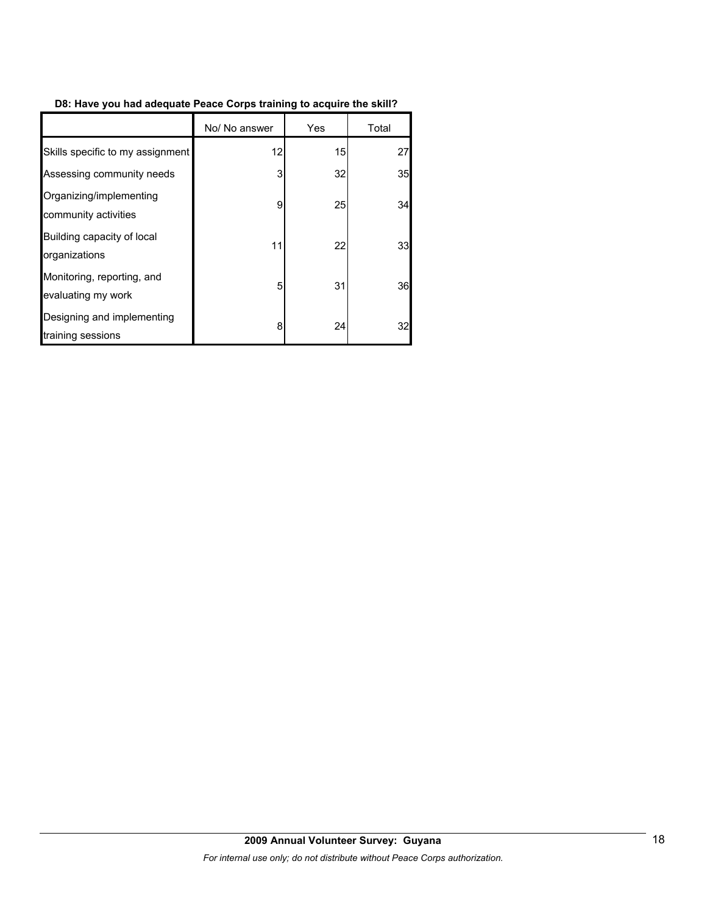**D8: Have you had adequate Peace Corps training to acquire the skill?**

| | No/ No answer | Yes | Total |
|---|---|---|---|
| Skills specific to my assignment | 12 | 15 | 27 |
| Assessing community needs | 3 | 32 | 35 |
| Organizing/implementing community activities | 9 | 25 | 34 |
| Building capacity of local organizations | 11 | 22 | 33 |
| Monitoring, reporting, and evaluating my work | 5 | 31 | 36 |
| Designing and implementing training sessions | 8 | 24 | 32 |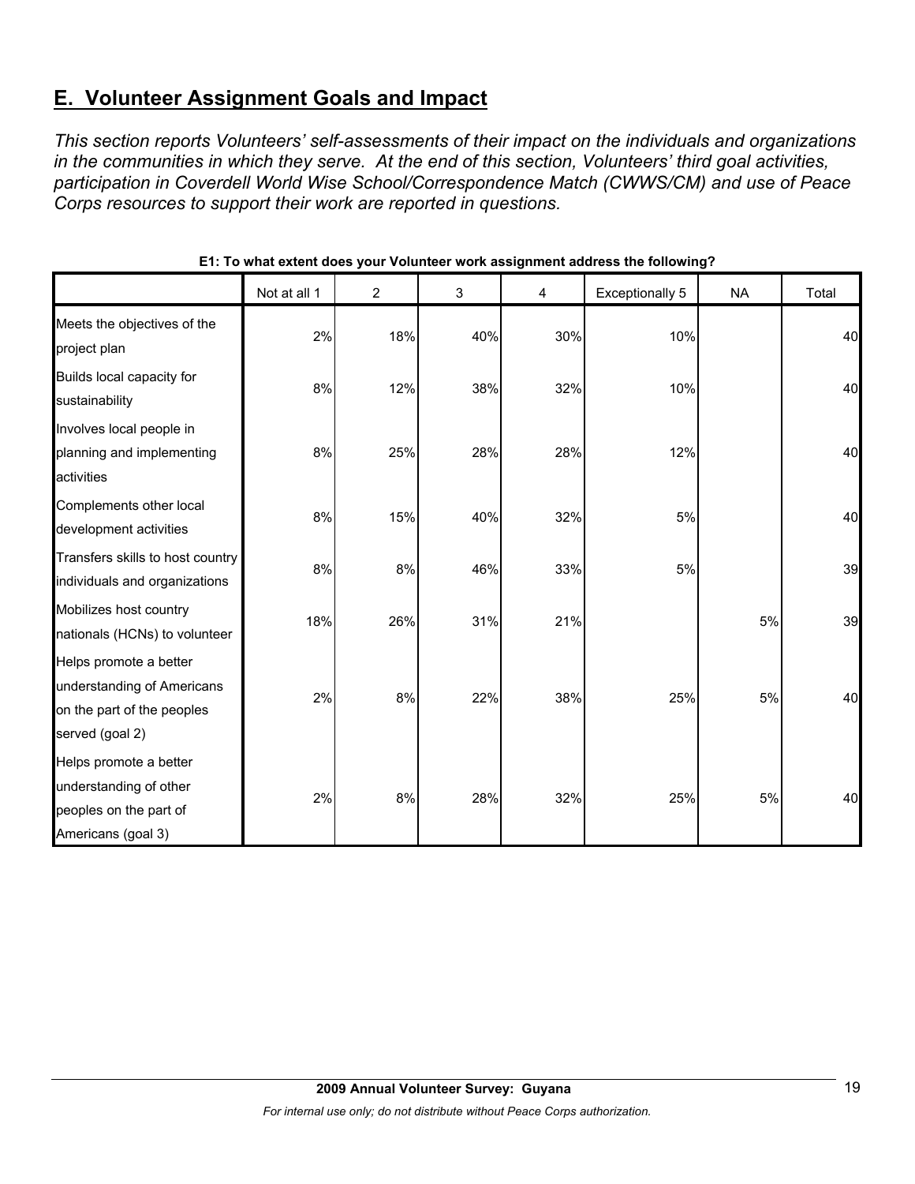## E. Volunteer Assignment Goals and Impact

*This section reports Volunteers' self-assessments of their impact on the individuals and organizations in the communities in which they serve. At the end of this section, Volunteers' third goal activities, participation in Coverdell World Wise School/Correspondence Match (CWWS/CM) and use of Peace Corps resources to support their work are reported in questions.*

**E1: To what extent does your Volunteer work assignment address the following?**

| | Not at all 1 | 2 | 3 | 4 | Exceptionally 5 | NA | Total |
|---|---|---|---|---|---|---|---|
| Meets the objectives of the project plan | 2% | 18% | 40% | 30% | 10% | | 40 |
| Builds local capacity for sustainability | 8% | 12% | 38% | 32% | 10% | | 40 |
| Involves local people in planning and implementing activities | 8% | 25% | 28% | 28% | 12% | | 40 |
| Complements other local development activities | 8% | 15% | 40% | 32% | 5% | | 40 |
| Transfers skills to host country individuals and organizations | 8% | 8% | 46% | 33% | 5% | | 39 |
| Mobilizes host country nationals (HCNs) to volunteer | 18% | 26% | 31% | 21% | | 5% | 39 |
| Helps promote a better understanding of Americans on the part of the peoples served (goal 2) | 2% | 8% | 22% | 38% | 25% | 5% | 40 |
| Helps promote a better understanding of other peoples on the part of Americans (goal 3) | 2% | 8% | 28% | 32% | 25% | 5% | 40 |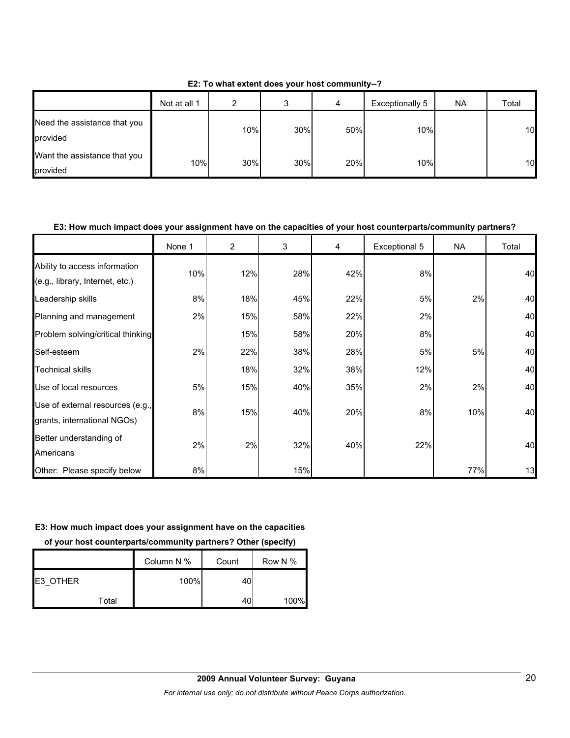**E2: To what extent does your host community--?**

| | Not at all 1 | 2 | 3 | 4 | Exceptionally 5 | NA | Total |
|---|---|---|---|---|---|---|---|
| Need the assistance that you provided | | 10% | 30% | 50% | 10% | | 10 |
| Want the assistance that you provided | 10% | 30% | 30% | 20% | 10% | | 10 |

**E3: How much impact does your assignment have on the capacities of your host counterparts/community partners?**

| | None 1 | 2 | 3 | 4 | Exceptional 5 | NA | Total |
|---|---|---|---|---|---|---|---|
| Ability to access information (e.g., library, Internet, etc.) | 10% | 12% | 28% | 42% | 8% | | 40 |
| Leadership skills | 8% | 18% | 45% | 22% | 5% | 2% | 40 |
| Planning and management | 2% | 15% | 58% | 22% | 2% | | 40 |
| Problem solving/critical thinking | | 15% | 58% | 20% | 8% | | 40 |
| Self-esteem | 2% | 22% | 38% | 28% | 5% | 5% | 40 |
| Technical skills | | 18% | 32% | 38% | 12% | | 40 |
| Use of local resources | 5% | 15% | 40% | 35% | 2% | 2% | 40 |
| Use of external resources (e.g., grants, international NGOs) | 8% | 15% | 40% | 20% | 8% | 10% | 40 |
| Better understanding of Americans | 2% | 2% | 32% | 40% | 22% | | 40 |
| Other: Please specify below | 8% | | 15% | | | 77% | 13 |

**E3: How much impact does your assignment have on the capacities of your host counterparts/community partners? Other (specify)**

| | | Column N % | Count | Row N % |
|---|---|---|---|---|
| E3_OTHER | | 100% | 40 | |
| | Total | | 40 | 100% |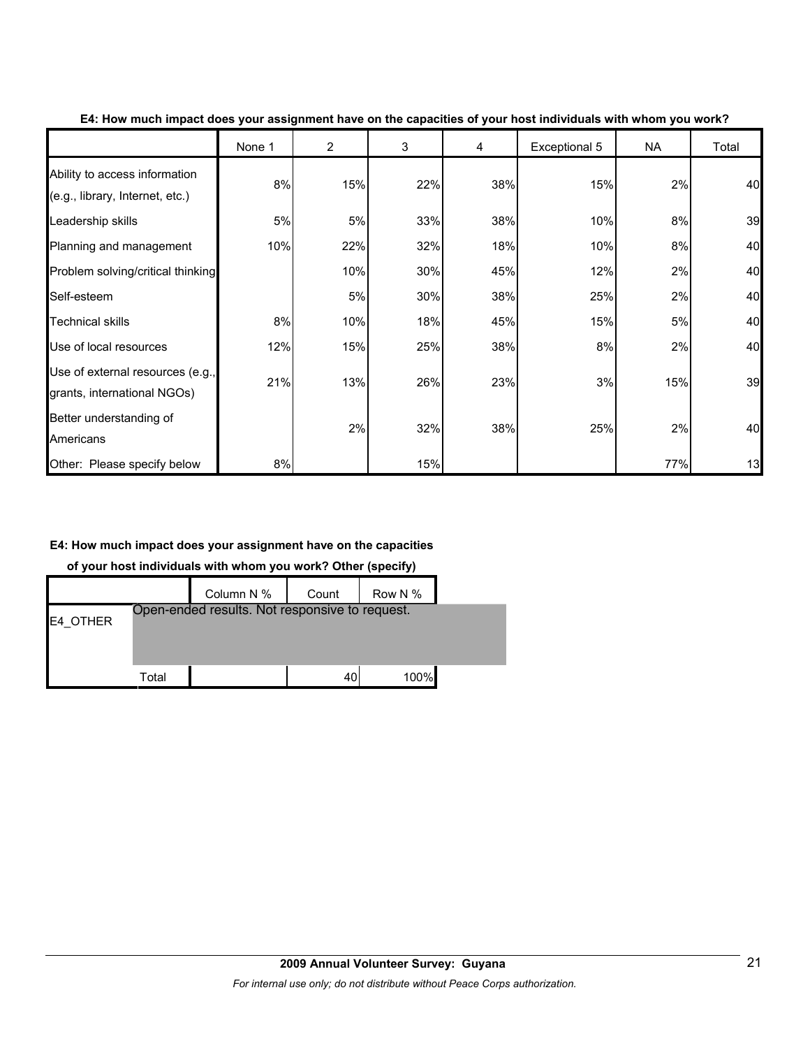**E4: How much impact does your assignment have on the capacities of your host individuals with whom you work?**

| | None 1 | 2 | 3 | 4 | Exceptional 5 | NA | Total |
|---|---|---|---|---|---|---|---|
| Ability to access information (e.g., library, Internet, etc.) | 8% | 15% | 22% | 38% | 15% | 2% | 40 |
| Leadership skills | 5% | 5% | 33% | 38% | 10% | 8% | 39 |
| Planning and management | 10% | 22% | 32% | 18% | 10% | 8% | 40 |
| Problem solving/critical thinking | | 10% | 30% | 45% | 12% | 2% | 40 |
| Self-esteem | | 5% | 30% | 38% | 25% | 2% | 40 |
| Technical skills | 8% | 10% | 18% | 45% | 15% | 5% | 40 |
| Use of local resources | 12% | 15% | 25% | 38% | 8% | 2% | 40 |
| Use of external resources (e.g., grants, international NGOs) | 21% | 13% | 26% | 23% | 3% | 15% | 39 |
| Better understanding of Americans | | 2% | 32% | 38% | 25% | 2% | 40 |
| Other: Please specify below | 8% | | 15% | | | 77% | 13 |

**E4: How much impact does your assignment have on the capacities of your host individuals with whom you work? Other (specify)**

| | | Column N % | Count | Row N % |
|---|---|---|---|---|
| E4_OTHER | Open-ended results. Not responsive to request. | | | |
| | Total | | 40 | 100% |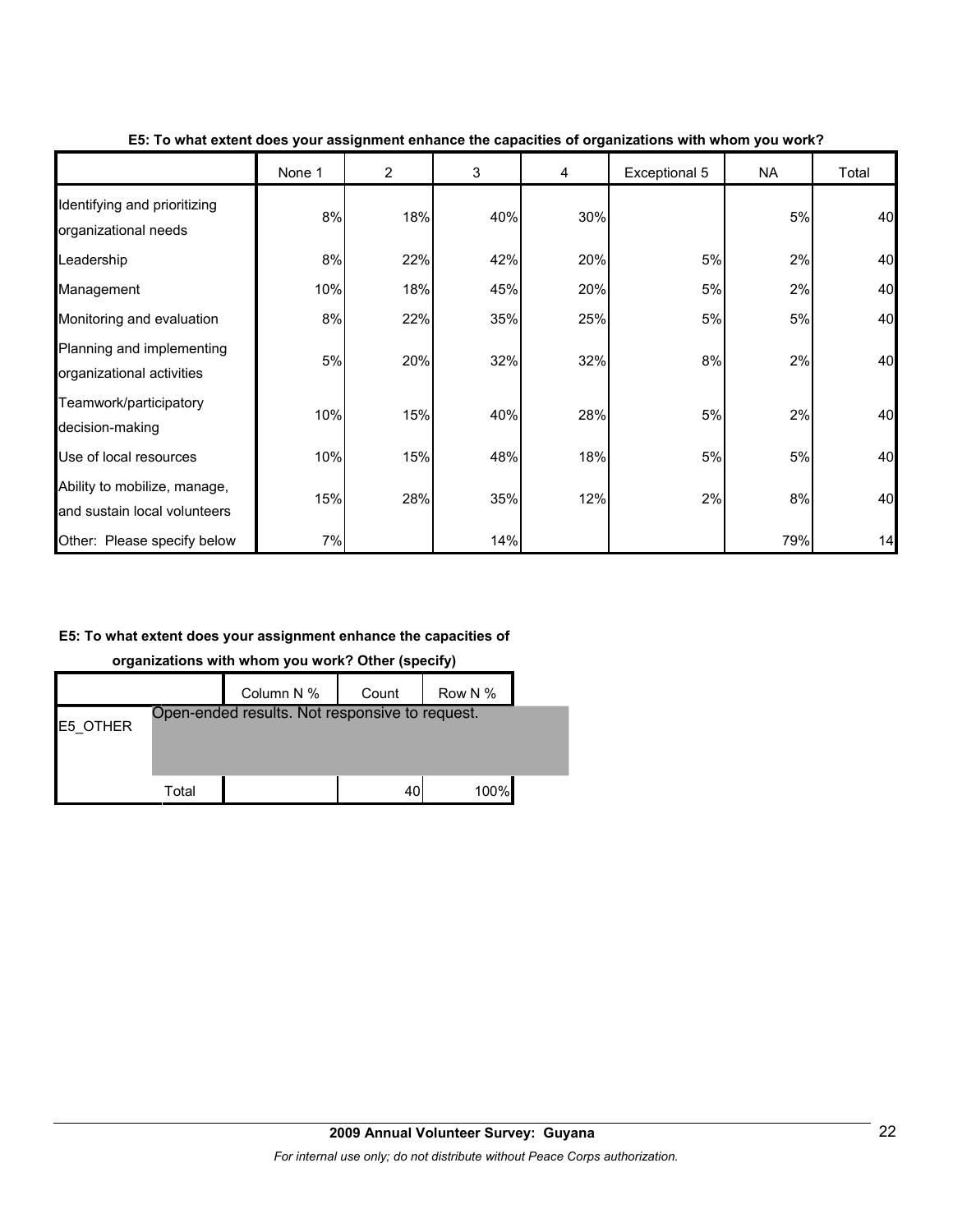**E5: To what extent does your assignment enhance the capacities of organizations with whom you work?**

| | None 1 | 2 | 3 | 4 | Exceptional 5 | NA | Total |
|---|---|---|---|---|---|---|---|
| Identifying and prioritizing organizational needs | 8% | 18% | 40% | 30% | | 5% | 40 |
| Leadership | 8% | 22% | 42% | 20% | 5% | 2% | 40 |
| Management | 10% | 18% | 45% | 20% | 5% | 2% | 40 |
| Monitoring and evaluation | 8% | 22% | 35% | 25% | 5% | 5% | 40 |
| Planning and implementing organizational activities | 5% | 20% | 32% | 32% | 8% | 2% | 40 |
| Teamwork/participatory decision-making | 10% | 15% | 40% | 28% | 5% | 2% | 40 |
| Use of local resources | 10% | 15% | 48% | 18% | 5% | 5% | 40 |
| Ability to mobilize, manage, and sustain local volunteers | 15% | 28% | 35% | 12% | 2% | 8% | 40 |
| Other: Please specify below | 7% | | 14% | | | 79% | 14 |

**E5: To what extent does your assignment enhance the capacities of organizations with whom you work? Other (specify)**

| | | Column N % | Count | Row N % |
|---|---|---|---|---|
| E5_OTHER | Open-ended results. Not responsive to request. | | | |
| | Total | | 40 | 100% |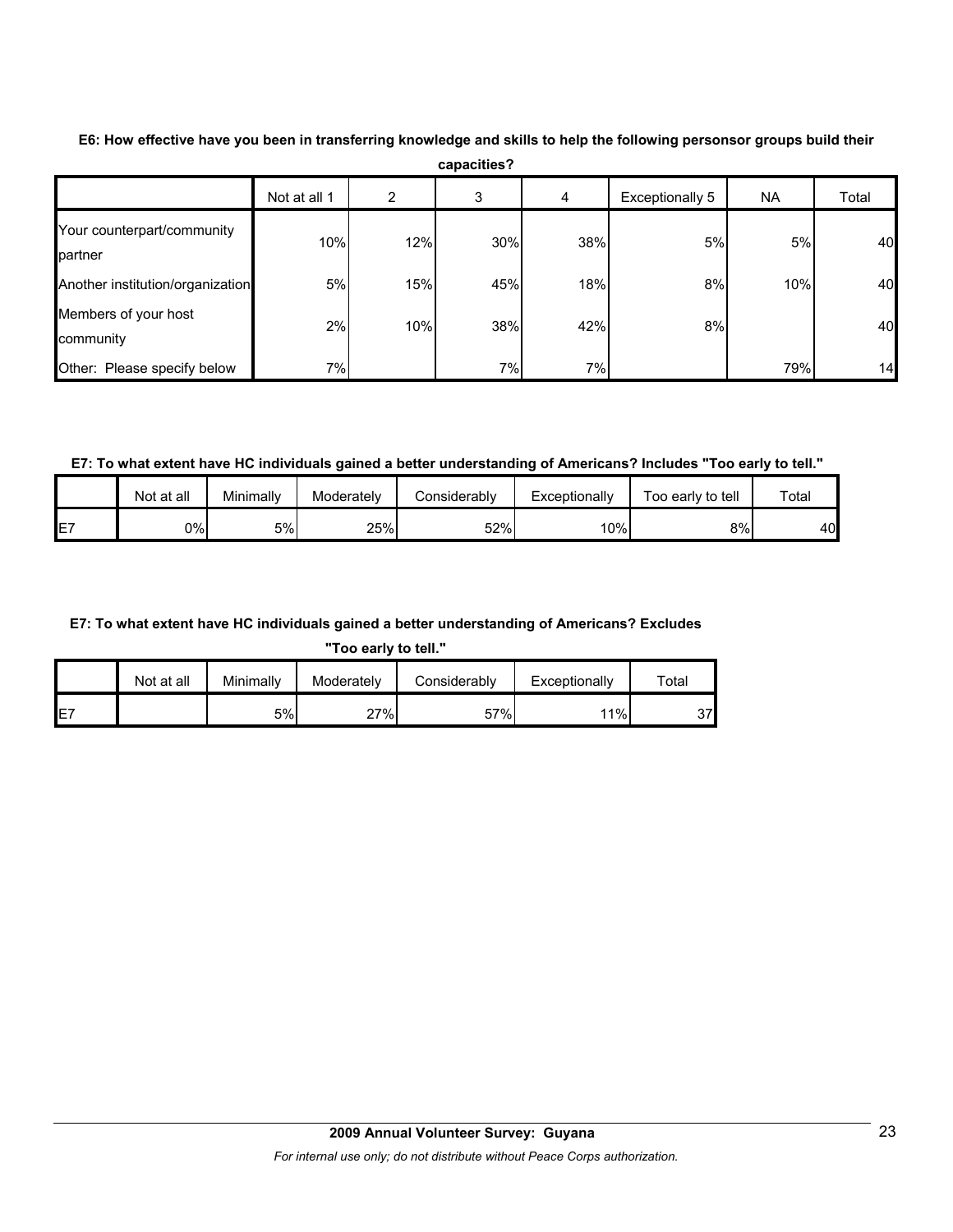**E6: How effective have you been in transferring knowledge and skills to help the following personsor groups build their capacities?**

| | Not at all 1 | 2 | 3 | 4 | Exceptionally 5 | NA | Total |
|---|---|---|---|---|---|---|---|
| Your counterpart/community partner | 10% | 12% | 30% | 38% | 5% | 5% | 40 |
| Another institution/organization | 5% | 15% | 45% | 18% | 8% | 10% | 40 |
| Members of your host community | 2% | 10% | 38% | 42% | 8% | | 40 |
| Other: Please specify below | 7% | | 7% | 7% | | 79% | 14 |

**E7: To what extent have HC individuals gained a better understanding of Americans? Includes "Too early to tell."**

| | Not at all | Minimally | Moderately | Considerably | Exceptionally | Too early to tell | Total |
|---|---|---|---|---|---|---|---|
| E7 | 0% | 5% | 25% | 52% | 10% | 8% | 40 |

**E7: To what extent have HC individuals gained a better understanding of Americans? Excludes "Too early to tell."**

| | Not at all | Minimally | Moderately | Considerably | Exceptionally | Total |
|---|---|---|---|---|---|---|
| E7 | | 5% | 27% | 57% | 11% | 37 |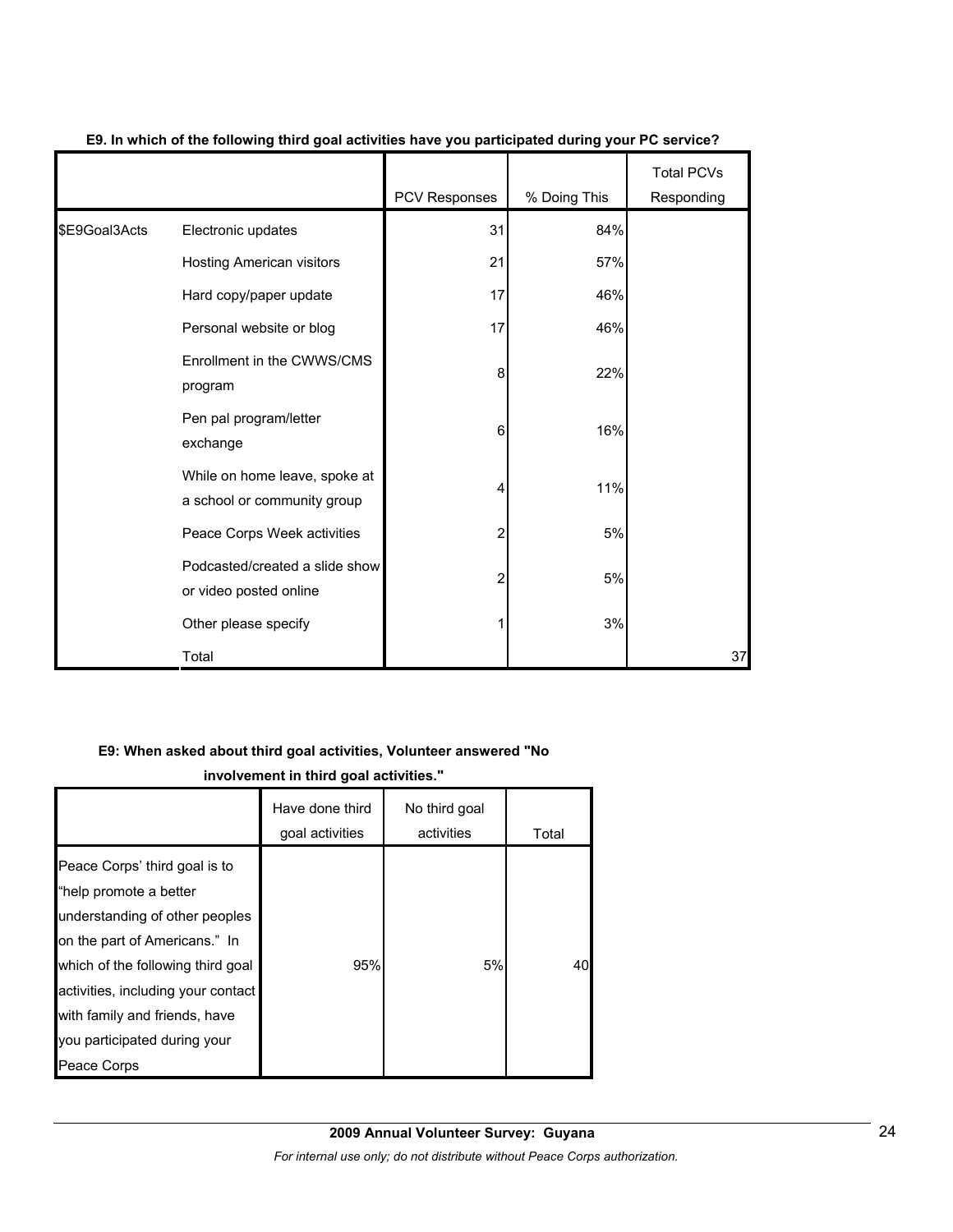**E9. In which of the following third goal activities have you participated during your PC service?**

| | | PCV Responses | % Doing This | Total PCVs Responding |
|---|---|---|---|---|
| $E9Goal3Acts | Electronic updates | 31 | 84% | |
| | Hosting American visitors | 21 | 57% | |
| | Hard copy/paper update | 17 | 46% | |
| | Personal website or blog | 17 | 46% | |
| | Enrollment in the CWWS/CMS program | 8 | 22% | |
| | Pen pal program/letter exchange | 6 | 16% | |
| | While on home leave, spoke at a school or community group | 4 | 11% | |
| | Peace Corps Week activities | 2 | 5% | |
| | Podcasted/created a slide show or video posted online | 2 | 5% | |
| | Other please specify | 1 | 3% | |
| | Total | | | 37 |

**E9: When asked about third goal activities, Volunteer answered "No involvement in third goal activities."**

| | Have done third goal activities | No third goal activities | Total |
|---|---|---|---|
| Peace Corps' third goal is to "help promote a better understanding of other peoples on the part of Americans." In which of the following third goal activities, including your contact with family and friends, have you participated during your Peace Corps | 95% | 5% | 40 |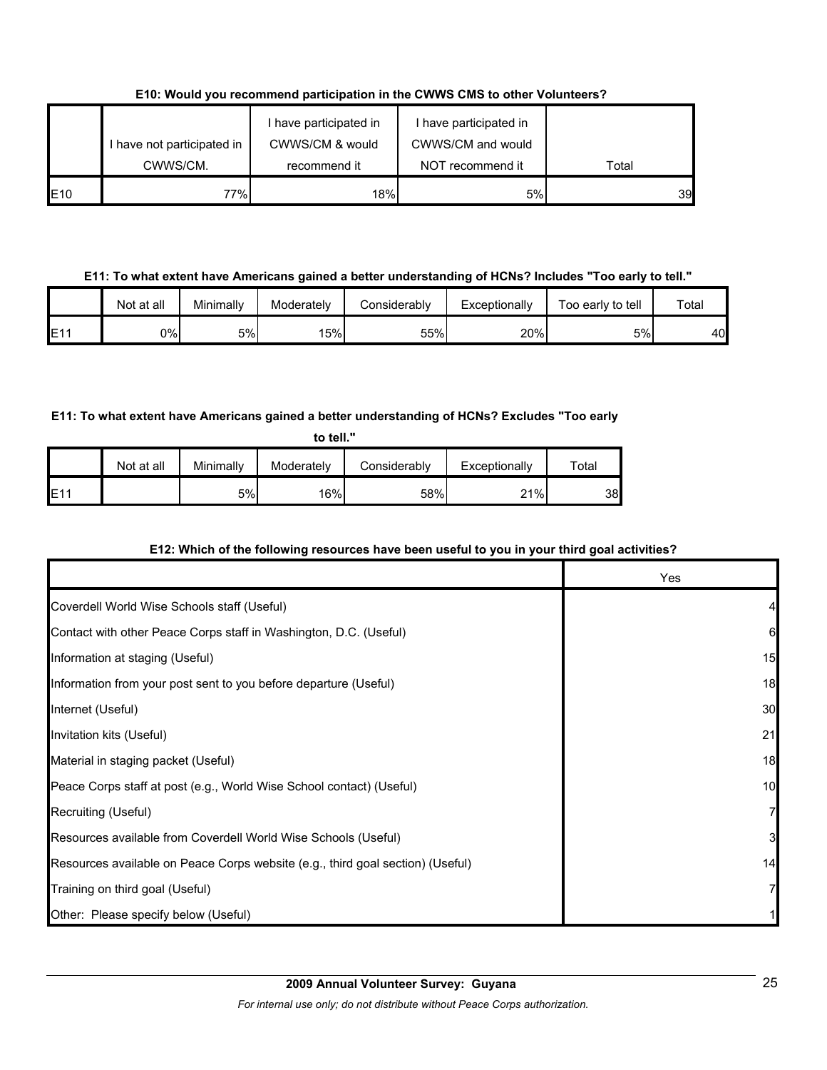**E10: Would you recommend participation in the CWWS CMS to other Volunteers?**

| | I have not participated in CWWS/CM. | I have participated in CWWS/CM & would recommend it | I have participated in CWWS/CM and would NOT recommend it | Total |
|---|---|---|---|---|
| E10 | 77% | 18% | 5% | 39 |

**E11: To what extent have Americans gained a better understanding of HCNs? Includes "Too early to tell."**

| | Not at all | Minimally | Moderately | Considerably | Exceptionally | Too early to tell | Total |
|---|---|---|---|---|---|---|---|
| E11 | 0% | 5% | 15% | 55% | 20% | 5% | 40 |

**E11: To what extent have Americans gained a better understanding of HCNs? Excludes "Too early to tell."**

| | Not at all | Minimally | Moderately | Considerably | Exceptionally | Total |
|---|---|---|---|---|---|---|
| E11 | | 5% | 16% | 58% | 21% | 38 |

**E12: Which of the following resources have been useful to you in your third goal activities?**

| | Yes |
|---|---|
| Coverdell World Wise Schools staff (Useful) | 4 |
| Contact with other Peace Corps staff in Washington, D.C. (Useful) | 6 |
| Information at staging (Useful) | 15 |
| Information from your post sent to you before departure (Useful) | 18 |
| Internet (Useful) | 30 |
| Invitation kits (Useful) | 21 |
| Material in staging packet (Useful) | 18 |
| Peace Corps staff at post (e.g., World Wise School contact) (Useful) | 10 |
| Recruiting (Useful) | 7 |
| Resources available from Coverdell World Wise Schools (Useful) | 3 |
| Resources available on Peace Corps website (e.g., third goal section) (Useful) | 14 |
| Training on third goal (Useful) | 7 |
| Other: Please specify below (Useful) | 1 |

**2009 Annual Volunteer Survey: Guyana**

*For internal use only; do not distribute without Peace Corps authorization.*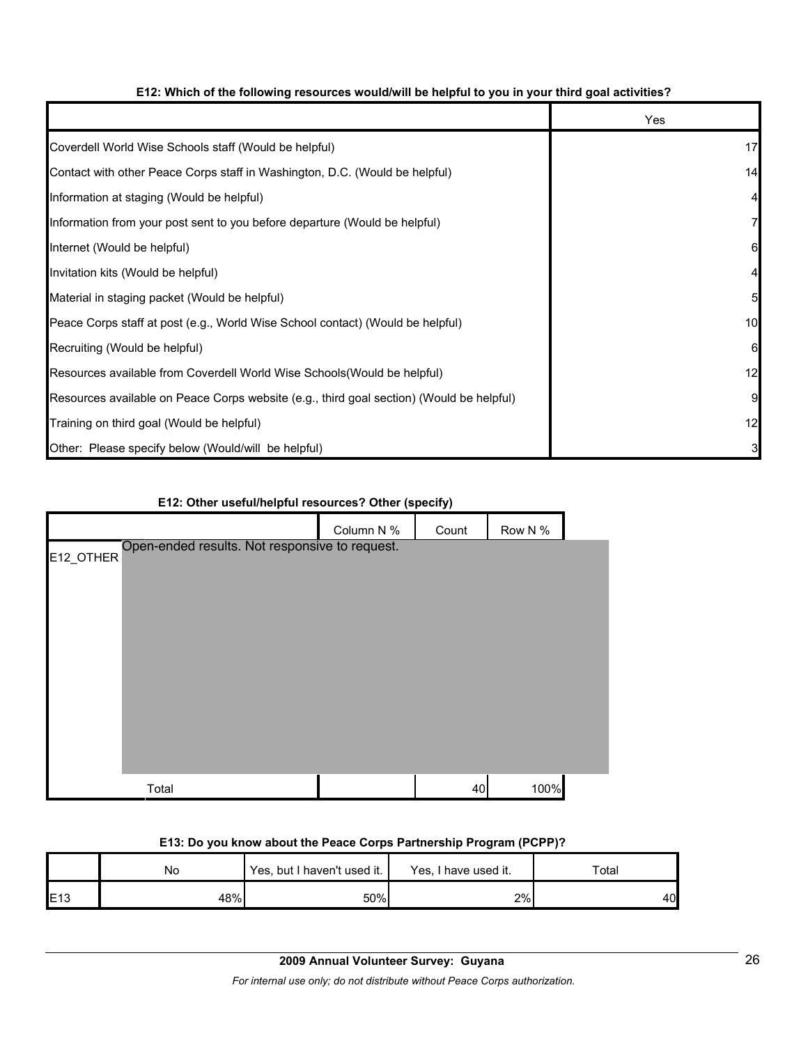**E12: Which of the following resources would/will be helpful to you in your third goal activities?**

| | Yes |
|---|---|
| Coverdell World Wise Schools staff (Would be helpful) | 17 |
| Contact with other Peace Corps staff in Washington, D.C. (Would be helpful) | 14 |
| Information at staging (Would be helpful) | 4 |
| Information from your post sent to you before departure (Would be helpful) | 7 |
| Internet (Would be helpful) | 6 |
| Invitation kits (Would be helpful) | 4 |
| Material in staging packet (Would be helpful) | 5 |
| Peace Corps staff at post (e.g., World Wise School contact) (Would be helpful) | 10 |
| Recruiting (Would be helpful) | 6 |
| Resources available from Coverdell World Wise Schools(Would be helpful) | 12 |
| Resources available on Peace Corps website (e.g., third goal section) (Would be helpful) | 9 |
| Training on third goal (Would be helpful) | 12 |
| Other: Please specify below (Would/will be helpful) | 3 |

**E12: Other useful/helpful resources? Other (specify)**

| | | Column N % | Count | Row N % |
|---|---|---|---|---|
| E12_OTHER | Open-ended results. Not responsive to request. | | | |
| | Total | | 40 | 100% |

**E13: Do you know about the Peace Corps Partnership Program (PCPP)?**

| | No | Yes, but I haven't used it. | Yes, I have used it. | Total |
|---|---|---|---|---|
| E13 | 48% | 50% | 2% | 40 |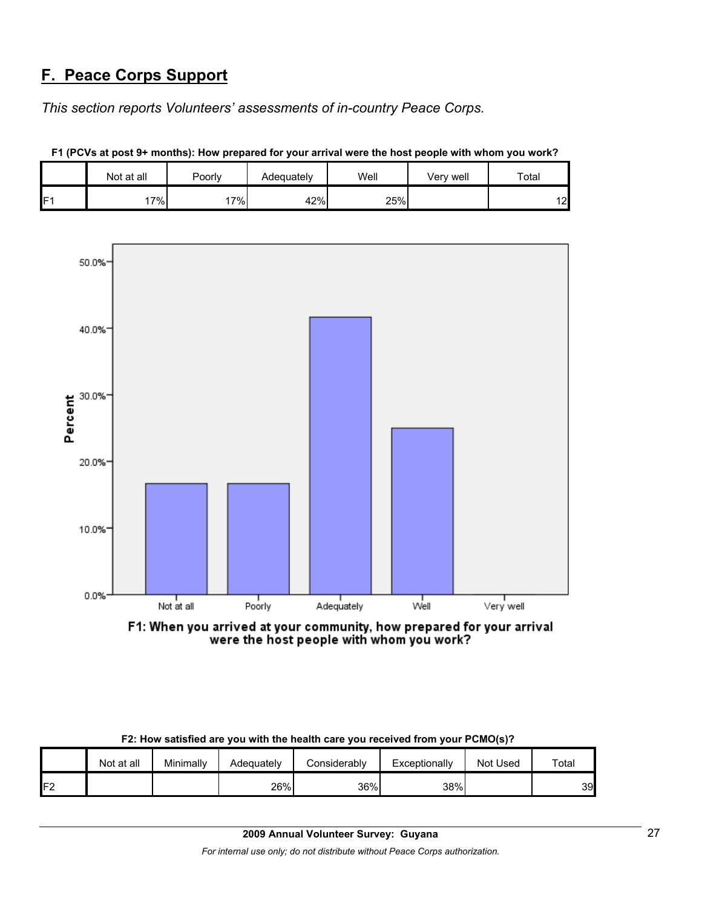## F. Peace Corps Support

*This section reports Volunteers' assessments of in-country Peace Corps.*

**F1 (PCVs at post 9+ months): How prepared for your arrival were the host people with whom you work?**

| | Not at all | Poorly | Adequately | Well | Very well | Total |
|---|---|---|---|---|---|---|
| F1 | 17% | 17% | 42% | 25% | | 12 |

F1: When you arrived at your community, how prepared for your arrival were the host people with whom you work?

**F2: How satisfied are you with the health care you received from your PCMO(s)?**

| | Not at all | Minimally | Adequately | Considerably | Exceptionally | Not Used | Total |
|---|---|---|---|---|---|---|---|
| F2 | | | 26% | 36% | 38% | | 39 |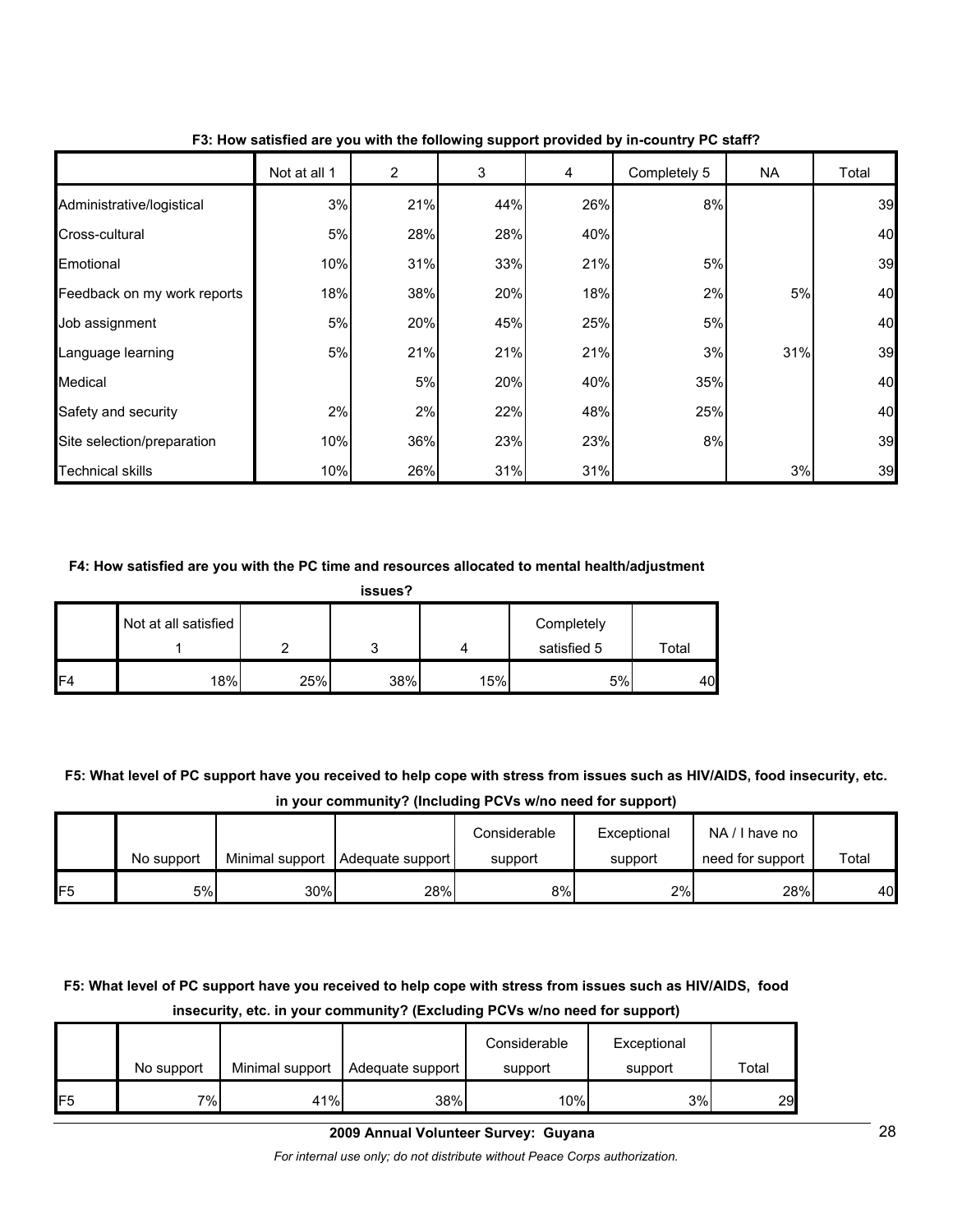**F3: How satisfied are you with the following support provided by in-country PC staff?**

| | Not at all 1 | 2 | 3 | 4 | Completely 5 | NA | Total |
|---|---|---|---|---|---|---|---|
| Administrative/logistical | 3% | 21% | 44% | 26% | 8% | | 39 |
| Cross-cultural | 5% | 28% | 28% | 40% | | | 40 |
| Emotional | 10% | 31% | 33% | 21% | 5% | | 39 |
| Feedback on my work reports | 18% | 38% | 20% | 18% | 2% | 5% | 40 |
| Job assignment | 5% | 20% | 45% | 25% | 5% | | 40 |
| Language learning | 5% | 21% | 21% | 21% | 3% | 31% | 39 |
| Medical | | 5% | 20% | 40% | 35% | | 40 |
| Safety and security | 2% | 2% | 22% | 48% | 25% | | 40 |
| Site selection/preparation | 10% | 36% | 23% | 23% | 8% | | 39 |
| Technical skills | 10% | 26% | 31% | 31% | | 3% | 39 |

**F4: How satisfied are you with the PC time and resources allocated to mental health/adjustment issues?**

| | Not at all satisfied 1 | 2 | 3 | 4 | Completely satisfied 5 | Total |
|---|---|---|---|---|---|---|
| F4 | 18% | 25% | 38% | 15% | 5% | 40 |

**F5: What level of PC support have you received to help cope with stress from issues such as HIV/AIDS, food insecurity, etc. in your community? (Including PCVs w/no need for support)**

| | No support | Minimal support | Adequate support | Considerable support | Exceptional support | NA / I have no need for support | Total |
|---|---|---|---|---|---|---|---|
| F5 | 5% | 30% | 28% | 8% | 2% | 28% | 40 |

**F5: What level of PC support have you received to help cope with stress from issues such as HIV/AIDS, food insecurity, etc. in your community? (Excluding PCVs w/no need for support)**

| | No support | Minimal support | Adequate support | Considerable support | Exceptional support | Total |
|---|---|---|---|---|---|---|
| F5 | 7% | 41% | 38% | 10% | 3% | 29 |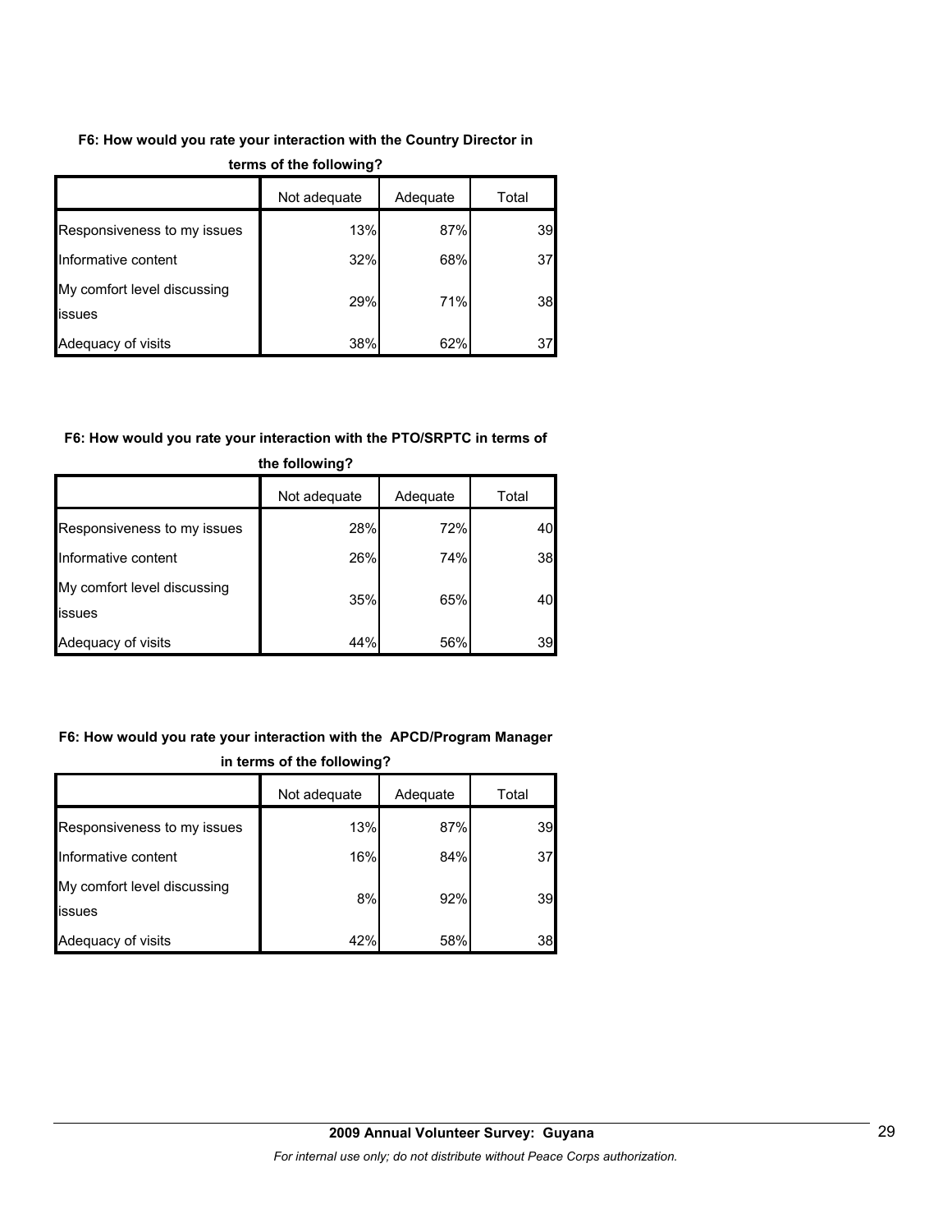**F6: How would you rate your interaction with the Country Director in terms of the following?**

| | Not adequate | Adequate | Total |
|---|---|---|---|
| Responsiveness to my issues | 13% | 87% | 39 |
| Informative content | 32% | 68% | 37 |
| My comfort level discussing issues | 29% | 71% | 38 |
| Adequacy of visits | 38% | 62% | 37 |

**F6: How would you rate your interaction with the PTO/SRPTC in terms of the following?**

| | Not adequate | Adequate | Total |
|---|---|---|---|
| Responsiveness to my issues | 28% | 72% | 40 |
| Informative content | 26% | 74% | 38 |
| My comfort level discussing issues | 35% | 65% | 40 |
| Adequacy of visits | 44% | 56% | 39 |

**F6: How would you rate your interaction with the APCD/Program Manager in terms of the following?**

| | Not adequate | Adequate | Total |
|---|---|---|---|
| Responsiveness to my issues | 13% | 87% | 39 |
| Informative content | 16% | 84% | 37 |
| My comfort level discussing issues | 8% | 92% | 39 |
| Adequacy of visits | 42% | 58% | 38 |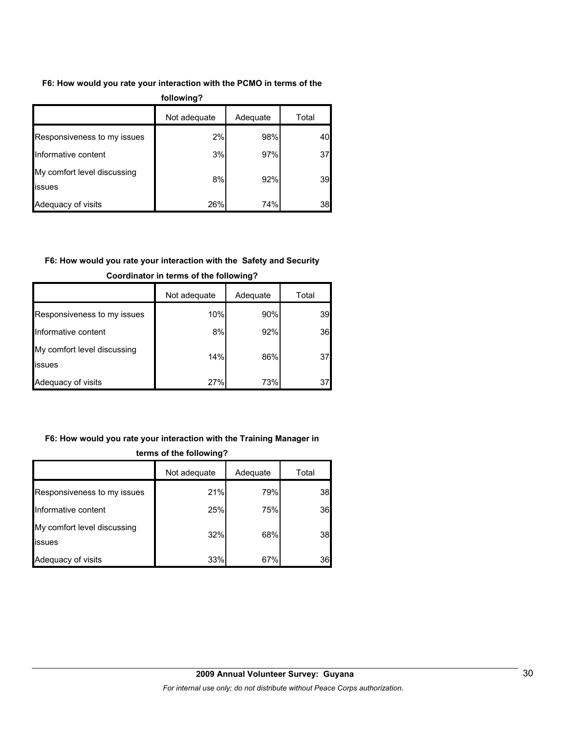**F6: How would you rate your interaction with the PCMO in terms of the following?**

| | Not adequate | Adequate | Total |
|---|---|---|---|
| Responsiveness to my issues | 2% | 98% | 40 |
| Informative content | 3% | 97% | 37 |
| My comfort level discussing issues | 8% | 92% | 39 |
| Adequacy of visits | 26% | 74% | 38 |

**F6: How would you rate your interaction with the Safety and Security Coordinator in terms of the following?**

| | Not adequate | Adequate | Total |
|---|---|---|---|
| Responsiveness to my issues | 10% | 90% | 39 |
| Informative content | 8% | 92% | 36 |
| My comfort level discussing issues | 14% | 86% | 37 |
| Adequacy of visits | 27% | 73% | 37 |

**F6: How would you rate your interaction with the Training Manager in terms of the following?**

| | Not adequate | Adequate | Total |
|---|---|---|---|
| Responsiveness to my issues | 21% | 79% | 38 |
| Informative content | 25% | 75% | 36 |
| My comfort level discussing issues | 32% | 68% | 38 |
| Adequacy of visits | 33% | 67% | 36 |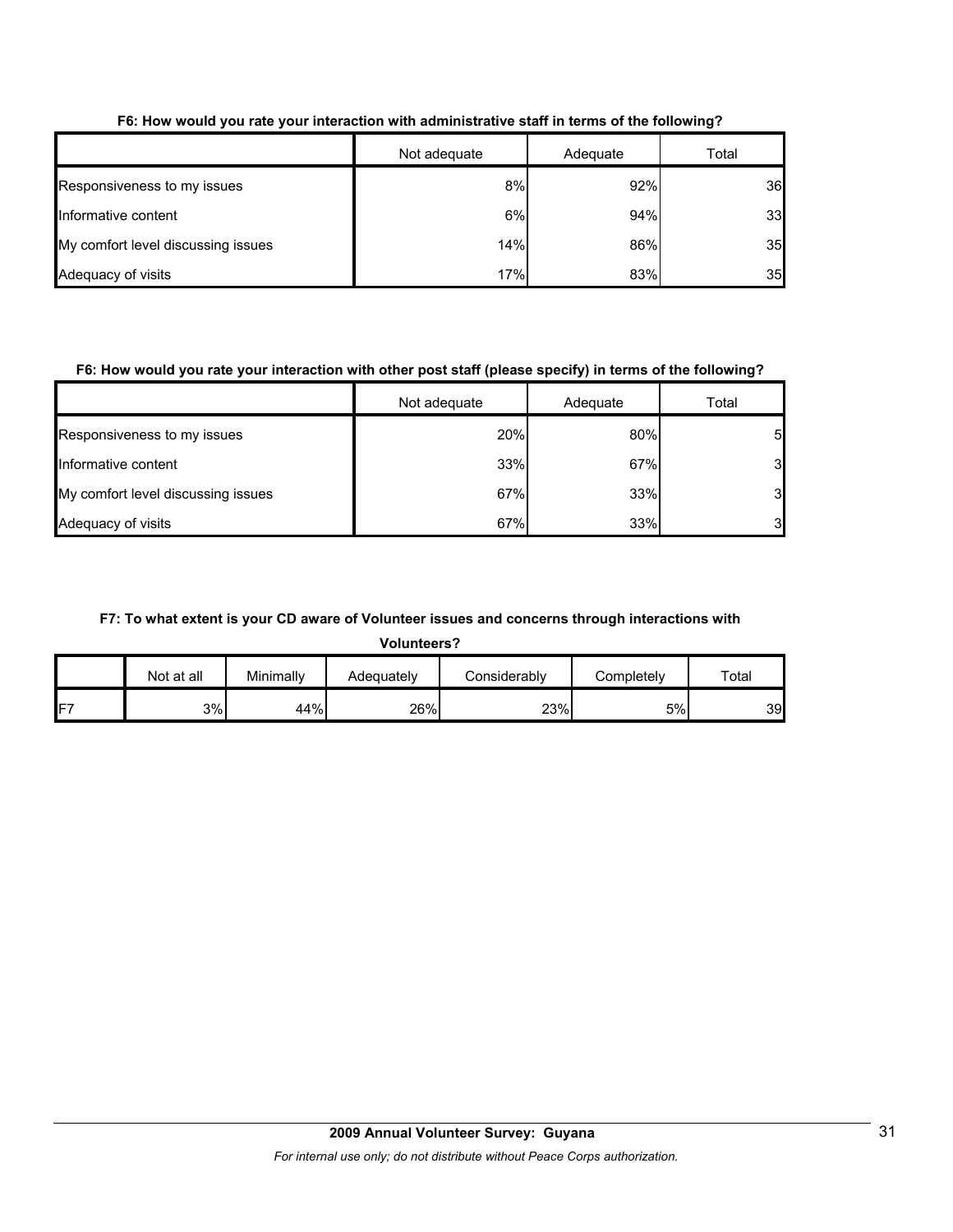**F6: How would you rate your interaction with administrative staff in terms of the following?**

| | Not adequate | Adequate | Total |
|---|---|---|---|
| Responsiveness to my issues | 8% | 92% | 36 |
| Informative content | 6% | 94% | 33 |
| My comfort level discussing issues | 14% | 86% | 35 |
| Adequacy of visits | 17% | 83% | 35 |

**F6: How would you rate your interaction with other post staff (please specify) in terms of the following?**

| | Not adequate | Adequate | Total |
|---|---|---|---|
| Responsiveness to my issues | 20% | 80% | 5 |
| Informative content | 33% | 67% | 3 |
| My comfort level discussing issues | 67% | 33% | 3 |
| Adequacy of visits | 67% | 33% | 3 |

**F7: To what extent is your CD aware of Volunteer issues and concerns through interactions with Volunteers?**

| | Not at all | Minimally | Adequately | Considerably | Completely | Total |
|---|---|---|---|---|---|---|
| F7 | 3% | 44% | 26% | 23% | 5% | 39 |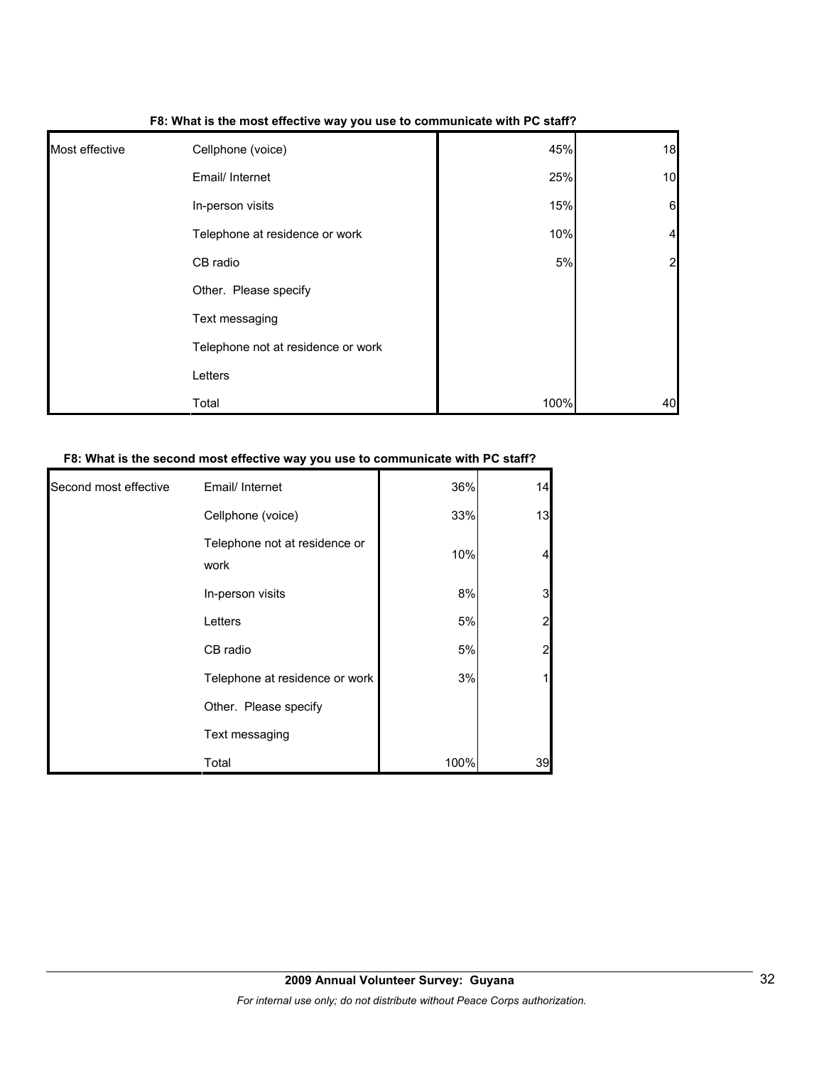**F8: What is the most effective way you use to communicate with PC staff?**

| | | | |
|---|---|---|---|
| Most effective | Cellphone (voice) | 45% | 18 |
| | Email/ Internet | 25% | 10 |
| | In-person visits | 15% | 6 |
| | Telephone at residence or work | 10% | 4 |
| | CB radio | 5% | 2 |
| | Other. Please specify | | |
| | Text messaging | | |
| | Telephone not at residence or work | | |
| | Letters | | |
| | Total | 100% | 40 |

**F8: What is the second most effective way you use to communicate with PC staff?**

| | | | |
|---|---|---|---|
| Second most effective | Email/ Internet | 36% | 14 |
| | Cellphone (voice) | 33% | 13 |
| | Telephone not at residence or work | 10% | 4 |
| | In-person visits | 8% | 3 |
| | Letters | 5% | 2 |
| | CB radio | 5% | 2 |
| | Telephone at residence or work | 3% | 1 |
| | Other. Please specify | | |
| | Text messaging | | |
| | Total | 100% | 39 |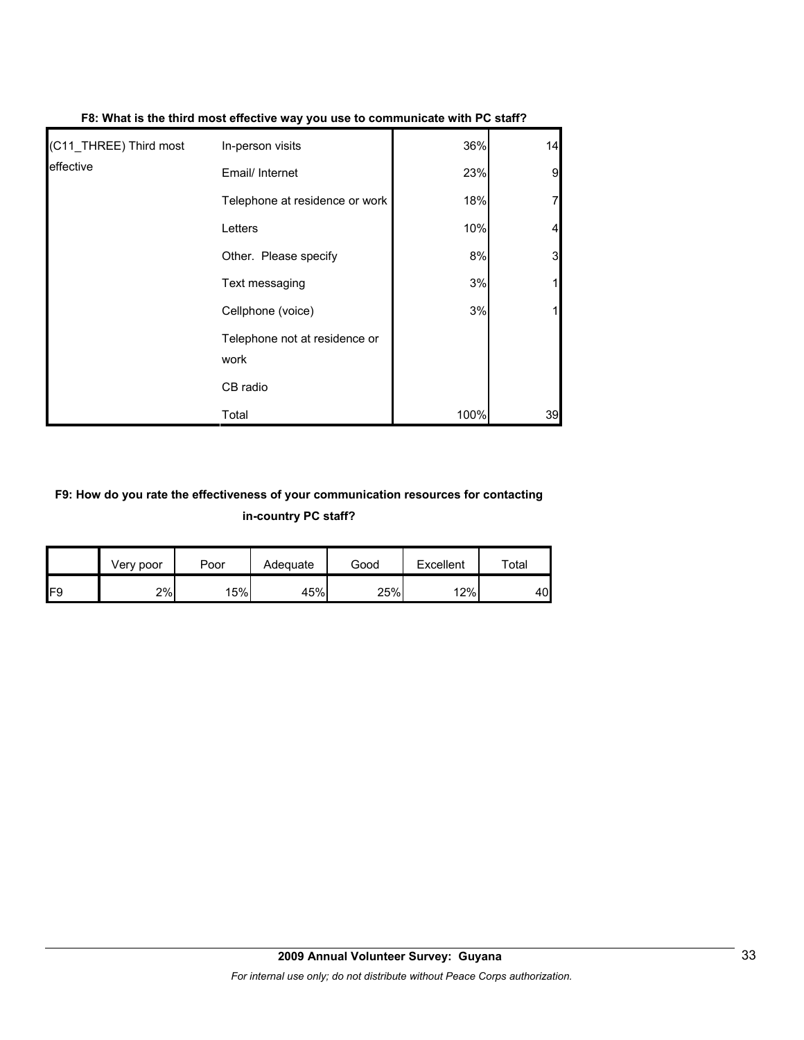**F8: What is the third most effective way you use to communicate with PC staff?**

| | | | |
|---|---|---|---|
| (C11_THREE) Third most effective | In-person visits | 36% | 14 |
| | Email/ Internet | 23% | 9 |
| | Telephone at residence or work | 18% | 7 |
| | Letters | 10% | 4 |
| | Other. Please specify | 8% | 3 |
| | Text messaging | 3% | 1 |
| | Cellphone (voice) | 3% | 1 |
| | Telephone not at residence or work | | |
| | CB radio | | |
| | Total | 100% | 39 |

**F9: How do you rate the effectiveness of your communication resources for contacting in-country PC staff?**

| | Very poor | Poor | Adequate | Good | Excellent | Total |
|---|---|---|---|---|---|---|
| F9 | 2% | 15% | 45% | 25% | 12% | 40 |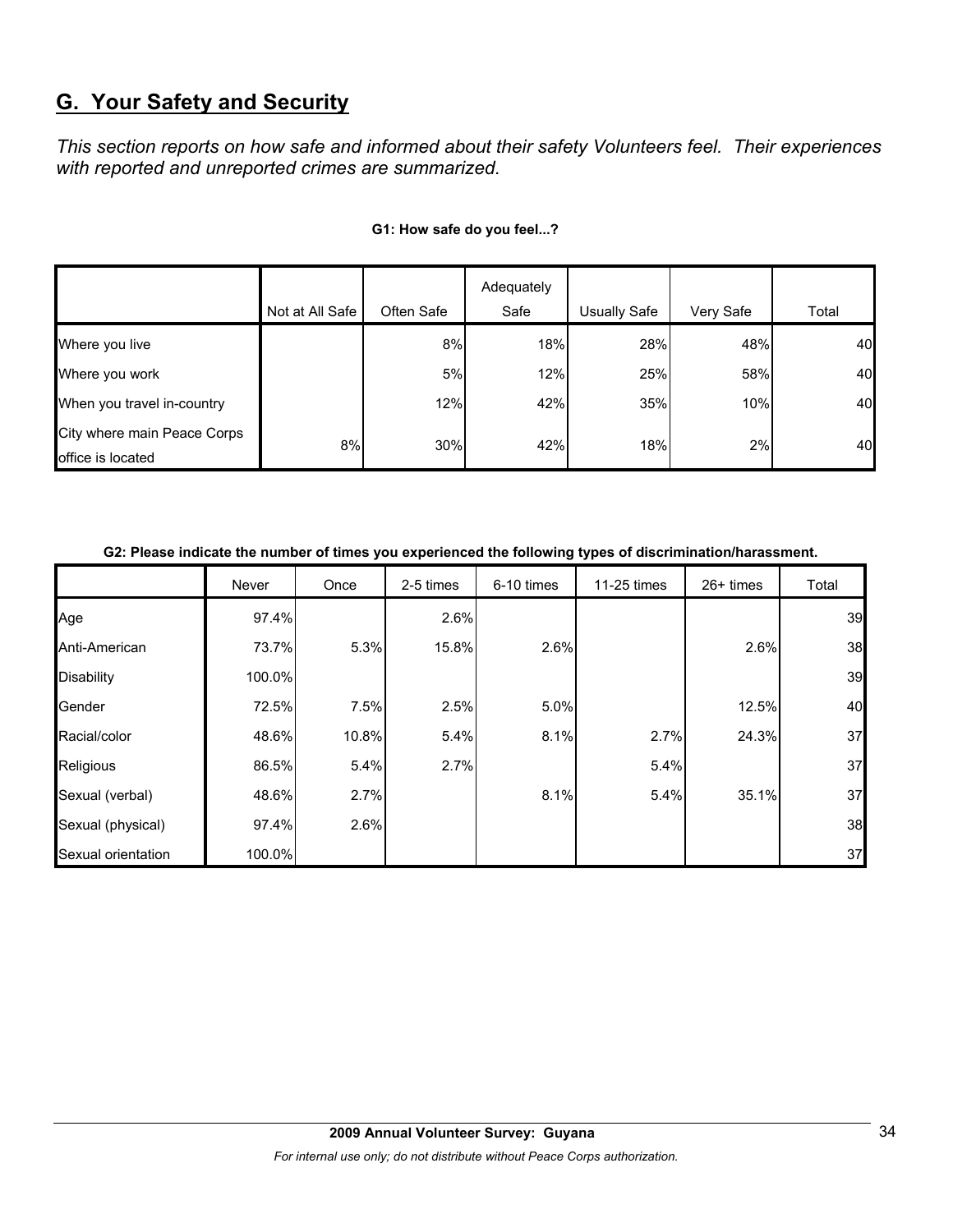## G. Your Safety and Security

*This section reports on how safe and informed about their safety Volunteers feel. Their experiences with reported and unreported crimes are summarized.*

**G1: How safe do you feel...?**

| | Not at All Safe | Often Safe | Adequately Safe | Usually Safe | Very Safe | Total |
|---|---|---|---|---|---|---|
| Where you live | | 8% | 18% | 28% | 48% | 40 |
| Where you work | | 5% | 12% | 25% | 58% | 40 |
| When you travel in-country | | 12% | 42% | 35% | 10% | 40 |
| City where main Peace Corps office is located | 8% | 30% | 42% | 18% | 2% | 40 |

**G2: Please indicate the number of times you experienced the following types of discrimination/harassment.**

| | Never | Once | 2-5 times | 6-10 times | 11-25 times | 26+ times | Total |
|---|---|---|---|---|---|---|---|
| Age | 97.4% | | 2.6% | | | | 39 |
| Anti-American | 73.7% | 5.3% | 15.8% | 2.6% | | 2.6% | 38 |
| Disability | 100.0% | | | | | | 39 |
| Gender | 72.5% | 7.5% | 2.5% | 5.0% | | 12.5% | 40 |
| Racial/color | 48.6% | 10.8% | 5.4% | 8.1% | 2.7% | 24.3% | 37 |
| Religious | 86.5% | 5.4% | 2.7% | | 5.4% | | 37 |
| Sexual (verbal) | 48.6% | 2.7% | | 8.1% | 5.4% | 35.1% | 37 |
| Sexual (physical) | 97.4% | 2.6% | | | | | 38 |
| Sexual orientation | 100.0% | | | | | | 37 |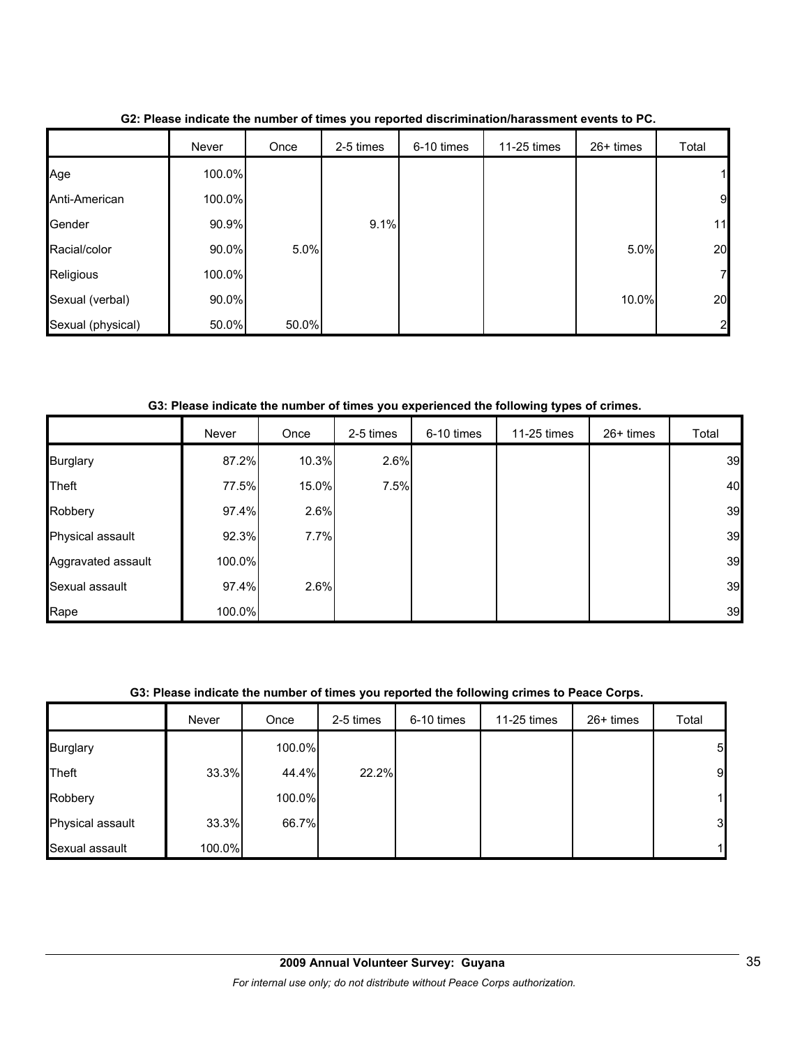**G2: Please indicate the number of times you reported discrimination/harassment events to PC.**

| | Never | Once | 2-5 times | 6-10 times | 11-25 times | 26+ times | Total |
|---|---|---|---|---|---|---|---|
| Age | 100.0% | | | | | | 1 |
| Anti-American | 100.0% | | | | | | 9 |
| Gender | 90.9% | | 9.1% | | | | 11 |
| Racial/color | 90.0% | 5.0% | | | | 5.0% | 20 |
| Religious | 100.0% | | | | | | 7 |
| Sexual (verbal) | 90.0% | | | | | 10.0% | 20 |
| Sexual (physical) | 50.0% | 50.0% | | | | | 2 |

**G3: Please indicate the number of times you experienced the following types of crimes.**

| | Never | Once | 2-5 times | 6-10 times | 11-25 times | 26+ times | Total |
|---|---|---|---|---|---|---|---|
| Burglary | 87.2% | 10.3% | 2.6% | | | | 39 |
| Theft | 77.5% | 15.0% | 7.5% | | | | 40 |
| Robbery | 97.4% | 2.6% | | | | | 39 |
| Physical assault | 92.3% | 7.7% | | | | | 39 |
| Aggravated assault | 100.0% | | | | | | 39 |
| Sexual assault | 97.4% | 2.6% | | | | | 39 |
| Rape | 100.0% | | | | | | 39 |

**G3: Please indicate the number of times you reported the following crimes to Peace Corps.**

| | Never | Once | 2-5 times | 6-10 times | 11-25 times | 26+ times | Total |
|---|---|---|---|---|---|---|---|
| Burglary | | 100.0% | | | | | 5 |
| Theft | 33.3% | 44.4% | 22.2% | | | | 9 |
| Robbery | | 100.0% | | | | | 1 |
| Physical assault | 33.3% | 66.7% | | | | | 3 |
| Sexual assault | 100.0% | | | | | | 1 |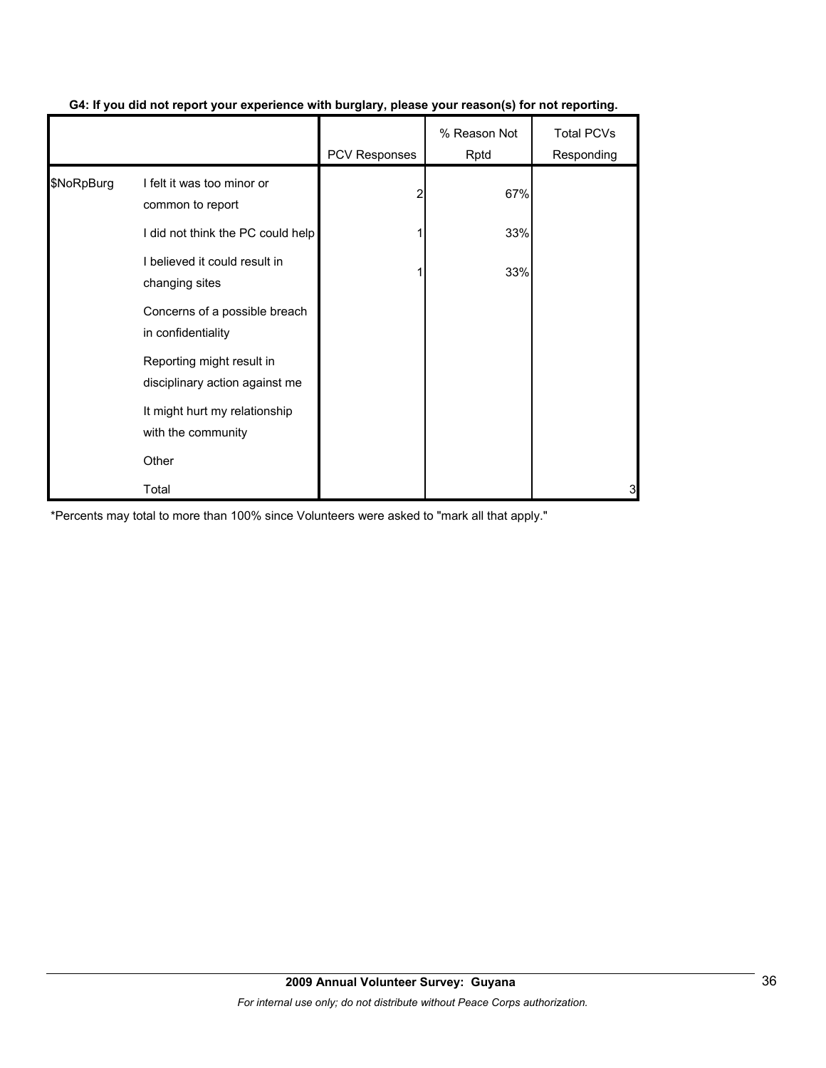**G4: If you did not report your experience with burglary, please your reason(s) for not reporting.**

| | | PCV Responses | % Reason Not Rptd | Total PCVs Responding |
|---|---|---|---|---|
| $NoRpBurg | I felt it was too minor or common to report | 2 | 67% | |
| | I did not think the PC could help | 1 | 33% | |
| | I believed it could result in changing sites | 1 | 33% | |
| | Concerns of a possible breach in confidentiality | | | |
| | Reporting might result in disciplinary action against me | | | |
| | It might hurt my relationship with the community | | | |
| | Other | | | |
| | Total | | | 3 |

*Percents may total to more than 100% since Volunteers were asked to "mark all that apply."

**2009 Annual Volunteer Survey: Guyana**

*For internal use only; do not distribute without Peace Corps authorization.*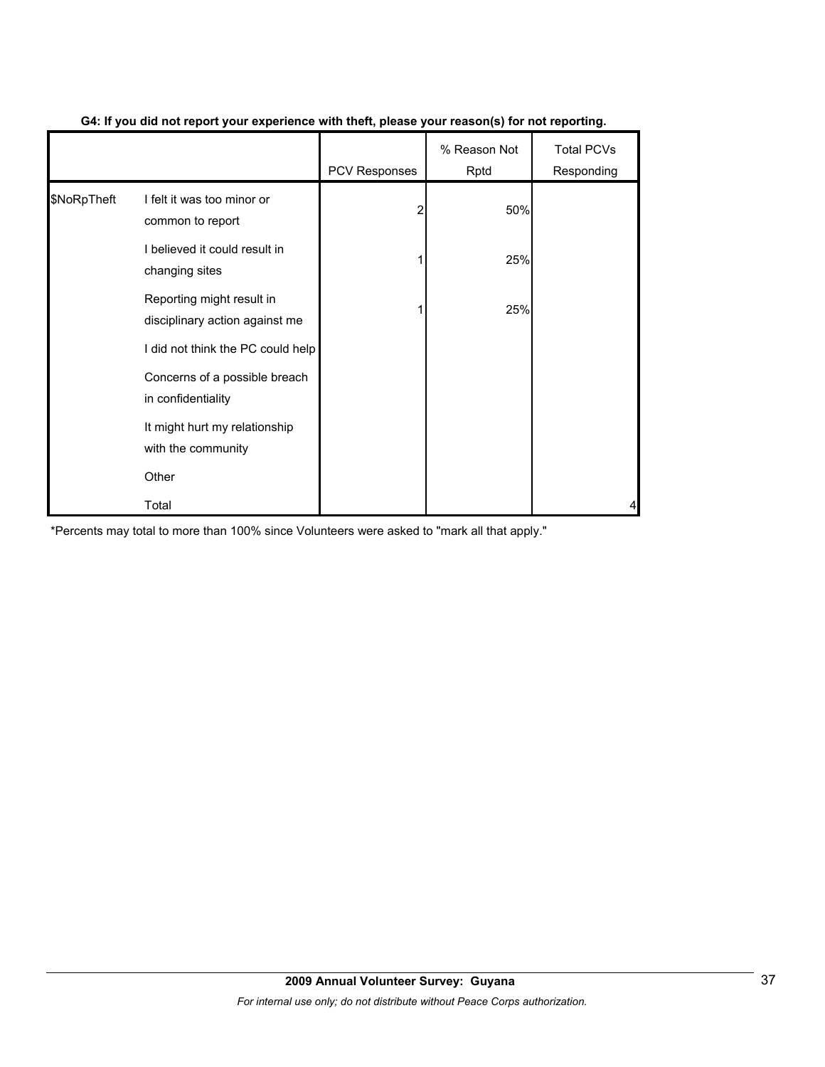**G4: If you did not report your experience with theft, please your reason(s) for not reporting.**

| | | PCV Responses | % Reason Not Rptd | Total PCVs Responding |
|---|---|---|---|---|
| $NoRpTheft | I felt it was too minor or common to report | 2 | 50% | |
| | I believed it could result in changing sites | 1 | 25% | |
| | Reporting might result in disciplinary action against me | 1 | 25% | |
| | I did not think the PC could help | | | |
| | Concerns of a possible breach in confidentiality | | | |
| | It might hurt my relationship with the community | | | |
| | Other | | | |
| | Total | | | 4 |

*Percents may total to more than 100% since Volunteers were asked to "mark all that apply."

**2009 Annual Volunteer Survey: Guyana**

*For internal use only; do not distribute without Peace Corps authorization.*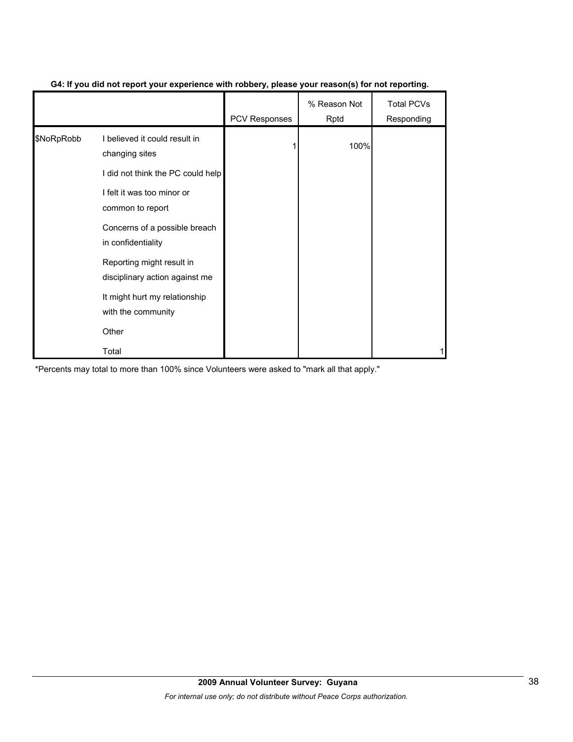**G4: If you did not report your experience with robbery, please your reason(s) for not reporting.**

| | | PCV Responses | % Reason Not Rptd | Total PCVs Responding |
|---|---|---|---|---|
| $NoRpRobb | I believed it could result in changing sites | 1 | 100% | |
| | I did not think the PC could help | | | |
| | I felt it was too minor or common to report | | | |
| | Concerns of a possible breach in confidentiality | | | |
| | Reporting might result in disciplinary action against me | | | |
| | It might hurt my relationship with the community | | | |
| | Other | | | |
| | Total | | | 1 |

*Percents may total to more than 100% since Volunteers were asked to "mark all that apply."

**2009 Annual Volunteer Survey: Guyana**

*For internal use only; do not distribute without Peace Corps authorization.*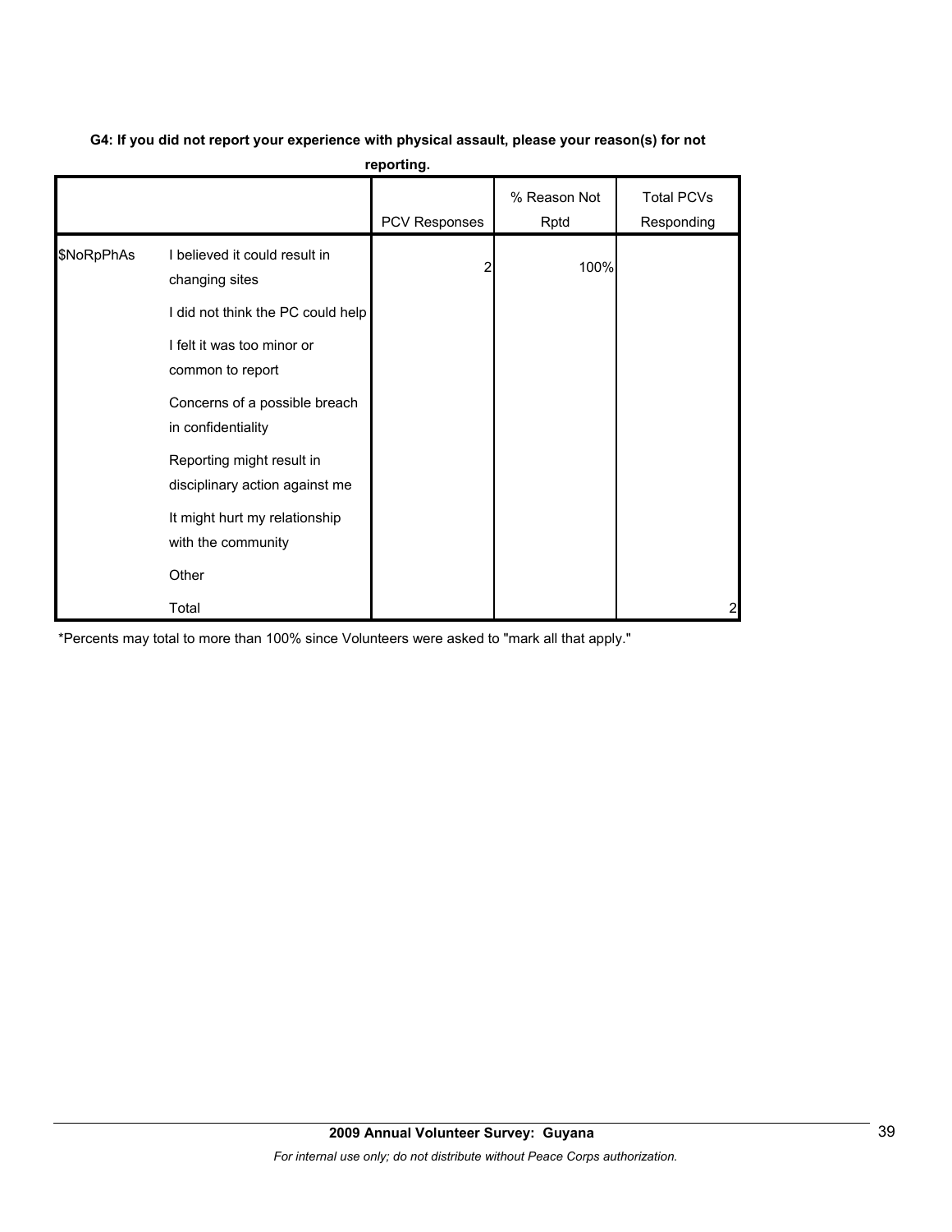**G4: If you did not report your experience with physical assault, please your reason(s) for not reporting.**

| | | PCV Responses | % Reason Not Rptd | Total PCVs Responding |
|---|---|---|---|---|
| $NoRpPhAs | I believed it could result in changing sites | 2 | 100% | |
| | I did not think the PC could help | | | |
| | I felt it was too minor or common to report | | | |
| | Concerns of a possible breach in confidentiality | | | |
| | Reporting might result in disciplinary action against me | | | |
| | It might hurt my relationship with the community | | | |
| | Other | | | |
| | Total | | | 2 |

*Percents may total to more than 100% since Volunteers were asked to "mark all that apply."

**2009 Annual Volunteer Survey: Guyana**

*For internal use only; do not distribute without Peace Corps authorization.*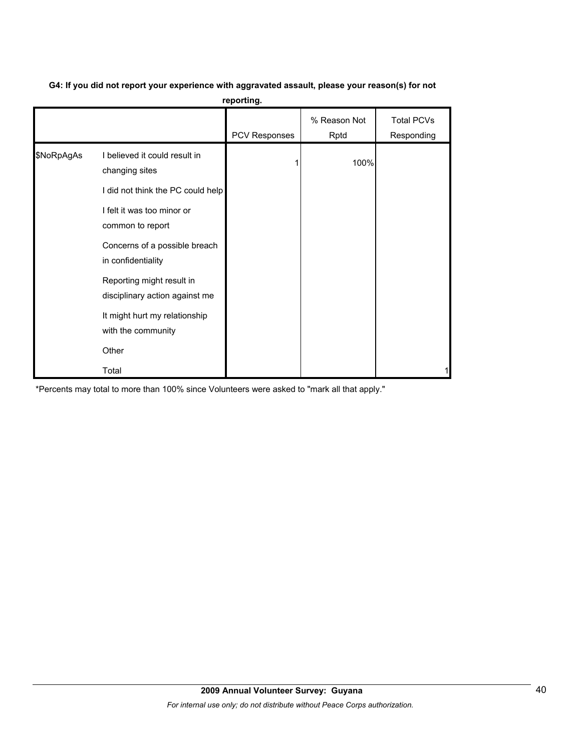**G4: If you did not report your experience with aggravated assault, please your reason(s) for not reporting.**

| | | PCV Responses | % Reason Not Rptd | Total PCVs Responding |
|---|---|---|---|---|
| $NoRpAgAs | I believed it could result in changing sites | 1 | 100% | |
| | I did not think the PC could help | | | |
| | I felt it was too minor or common to report | | | |
| | Concerns of a possible breach in confidentiality | | | |
| | Reporting might result in disciplinary action against me | | | |
| | It might hurt my relationship with the community | | | |
| | Other | | | |
| | Total | | | 1 |

*Percents may total to more than 100% since Volunteers were asked to "mark all that apply."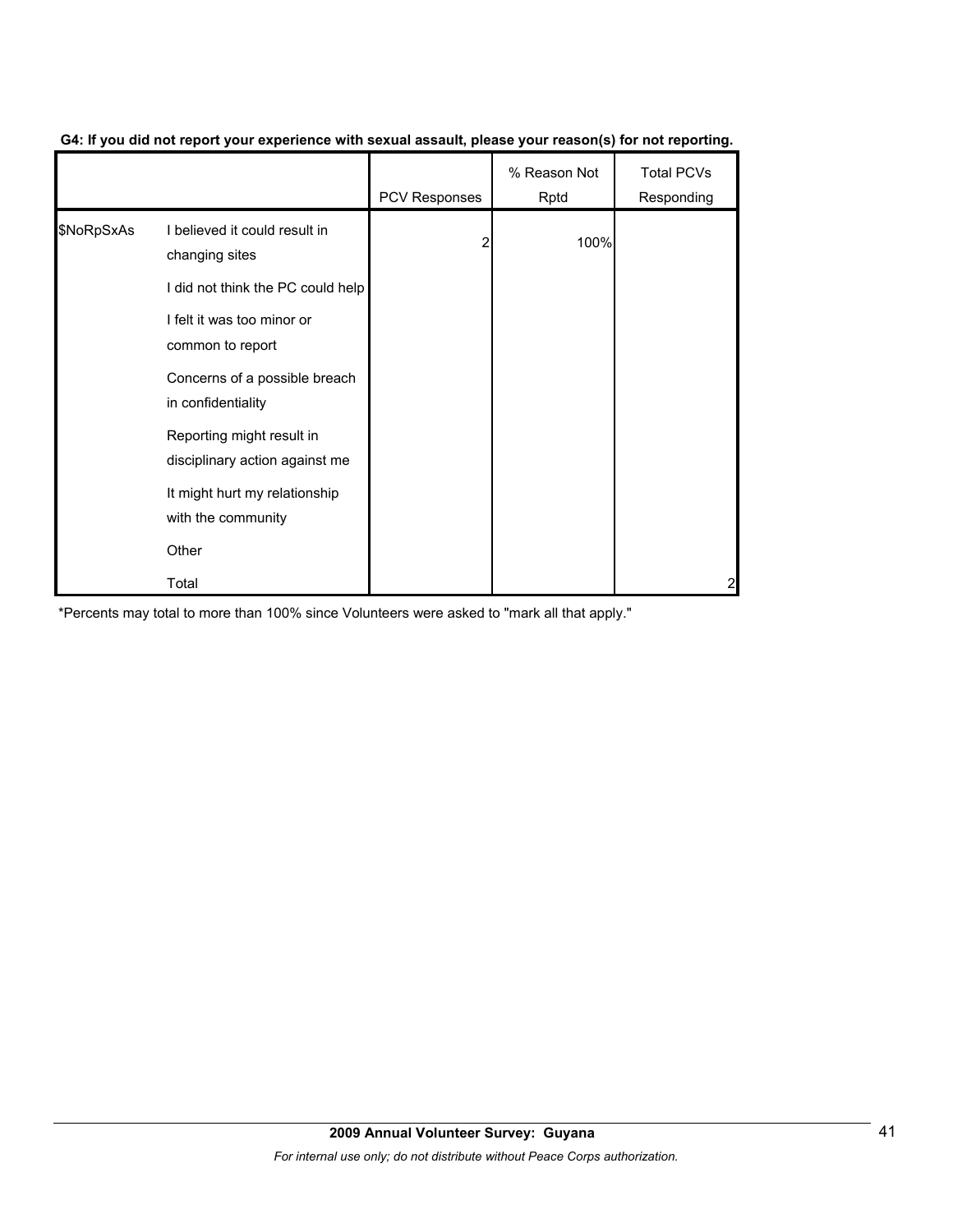**G4: If you did not report your experience with sexual assault, please your reason(s) for not reporting.**

| | | PCV Responses | % Reason Not Rptd | Total PCVs Responding |
|---|---|---|---|---|
| $NoRpSxAs | I believed it could result in changing sites | 2 | 100% | |
| | I did not think the PC could help | | | |
| | I felt it was too minor or common to report | | | |
| | Concerns of a possible breach in confidentiality | | | |
| | Reporting might result in disciplinary action against me | | | |
| | It might hurt my relationship with the community | | | |
| | Other | | | |
| | Total | | | 2 |

*Percents may total to more than 100% since Volunteers were asked to "mark all that apply."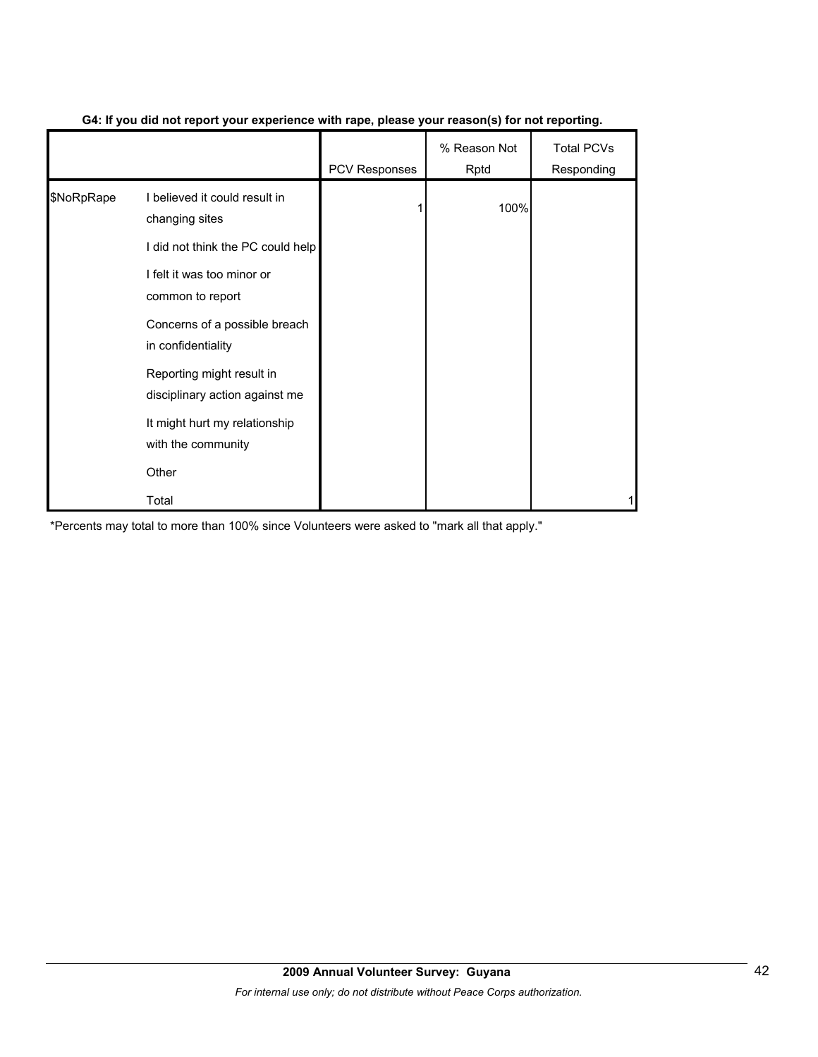**G4: If you did not report your experience with rape, please your reason(s) for not reporting.**

| | | PCV Responses | % Reason Not Rptd | Total PCVs Responding |
|---|---|---|---|---|
| $NoRpRape | I believed it could result in changing sites | 1 | 100% | |
| | I did not think the PC could help | | | |
| | I felt it was too minor or common to report | | | |
| | Concerns of a possible breach in confidentiality | | | |
| | Reporting might result in disciplinary action against me | | | |
| | It might hurt my relationship with the community | | | |
| | Other | | | |
| | Total | | | 1 |

*Percents may total to more than 100% since Volunteers were asked to "mark all that apply."

**2009 Annual Volunteer Survey: Guyana**

*For internal use only; do not distribute without Peace Corps authorization.*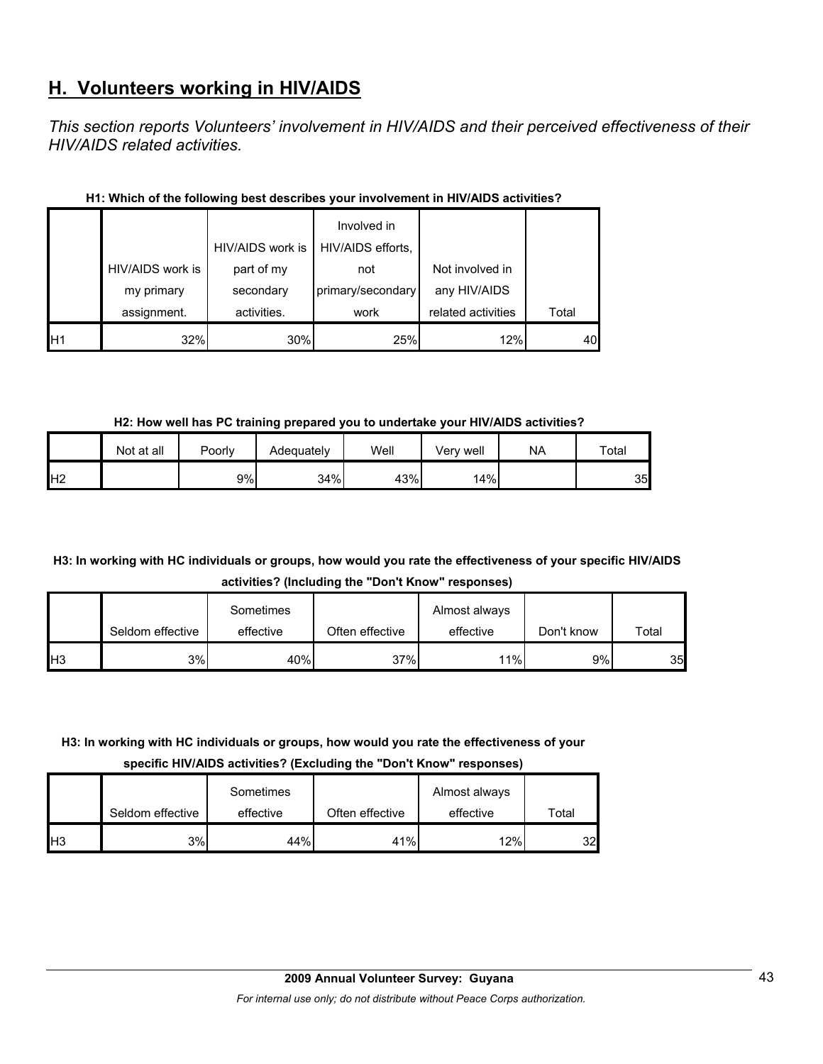## H. Volunteers working in HIV/AIDS

*This section reports Volunteers' involvement in HIV/AIDS and their perceived effectiveness of their HIV/AIDS related activities.*

**H1: Which of the following best describes your involvement in HIV/AIDS activities?**

| | HIV/AIDS work is my primary assignment. | HIV/AIDS work is part of my secondary activities. | Involved in HIV/AIDS efforts, not primary/secondary work | Not involved in any HIV/AIDS related activities | Total |
|---|---|---|---|---|---|
| H1 | 32% | 30% | 25% | 12% | 40 |

**H2: How well has PC training prepared you to undertake your HIV/AIDS activities?**

| | Not at all | Poorly | Adequately | Well | Very well | NA | Total |
|---|---|---|---|---|---|---|---|
| H2 | | 9% | 34% | 43% | 14% | | 35 |

**H3: In working with HC individuals or groups, how would you rate the effectiveness of your specific HIV/AIDS activities? (Including the "Don't Know" responses)**

| | Seldom effective | Sometimes effective | Often effective | Almost always effective | Don't know | Total |
|---|---|---|---|---|---|---|
| H3 | 3% | 40% | 37% | 11% | 9% | 35 |

**H3: In working with HC individuals or groups, how would you rate the effectiveness of your specific HIV/AIDS activities? (Excluding the "Don't Know" responses)**

| | Seldom effective | Sometimes effective | Often effective | Almost always effective | Total |
|---|---|---|---|---|---|
| H3 | 3% | 44% | 41% | 12% | 32 |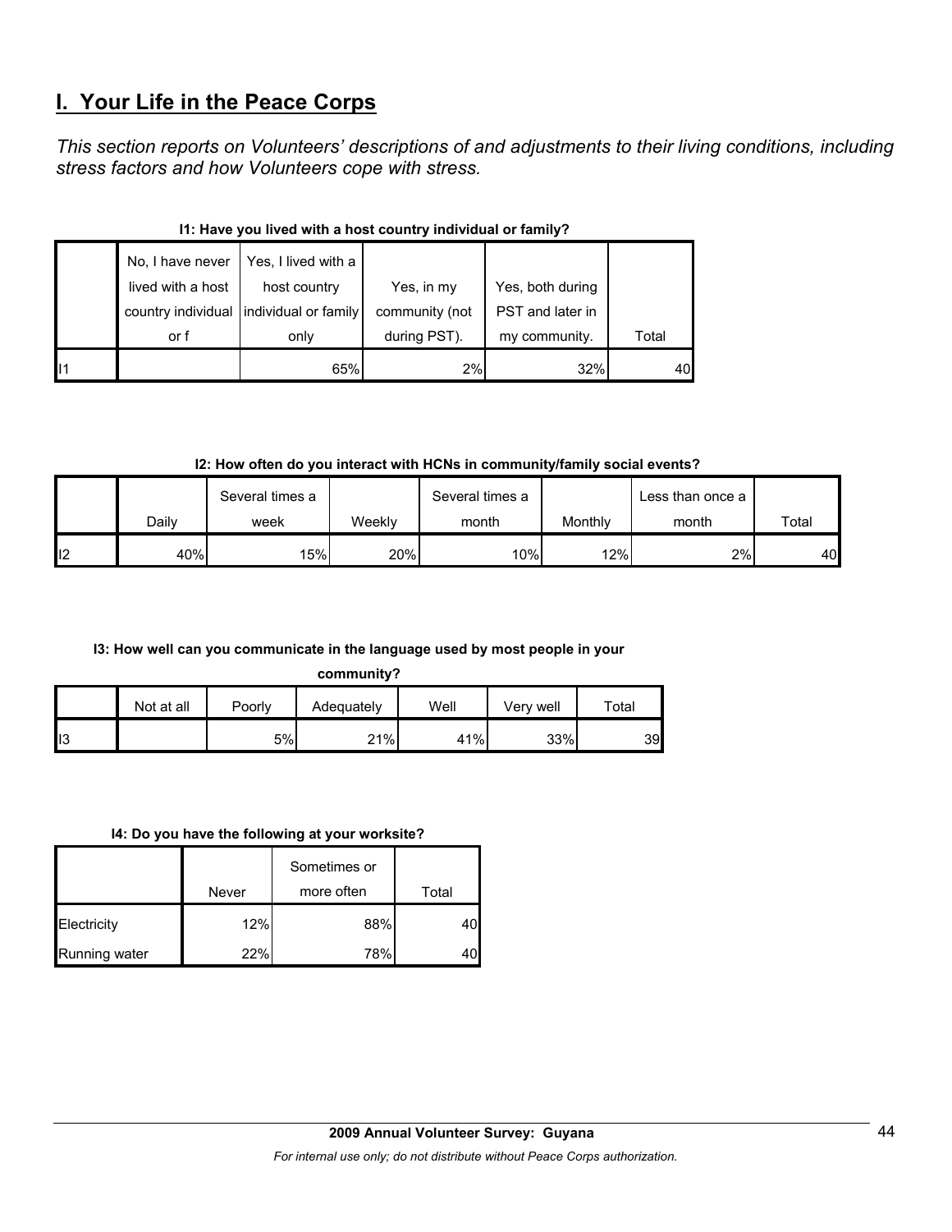# I. Your Life in the Peace Corps

*This section reports on Volunteers' descriptions of and adjustments to their living conditions, including stress factors and how Volunteers cope with stress.*

**I1: Have you lived with a host country individual or family?**

| | No, I have never lived with a host country individual or f | Yes, I lived with a host country individual or family only | Yes, in my community (not during PST). | Yes, both during PST and later in my community. | Total |
|---|---|---|---|---|---|
| I1 | | 65% | 2% | 32% | 40 |

**I2: How often do you interact with HCNs in community/family social events?**

| | Daily | Several times a week | Weekly | Several times a month | Monthly | Less than once a month | Total |
|---|---|---|---|---|---|---|---|
| I2 | 40% | 15% | 20% | 10% | 12% | 2% | 40 |

**I3: How well can you communicate in the language used by most people in your community?**

| | Not at all | Poorly | Adequately | Well | Very well | Total |
|---|---|---|---|---|---|---|
| I3 | | 5% | 21% | 41% | 33% | 39 |

**I4: Do you have the following at your worksite?**

| | Never | Sometimes or more often | Total |
|---|---|---|---|
| Electricity | 12% | 88% | 40 |
| Running water | 22% | 78% | 40 |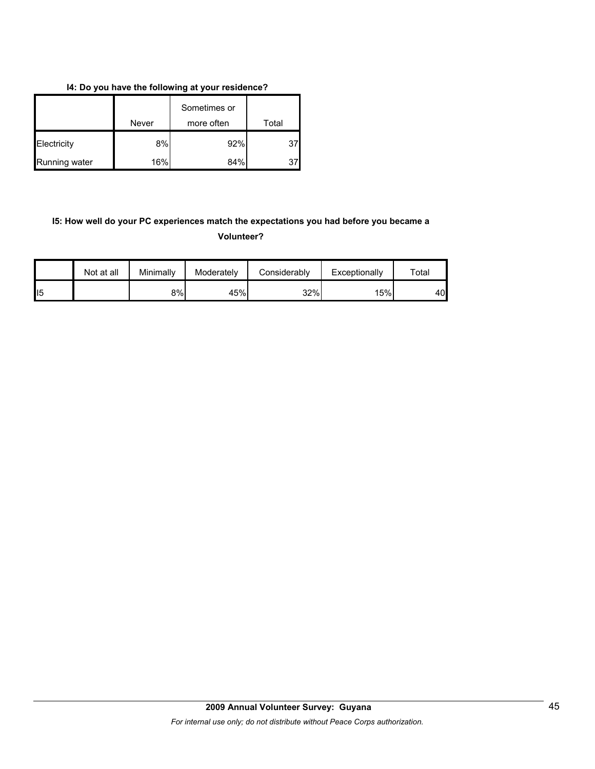**I4: Do you have the following at your residence?**

| | Never | Sometimes or more often | Total |
|---|---|---|---|
| Electricity | 8% | 92% | 37 |
| Running water | 16% | 84% | 37 |

**I5: How well do your PC experiences match the expectations you had before you became a Volunteer?**

| | Not at all | Minimally | Moderately | Considerably | Exceptionally | Total |
|---|---|---|---|---|---|---|
| I5 | | 8% | 45% | 32% | 15% | 40 |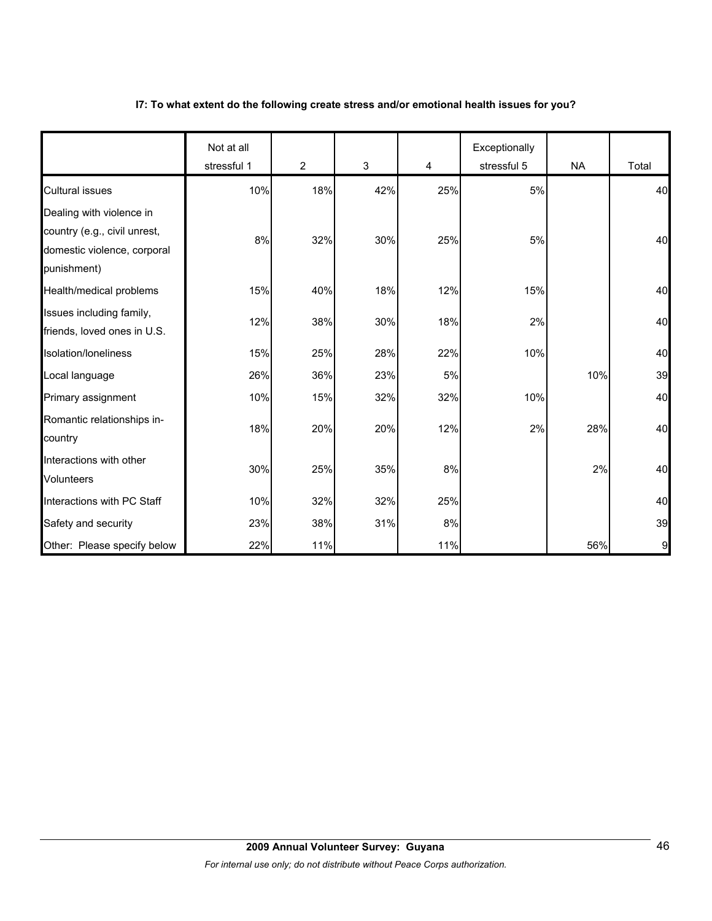**I7: To what extent do the following create stress and/or emotional health issues for you?**

| | Not at all stressful 1 | 2 | 3 | 4 | Exceptionally stressful 5 | NA | Total |
|---|---|---|---|---|---|---|---|
| Cultural issues | 10% | 18% | 42% | 25% | 5% | | 40 |
| Dealing with violence in country (e.g., civil unrest, domestic violence, corporal punishment) | 8% | 32% | 30% | 25% | 5% | | 40 |
| Health/medical problems | 15% | 40% | 18% | 12% | 15% | | 40 |
| Issues including family, friends, loved ones in U.S. | 12% | 38% | 30% | 18% | 2% | | 40 |
| Isolation/loneliness | 15% | 25% | 28% | 22% | 10% | | 40 |
| Local language | 26% | 36% | 23% | 5% | | 10% | 39 |
| Primary assignment | 10% | 15% | 32% | 32% | 10% | | 40 |
| Romantic relationships in-country | 18% | 20% | 20% | 12% | 2% | 28% | 40 |
| Interactions with other Volunteers | 30% | 25% | 35% | 8% | | 2% | 40 |
| Interactions with PC Staff | 10% | 32% | 32% | 25% | | | 40 |
| Safety and security | 23% | 38% | 31% | 8% | | | 39 |
| Other: Please specify below | 22% | 11% | | 11% | | 56% | 9 |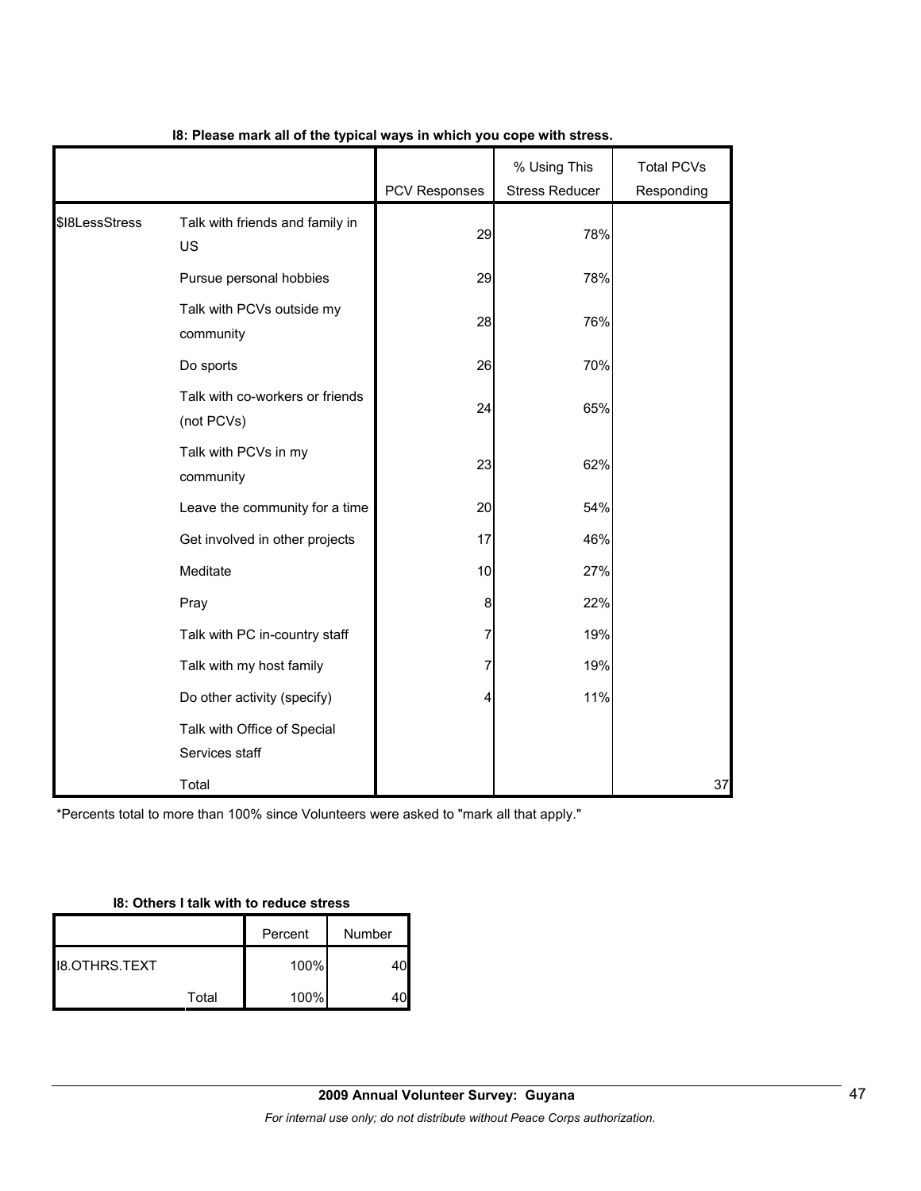**I8: Please mark all of the typical ways in which you cope with stress.**

| | | PCV Responses | % Using This Stress Reducer | Total PCVs Responding |
|---|---|---|---|---|
| $I8LessStress | Talk with friends and family in US | 29 | 78% | |
| | Pursue personal hobbies | 29 | 78% | |
| | Talk with PCVs outside my community | 28 | 76% | |
| | Do sports | 26 | 70% | |
| | Talk with co-workers or friends (not PCVs) | 24 | 65% | |
| | Talk with PCVs in my community | 23 | 62% | |
| | Leave the community for a time | 20 | 54% | |
| | Get involved in other projects | 17 | 46% | |
| | Meditate | 10 | 27% | |
| | Pray | 8 | 22% | |
| | Talk with PC in-country staff | 7 | 19% | |
| | Talk with my host family | 7 | 19% | |
| | Do other activity (specify) | 4 | 11% | |
| | Talk with Office of Special Services staff | | | |
| | Total | | | 37 |

*Percents total to more than 100% since Volunteers were asked to "mark all that apply."

**I8: Others I talk with to reduce stress**

| | | Percent | Number |
|---|---|---|---|
| I8.OTHRS.TEXT | | 100% | 40 |
| | Total | 100% | 40 |

**2009 Annual Volunteer Survey: Guyana**

*For internal use only; do not distribute without Peace Corps authorization.*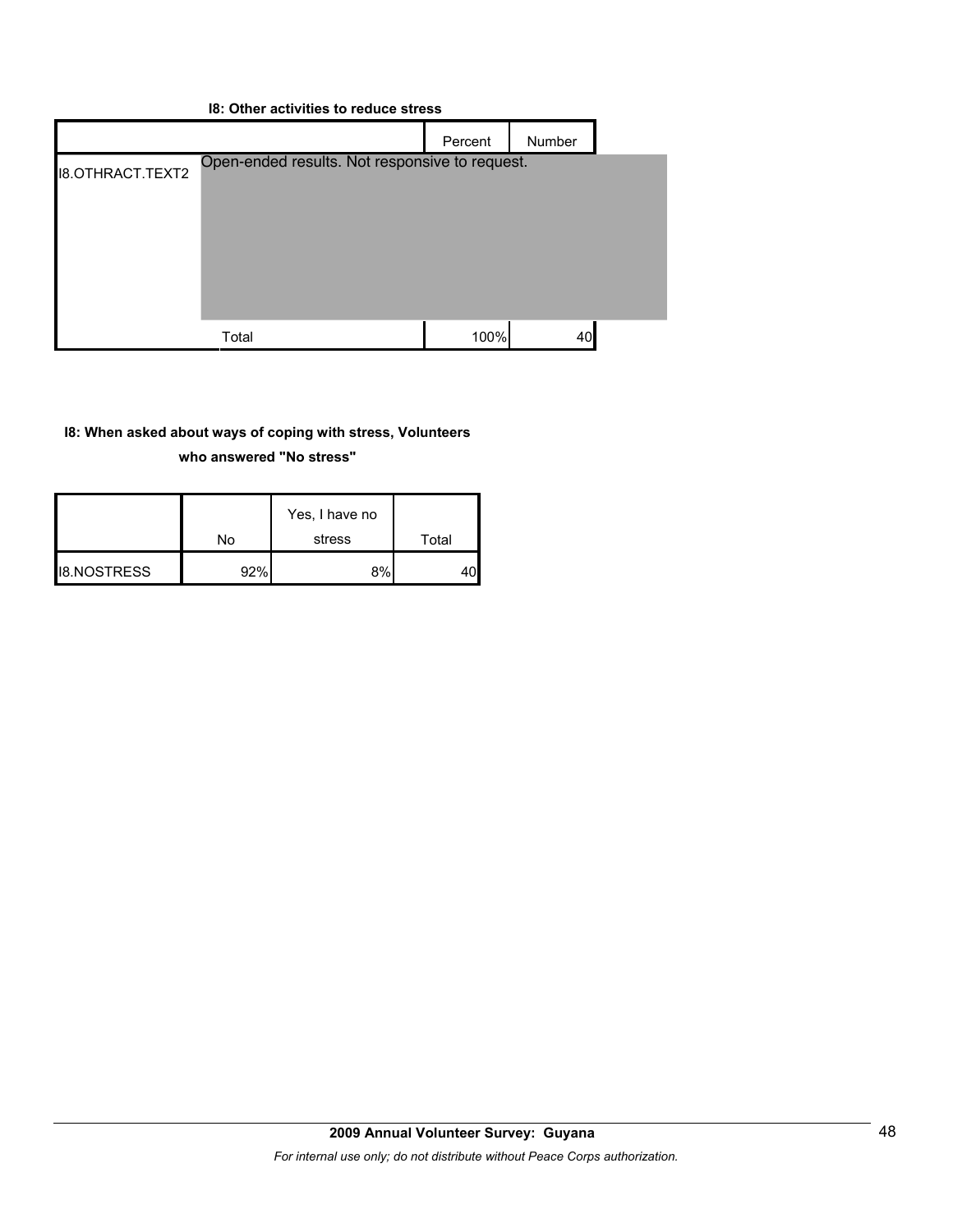**I8: Other activities to reduce stress**

| | | Percent | Number |
|---|---|---|---|
| I8.OTHRACT.TEXT2 | Open-ended results. Not responsive to request. | | |
| | Total | 100% | 40 |

**I8: When asked about ways of coping with stress, Volunteers who answered "No stress"**

| | No | Yes, I have no stress | Total |
|---|---|---|---|
| I8.NOSTRESS | 92% | 8% | 40 |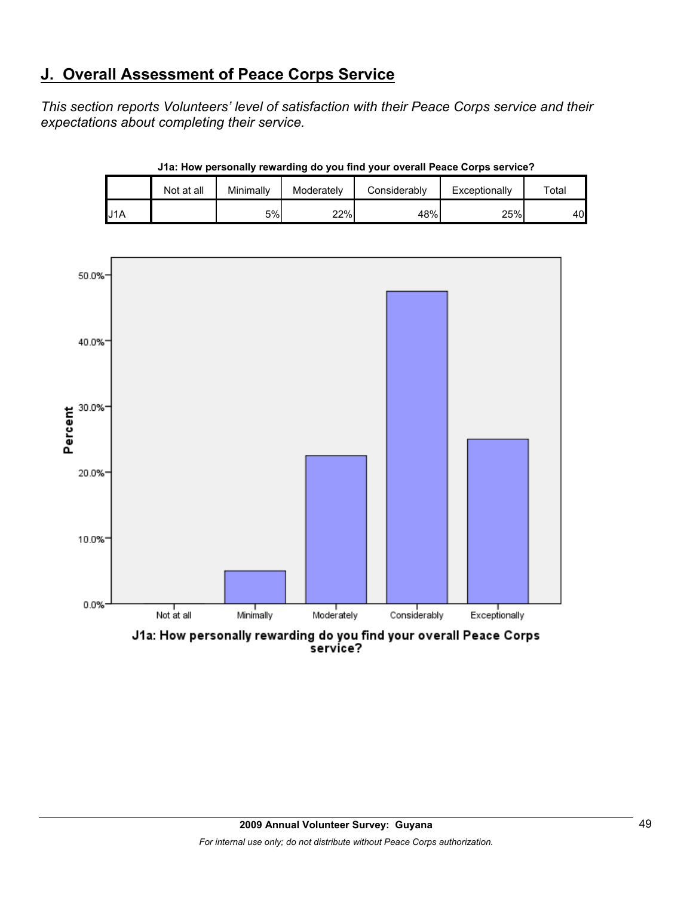## J. Overall Assessment of Peace Corps Service

*This section reports Volunteers' level of satisfaction with their Peace Corps service and their expectations about completing their service.*

**J1a: How personally rewarding do you find your overall Peace Corps service?**

| | Not at all | Minimally | Moderately | Considerably | Exceptionally | Total |
|---|---|---|---|---|---|---|
| J1A | | 5% | 22% | 48% | 25% | 40 |

J1a: How personally rewarding do you find your overall Peace Corps service?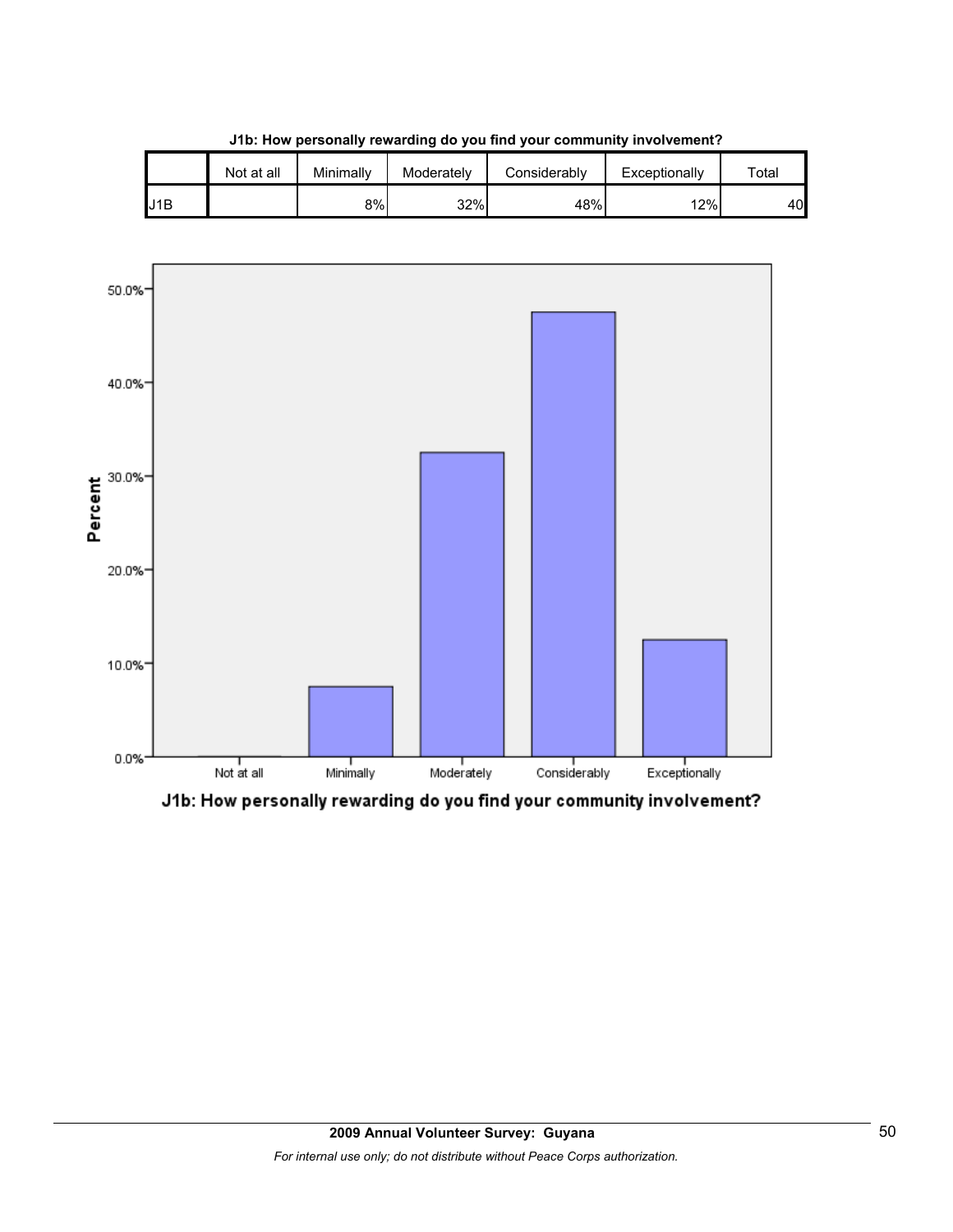**J1b: How personally rewarding do you find your community involvement?**

| | Not at all | Minimally | Moderately | Considerably | Exceptionally | Total |
|---|---|---|---|---|---|---|
| J1B | | 8% | 32% | 48% | 12% | 40 |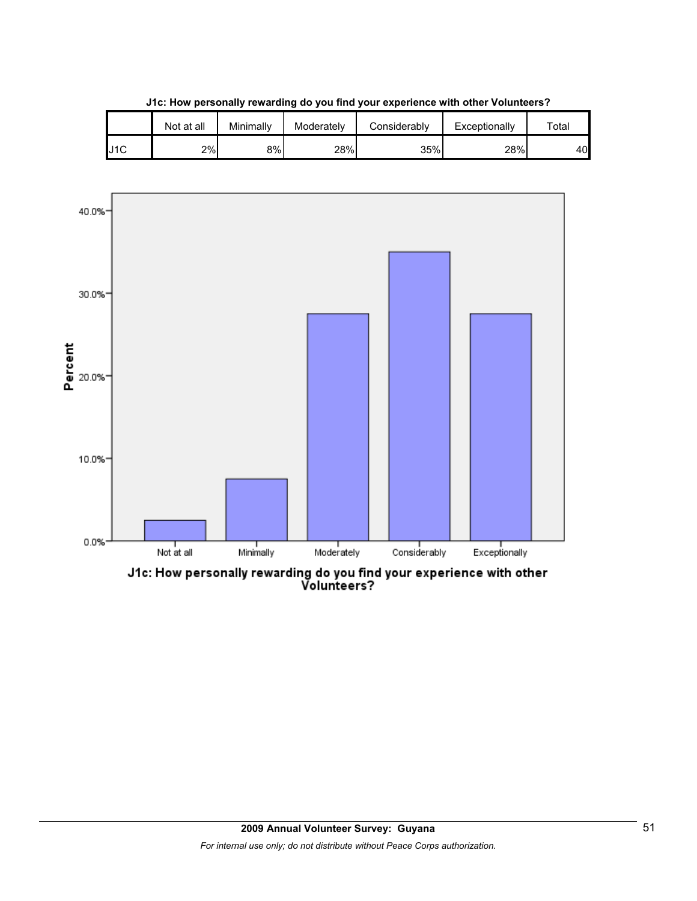**J1c: How personally rewarding do you find your experience with other Volunteers?**

| | Not at all | Minimally | Moderately | Considerably | Exceptionally | Total |
|---|---|---|---|---|---|---|
| J1C | 2% | 8% | 28% | 35% | 28% | 40 |

Percent

40.0%
30.0%
20.0%
10.0%
0.0%

Not at all | Minimally | Moderately | Considerably | Exceptionally

**J1c: How personally rewarding do you find your experience with other Volunteers?**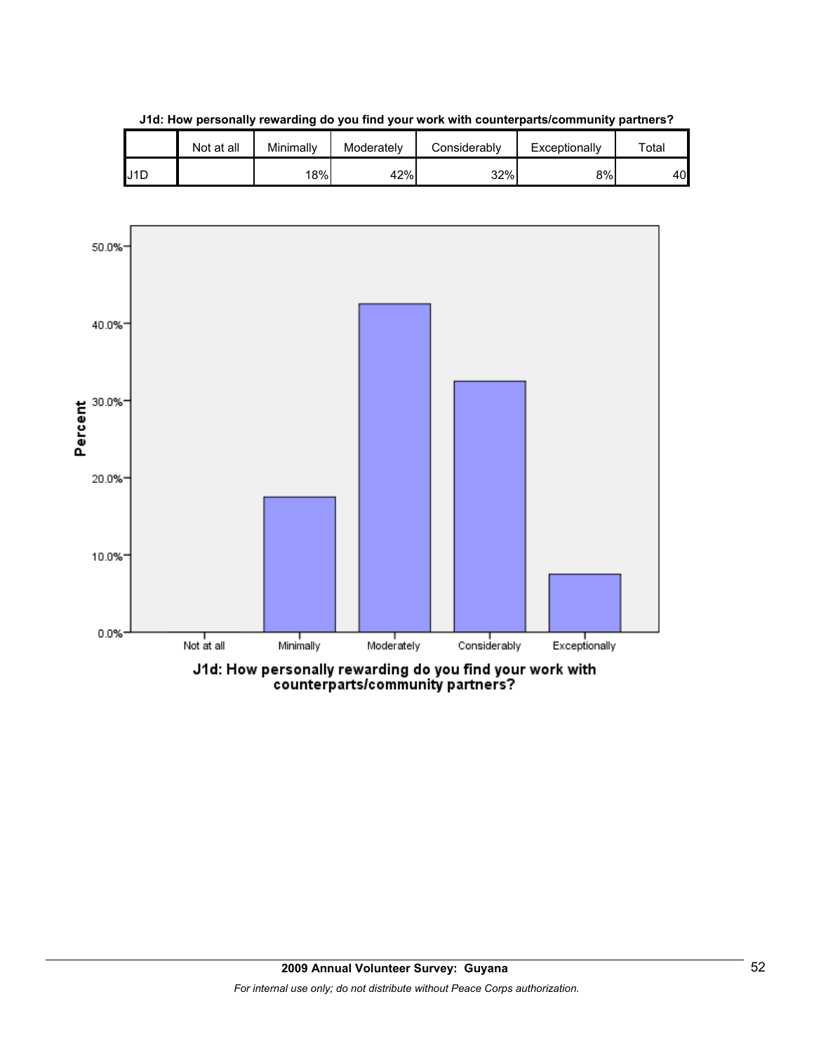**J1d: How personally rewarding do you find your work with counterparts/community partners?**

| | Not at all | Minimally | Moderately | Considerably | Exceptionally | Total |
|---|---|---|---|---|---|---|
| J1D | | 18% | 42% | 32% | 8% | 40 |

J1d: How personally rewarding do you find your work with counterparts/community partners?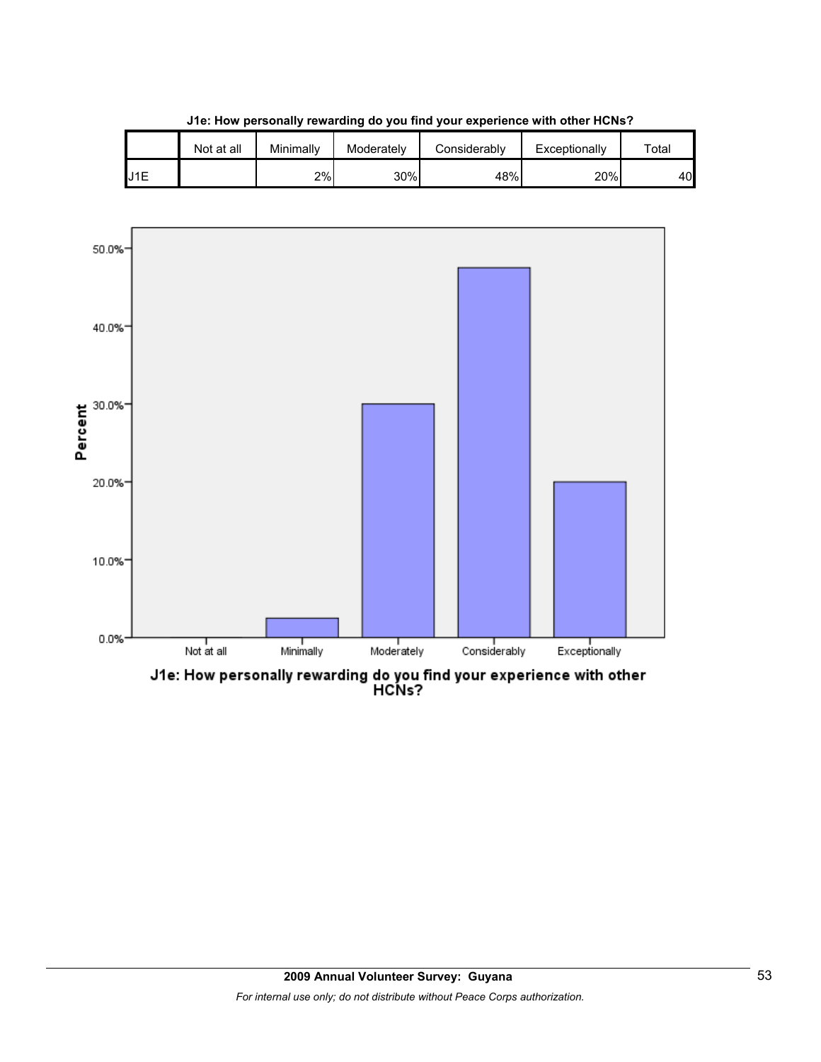**J1e: How personally rewarding do you find your experience with other HCNs?**

| | Not at all | Minimally | Moderately | Considerably | Exceptionally | Total |
|---|---|---|---|---|---|---|
| J1E | | 2% | 30% | 48% | 20% | 40 |

J1e: How personally rewarding do you find your experience with other HCNs?

**2009 Annual Volunteer Survey: Guyana**

*For internal use only; do not distribute without Peace Corps authorization.*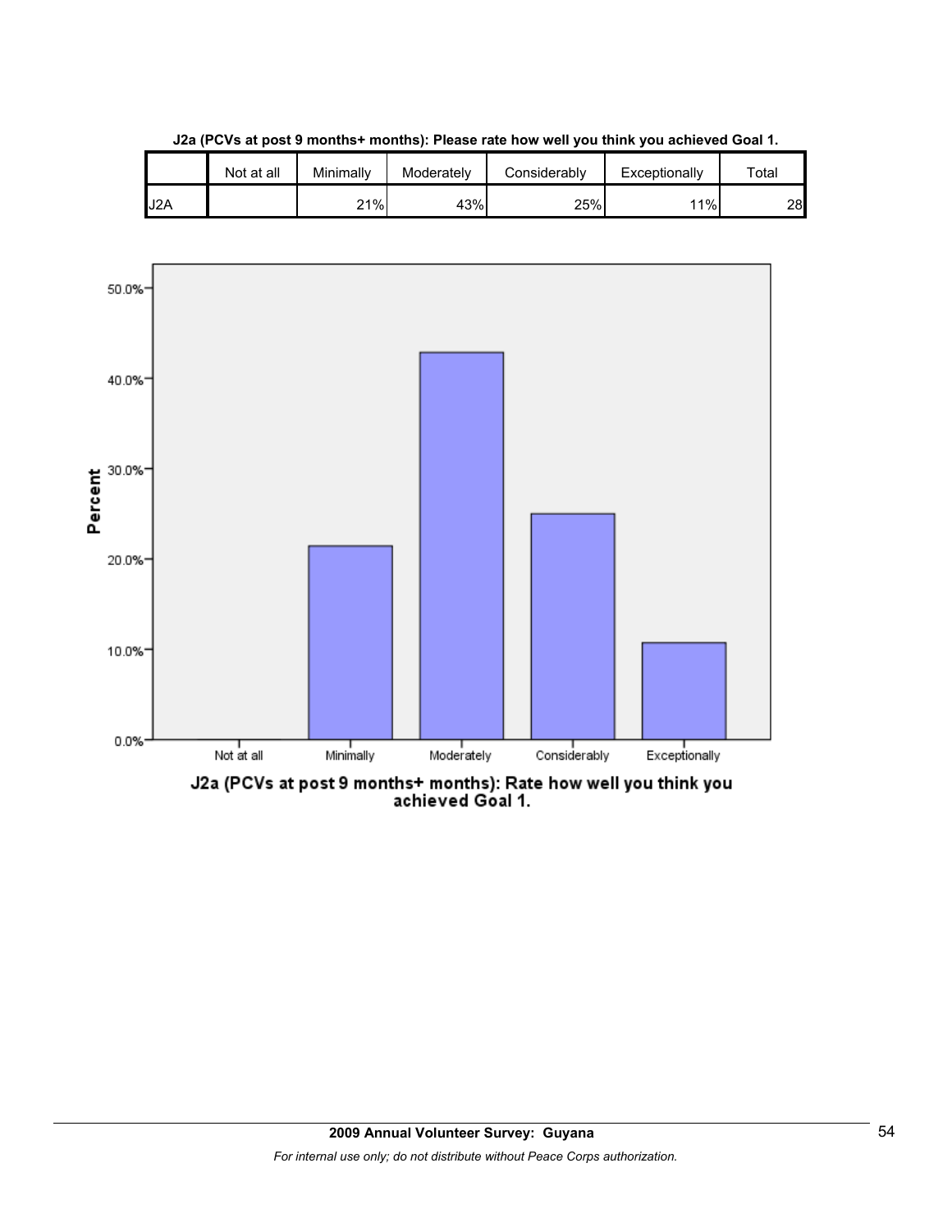**J2a (PCVs at post 9 months+ months): Please rate how well you think you achieved Goal 1.**

| | Not at all | Minimally | Moderately | Considerably | Exceptionally | Total |
|---|---|---|---|---|---|---|
| J2A | | 21% | 43% | 25% | 11% | 28 |

J2a (PCVs at post 9 months+ months): Rate how well you think you achieved Goal 1.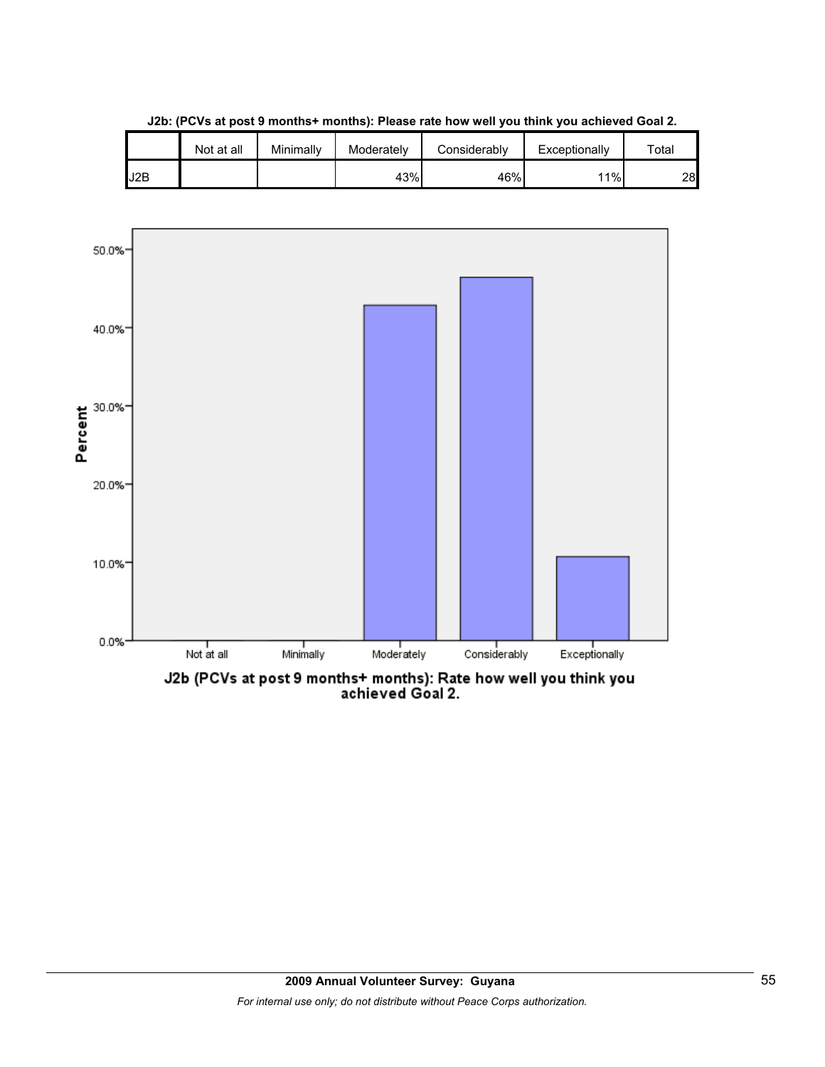**J2b: (PCVs at post 9 months+ months): Please rate how well you think you achieved Goal 2.**

| | Not at all | Minimally | Moderately | Considerably | Exceptionally | Total |
|---|---|---|---|---|---|---|
| J2B | | | 43% | 46% | 11% | 28 |

J2b (PCVs at post 9 months+ months): Rate how well you think you achieved Goal 2.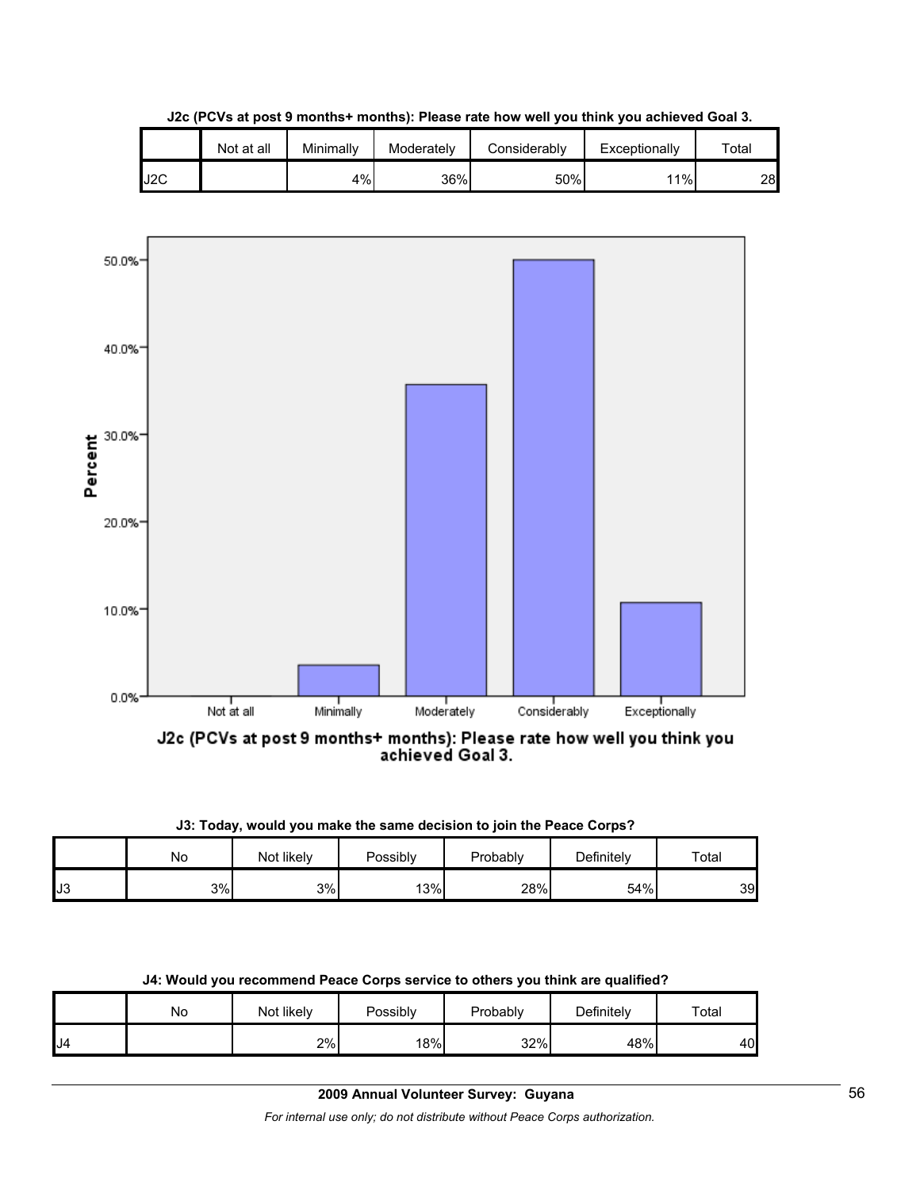**J2c (PCVs at post 9 months+ months): Please rate how well you think you achieved Goal 3.**

| | Not at all | Minimally | Moderately | Considerably | Exceptionally | Total |
|---|---|---|---|---|---|---|
| J2C | | 4% | 36% | 50% | 11% | 28 |

**J3: Today, would you make the same decision to join the Peace Corps?**

| | No | Not likely | Possibly | Probably | Definitely | Total |
|---|---|---|---|---|---|---|
| J3 | 3% | 3% | 13% | 28% | 54% | 39 |

**J4: Would you recommend Peace Corps service to others you think are qualified?**

| | No | Not likely | Possibly | Probably | Definitely | Total |
|---|---|---|---|---|---|---|
| J4 | | 2% | 18% | 32% | 48% | 40 |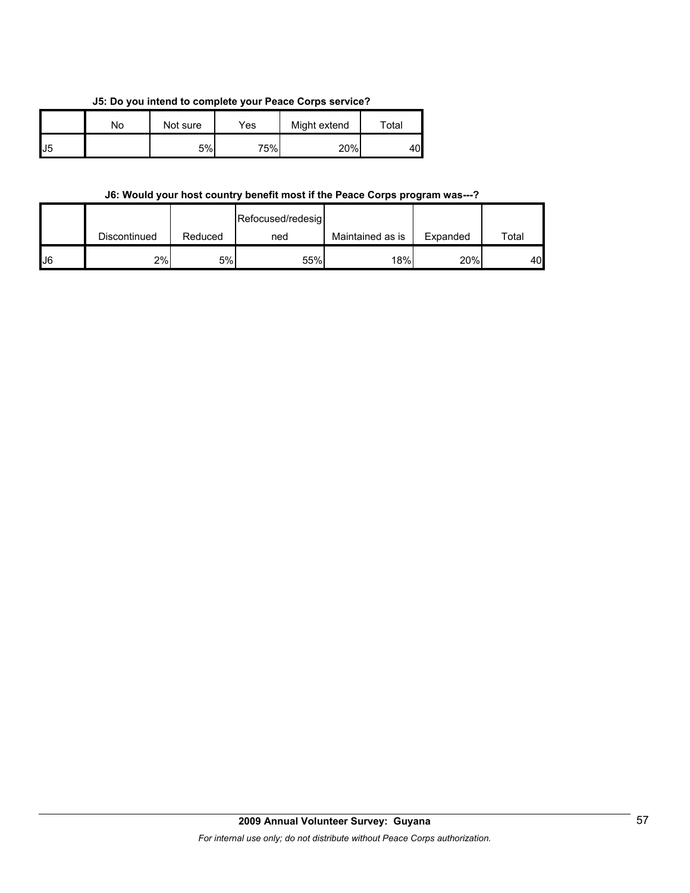**J5: Do you intend to complete your Peace Corps service?**

| | No | Not sure | Yes | Might extend | Total |
|---|---|---|---|---|---|
| J5 | | 5% | 75% | 20% | 40 |

**J6: Would your host country benefit most if the Peace Corps program was---?**

| | Discontinued | Reduced | Refocused/redesigned | Maintained as is | Expanded | Total |
|---|---|---|---|---|---|---|
| J6 | 2% | 5% | 55% | 18% | 20% | 40 |

**2009 Annual Volunteer Survey: Guyana**

*For internal use only; do not distribute without Peace Corps authorization.*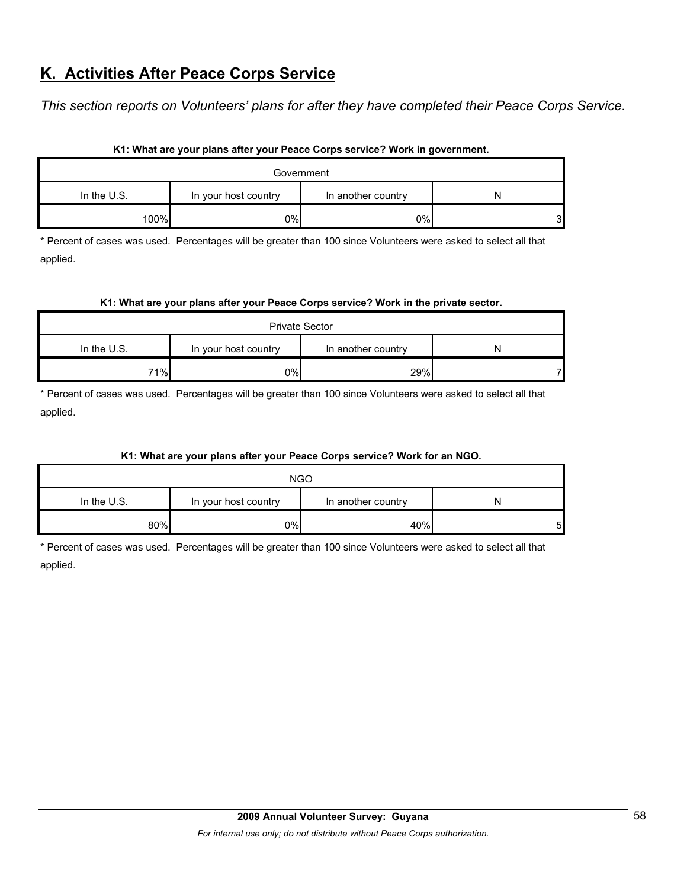## K. Activities After Peace Corps Service

*This section reports on Volunteers' plans for after they have completed their Peace Corps Service.*

**K1: What are your plans after your Peace Corps service? Work in government.**

| Government | | | |
|---|---|---|---|
| In the U.S. | In your host country | In another country | N |
| 100% | 0% | 0% | 3 |

* Percent of cases was used. Percentages will be greater than 100 since Volunteers were asked to select all that applied.

**K1: What are your plans after your Peace Corps service? Work in the private sector.**

| Private Sector | | | |
|---|---|---|---|
| In the U.S. | In your host country | In another country | N |
| 71% | 0% | 29% | 7 |

* Percent of cases was used. Percentages will be greater than 100 since Volunteers were asked to select all that applied.

**K1: What are your plans after your Peace Corps service? Work for an NGO.**

| NGO | | | |
|---|---|---|---|
| In the U.S. | In your host country | In another country | N |
| 80% | 0% | 40% | 5 |

* Percent of cases was used. Percentages will be greater than 100 since Volunteers were asked to select all that applied.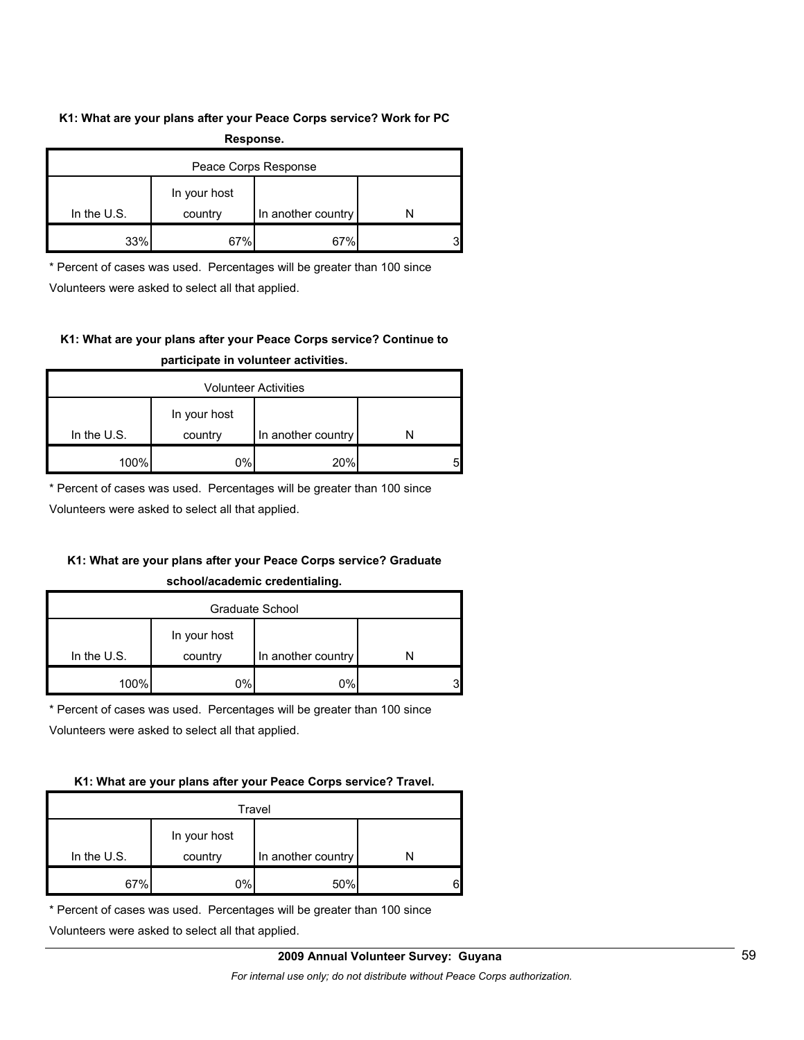**K1: What are your plans after your Peace Corps service? Work for PC Response.**

| Peace Corps Response | | | |
|---|---|---|---|
| In the U.S. | In your host country | In another country | N |
| 33% | 67% | 67% | 3 |

* Percent of cases was used. Percentages will be greater than 100 since Volunteers were asked to select all that applied.

**K1: What are your plans after your Peace Corps service? Continue to participate in volunteer activities.**

| Volunteer Activities | | | |
|---|---|---|---|
| In the U.S. | In your host country | In another country | N |
| 100% | 0% | 20% | 5 |

* Percent of cases was used. Percentages will be greater than 100 since Volunteers were asked to select all that applied.

**K1: What are your plans after your Peace Corps service? Graduate school/academic credentialing.**

| Graduate School | | | |
|---|---|---|---|
| In the U.S. | In your host country | In another country | N |
| 100% | 0% | 0% | 3 |

* Percent of cases was used. Percentages will be greater than 100 since Volunteers were asked to select all that applied.

**K1: What are your plans after your Peace Corps service? Travel.**

| Travel | | | |
|---|---|---|---|
| In the U.S. | In your host country | In another country | N |
| 67% | 0% | 50% | 6 |

* Percent of cases was used. Percentages will be greater than 100 since Volunteers were asked to select all that applied.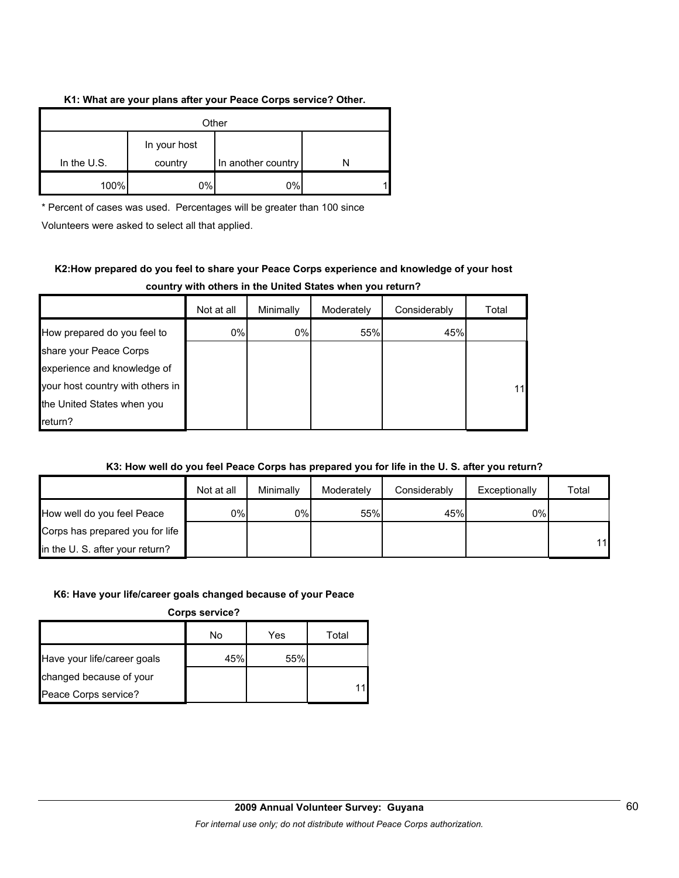**K1: What are your plans after your Peace Corps service? Other.**

| Other | | | |
|---|---|---|---|
| In the U.S. | In your host country | In another country | N |
| 100% | 0% | 0% | 1 |

\* Percent of cases was used. Percentages will be greater than 100 since Volunteers were asked to select all that applied.

**K2:How prepared do you feel to share your Peace Corps experience and knowledge of your host country with others in the United States when you return?**

| | Not at all | Minimally | Moderately | Considerably | Total |
|---|---|---|---|---|---|
| How prepared do you feel to share your Peace Corps experience and knowledge of your host country with others in the United States when you return? | 0% | 0% | 55% | 45% | 11 |

**K3: How well do you feel Peace Corps has prepared you for life in the U. S. after you return?**

| | Not at all | Minimally | Moderately | Considerably | Exceptionally | Total |
|---|---|---|---|---|---|---|
| How well do you feel Peace Corps has prepared you for life in the U. S. after your return? | 0% | 0% | 55% | 45% | 0% | 11 |

**K6: Have your life/career goals changed because of your Peace Corps service?**

| | No | Yes | Total |
|---|---|---|---|
| Have your life/career goals changed because of your Peace Corps service? | 45% | 55% | 11 |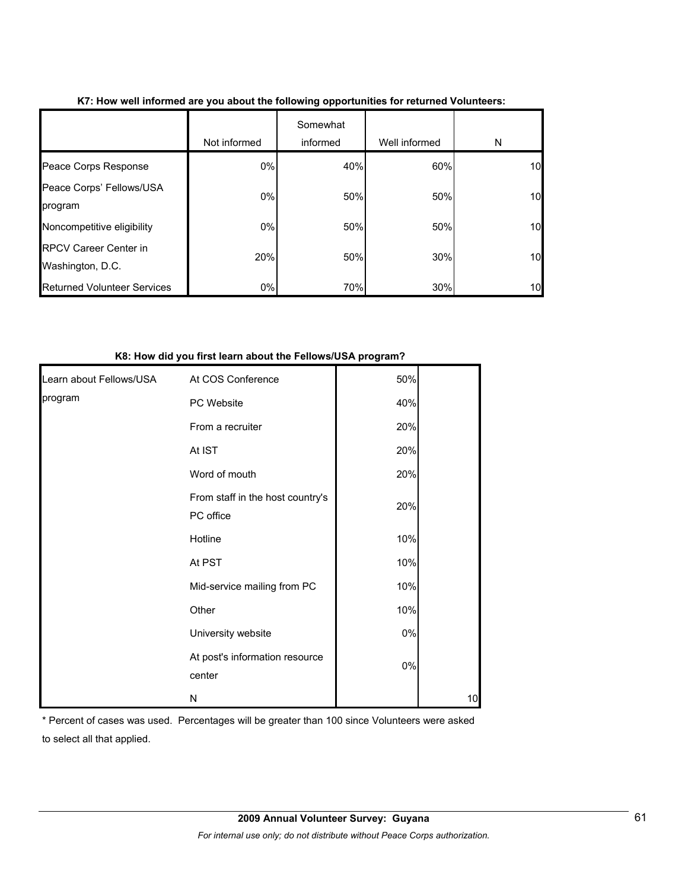**K7: How well informed are you about the following opportunities for returned Volunteers:**

| | Not informed | Somewhat informed | Well informed | N |
|---|---|---|---|---|
| Peace Corps Response | 0% | 40% | 60% | 10 |
| Peace Corps' Fellows/USA program | 0% | 50% | 50% | 10 |
| Noncompetitive eligibility | 0% | 50% | 50% | 10 |
| RPCV Career Center in Washington, D.C. | 20% | 50% | 30% | 10 |
| Returned Volunteer Services | 0% | 70% | 30% | 10 |

**K8: How did you first learn about the Fellows/USA program?**

| | | | |
|---|---|---|---|
| Learn about Fellows/USA program | At COS Conference | 50% | |
| | PC Website | 40% | |
| | From a recruiter | 20% | |
| | At IST | 20% | |
| | Word of mouth | 20% | |
| | From staff in the host country's PC office | 20% | |
| | Hotline | 10% | |
| | At PST | 10% | |
| | Mid-service mailing from PC | 10% | |
| | Other | 10% | |
| | University website | 0% | |
| | At post's information resource center | 0% | |
| | N | | 10 |

* Percent of cases was used. Percentages will be greater than 100 since Volunteers were asked to select all that applied.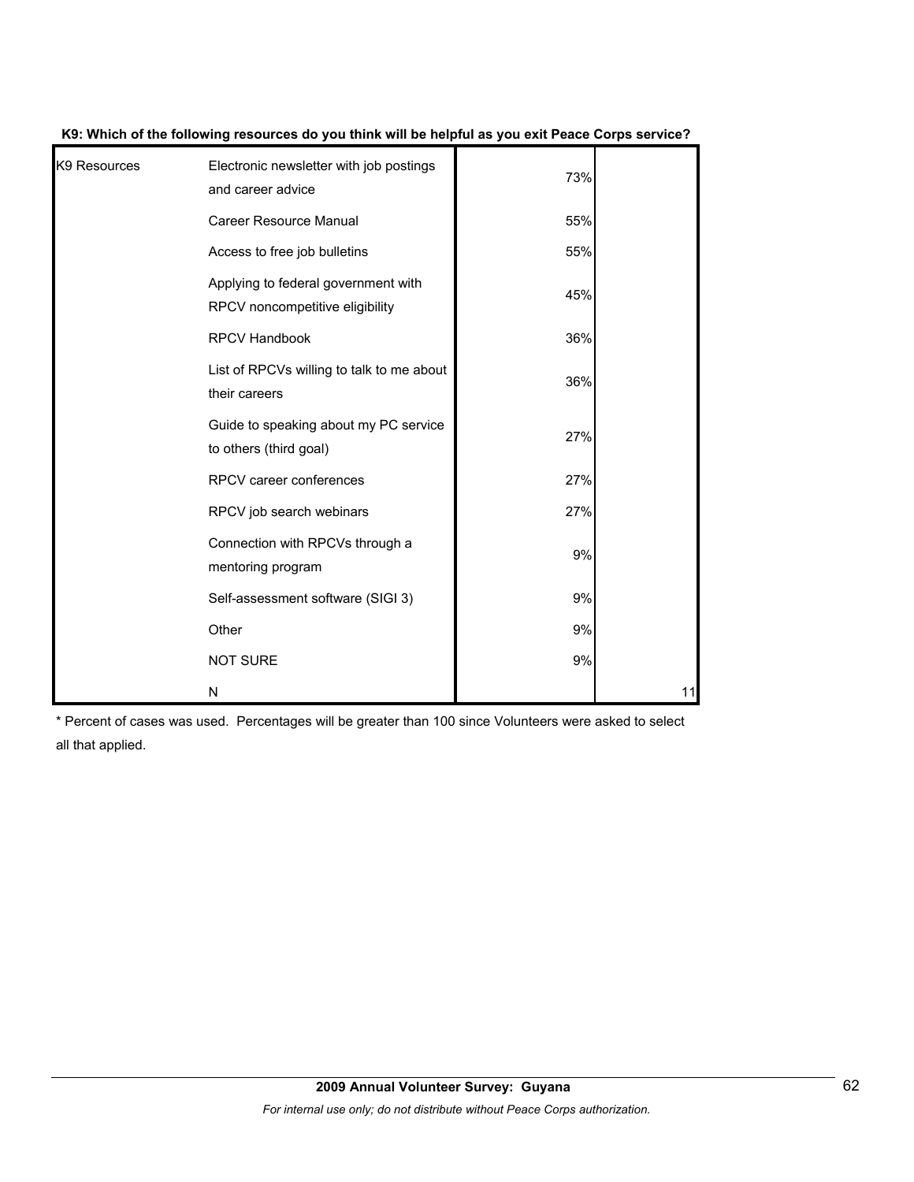**K9: Which of the following resources do you think will be helpful as you exit Peace Corps service?**

| | | | |
|---|---|---|---|
| K9 Resources | Electronic newsletter with job postings and career advice | 73% | |
| | Career Resource Manual | 55% | |
| | Access to free job bulletins | 55% | |
| | Applying to federal government with RPCV noncompetitive eligibility | 45% | |
| | RPCV Handbook | 36% | |
| | List of RPCVs willing to talk to me about their careers | 36% | |
| | Guide to speaking about my PC service to others (third goal) | 27% | |
| | RPCV career conferences | 27% | |
| | RPCV job search webinars | 27% | |
| | Connection with RPCVs through a mentoring program | 9% | |
| | Self-assessment software (SIGI 3) | 9% | |
| | Other | 9% | |
| | NOT SURE | 9% | |
| | N | | 11 |

* Percent of cases was used. Percentages will be greater than 100 since Volunteers were asked to select all that applied.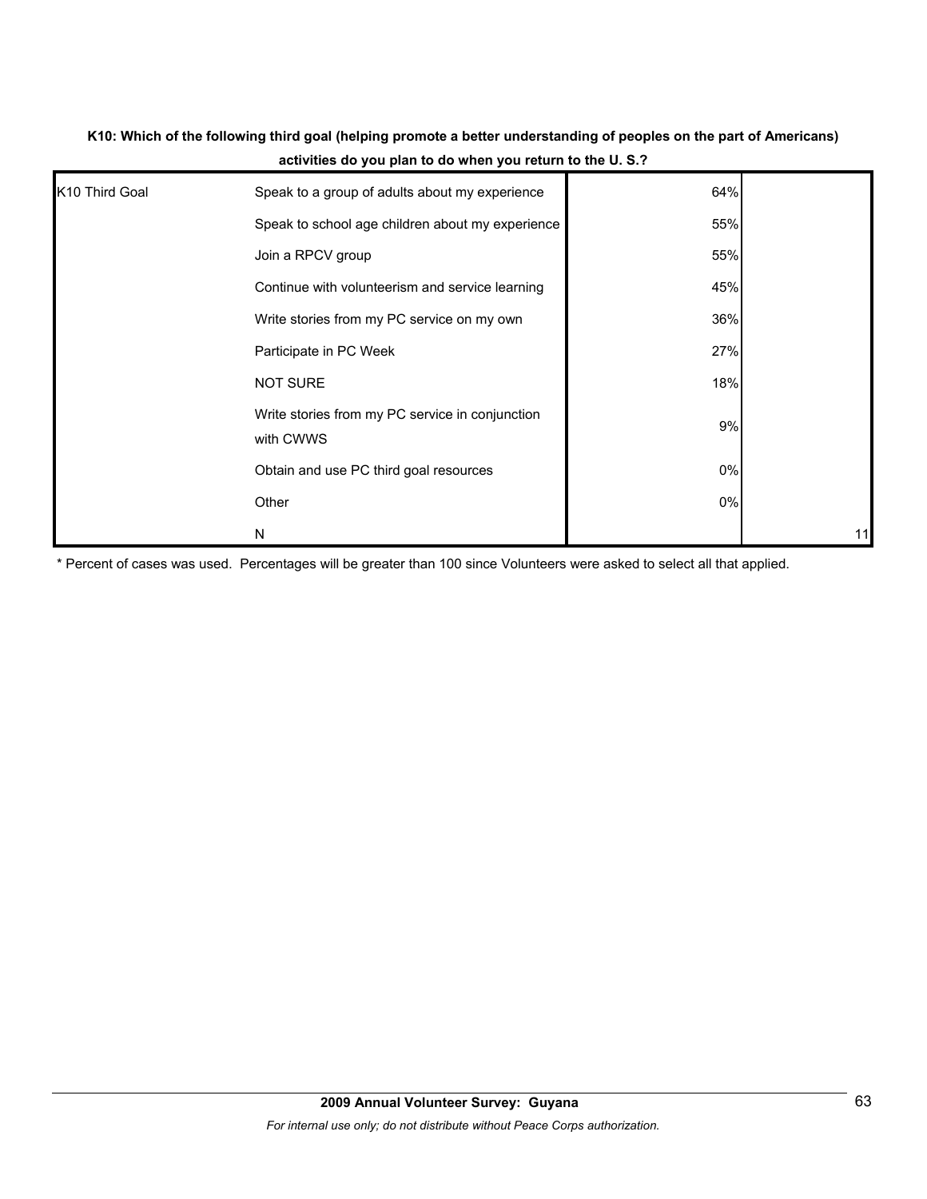**K10: Which of the following third goal (helping promote a better understanding of peoples on the part of Americans) activities do you plan to do when you return to the U. S.?**

| | | | |
|---|---|---|---|
| K10 Third Goal | Speak to a group of adults about my experience | 64% | |
| | Speak to school age children about my experience | 55% | |
| | Join a RPCV group | 55% | |
| | Continue with volunteerism and service learning | 45% | |
| | Write stories from my PC service on my own | 36% | |
| | Participate in PC Week | 27% | |
| | NOT SURE | 18% | |
| | Write stories from my PC service in conjunction with CWWS | 9% | |
| | Obtain and use PC third goal resources | 0% | |
| | Other | 0% | |
| | N | | 11 |

* Percent of cases was used. Percentages will be greater than 100 since Volunteers were asked to select all that applied.